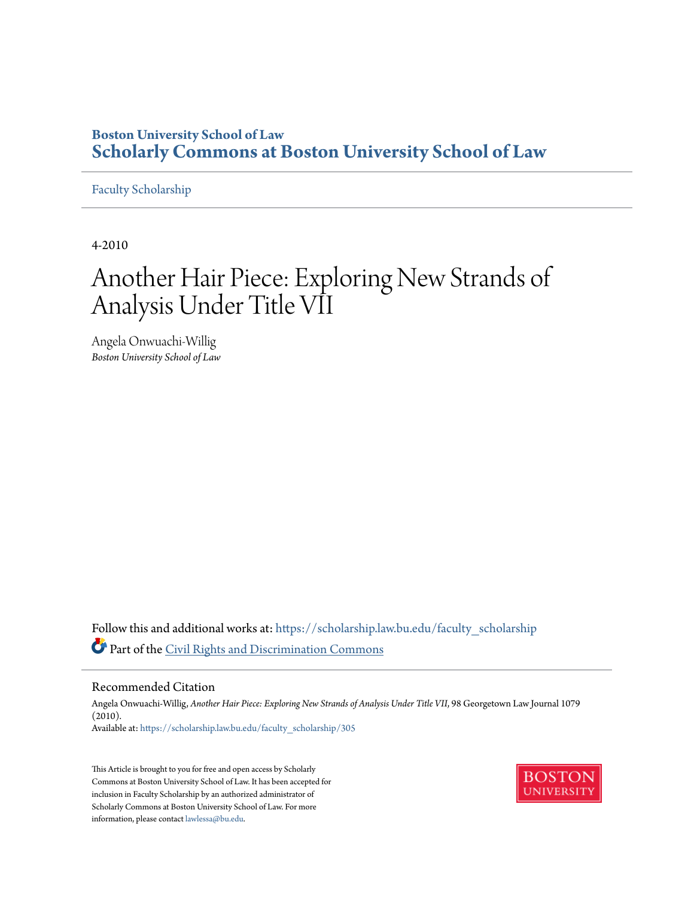Boston University School of Law

# Scholarly Commons at Boston University School of Law

Faculty Scholarship

4-2010

# Another Hair Piece: Exploring New Strands of Analysis Under Title VII

Angela Onwuachi-Willig

*Boston University School of Law*

Follow this and additional works at: https://scholarship.law.bu.edu/faculty_scholarship

Part of the Civil Rights and Discrimination Commons

## Recommended Citation

Angela Onwuachi-Willig, *Another Hair Piece: Exploring New Strands of Analysis Under Title VII*, 98 Georgetown Law Journal 1079 (2010).

Available at: https://scholarship.law.bu.edu/faculty_scholarship/305

This Article is brought to you for free and open access by Scholarly Commons at Boston University School of Law. It has been accepted for inclusion in Faculty Scholarship by an authorized administrator of Scholarly Commons at Boston University School of Law. For more information, please contact lawlessa@bu.edu.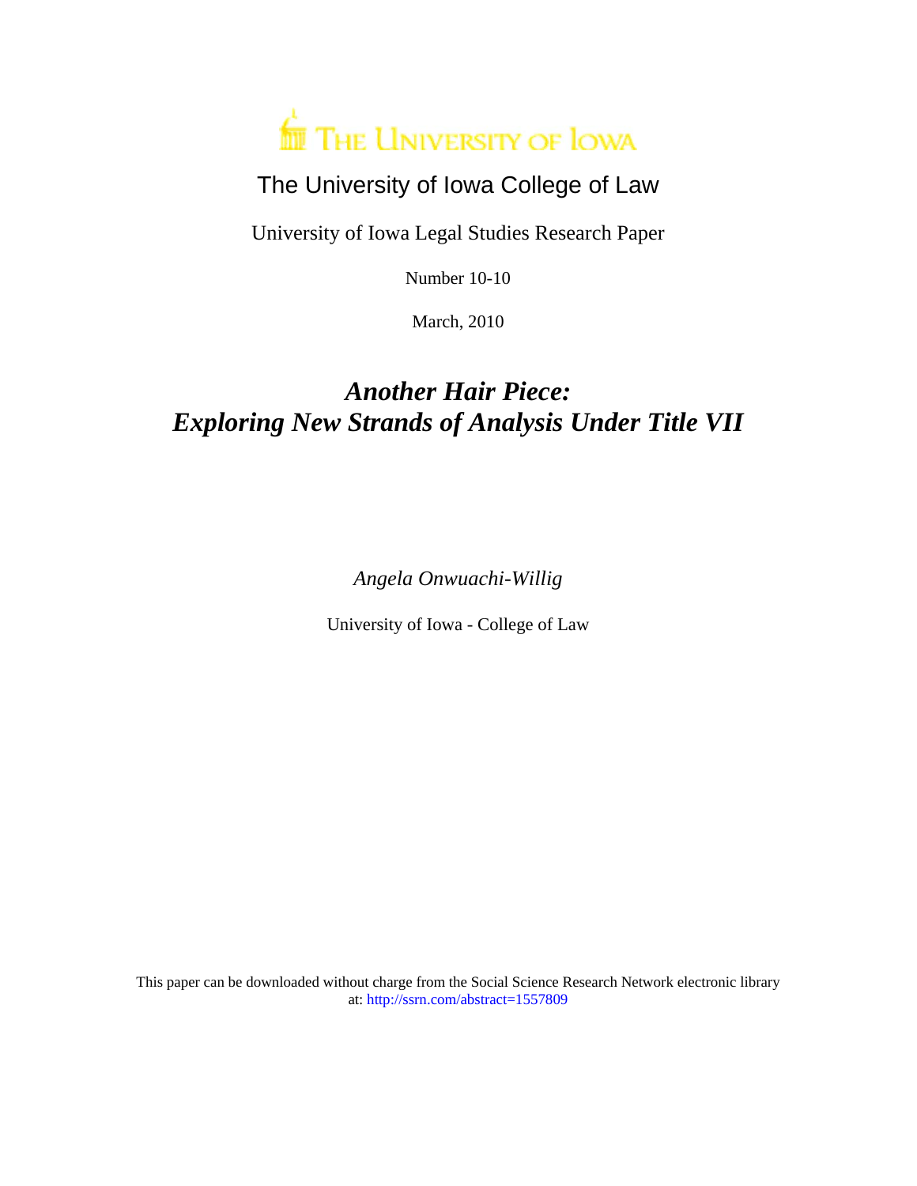THE UNIVERSITY OF IOWA

The University of Iowa College of Law

University of Iowa Legal Studies Research Paper

Number 10-10

March, 2010

# *Another Hair Piece: Exploring New Strands of Analysis Under Title VII*

*Angela Onwuachi-Willig*

University of Iowa - College of Law

This paper can be downloaded without charge from the Social Science Research Network electronic library at: http://ssrn.com/abstract=1557809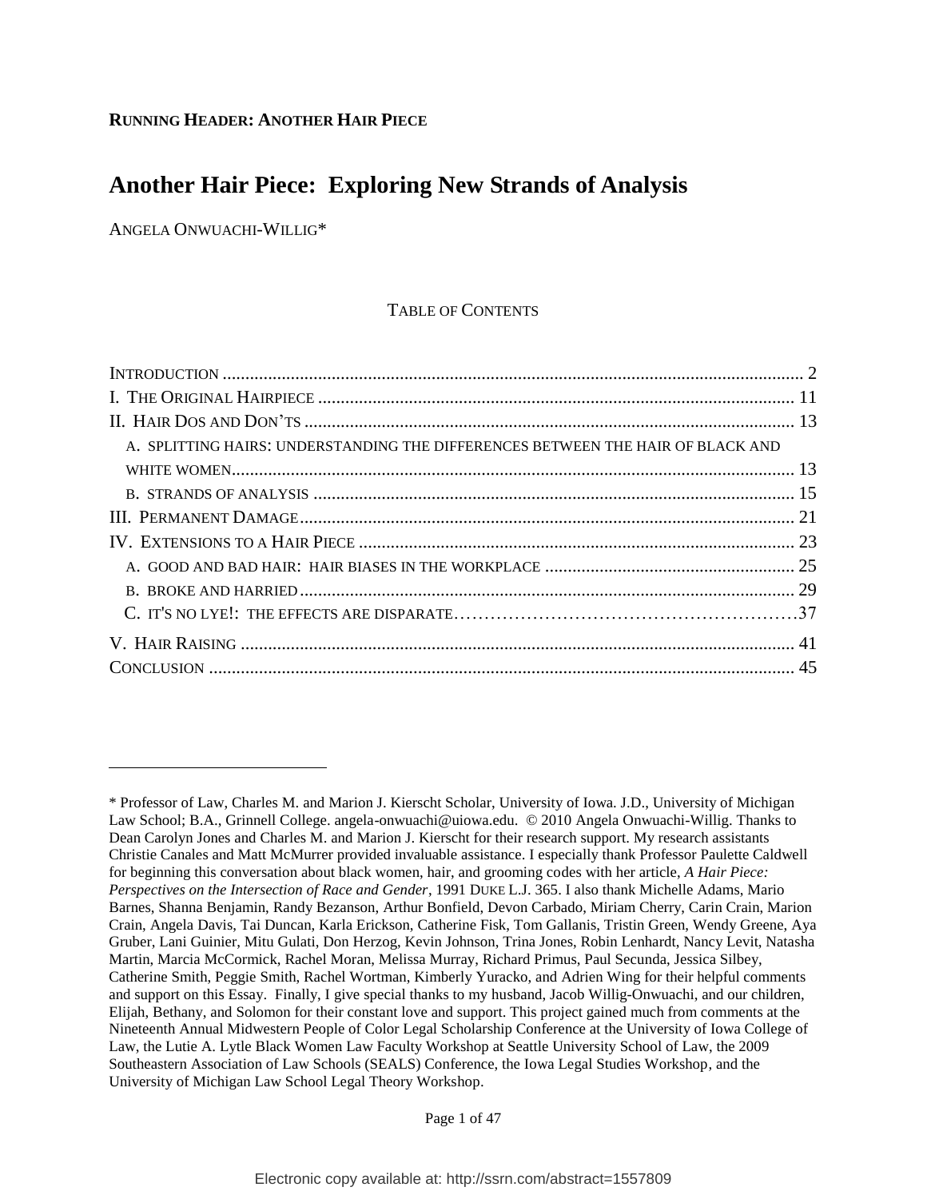**RUNNING HEADER: ANOTHER HAIR PIECE**

# Another Hair Piece: Exploring New Strands of Analysis

ANGELA ONWUACHI-WILLIG*

## TABLE OF CONTENTS

INTRODUCTION ............................................................ 2
I. THE ORIGINAL HAIRPIECE ............................................................ 11
II. HAIR DOS AND DON'TS ............................................................ 13
- A. SPLITTING HAIRS: UNDERSTANDING THE DIFFERENCES BETWEEN THE HAIR OF BLACK AND WHITE WOMEN ............................................................ 13
- B. STRANDS OF ANALYSIS ............................................................ 15

III. PERMANENT DAMAGE ............................................................ 21
IV. EXTENSIONS TO A HAIR PIECE ............................................................ 23
- A. GOOD AND BAD HAIR: HAIR BIASES IN THE WORKPLACE ............................................................ 25
- B. BROKE AND HARRIED ............................................................ 29
- C. IT'S NO LYE!: THE EFFECTS ARE DISPARATE ............................................................ 37

V. HAIR RAISING ............................................................ 41
CONCLUSION ............................................................ 45

---

\* Professor of Law, Charles M. and Marion J. Kierscht Scholar, University of Iowa. J.D., University of Michigan Law School; B.A., Grinnell College. angela-onwuachi@uiowa.edu. © 2010 Angela Onwuachi-Willig. Thanks to Dean Carolyn Jones and Charles M. and Marion J. Kierscht for their research support. My research assistants Christie Canales and Matt McMurrer provided invaluable assistance. I especially thank Professor Paulette Caldwell for beginning this conversation about black women, hair, and grooming codes with her article, *A Hair Piece: Perspectives on the Intersection of Race and Gender*, 1991 DUKE L.J. 365. I also thank Michelle Adams, Mario Barnes, Shanna Benjamin, Randy Bezanson, Arthur Bonfield, Devon Carbado, Miriam Cherry, Carin Crain, Marion Crain, Angela Davis, Tai Duncan, Karla Erickson, Catherine Fisk, Tom Gallanis, Tristin Green, Wendy Greene, Aya Gruber, Lani Guinier, Mitu Gulati, Don Herzog, Kevin Johnson, Trina Jones, Robin Lenhardt, Nancy Levit, Natasha Martin, Marcia McCormick, Rachel Moran, Melissa Murray, Richard Primus, Paul Secunda, Jessica Silbey, Catherine Smith, Peggie Smith, Rachel Wortman, Kimberly Yuracko, and Adrien Wing for their helpful comments and support on this Essay. Finally, I give special thanks to my husband, Jacob Willig-Onwuachi, and our children, Elijah, Bethany, and Solomon for their constant love and support. This project gained much from comments at the Nineteenth Annual Midwestern People of Color Legal Scholarship Conference at the University of Iowa College of Law, the Lutie A. Lytle Black Women Law Faculty Workshop at Seattle University School of Law, the 2009 Southeastern Association of Law Schools (SEALS) Conference, the Iowa Legal Studies Workshop, and the University of Michigan Law School Legal Theory Workshop.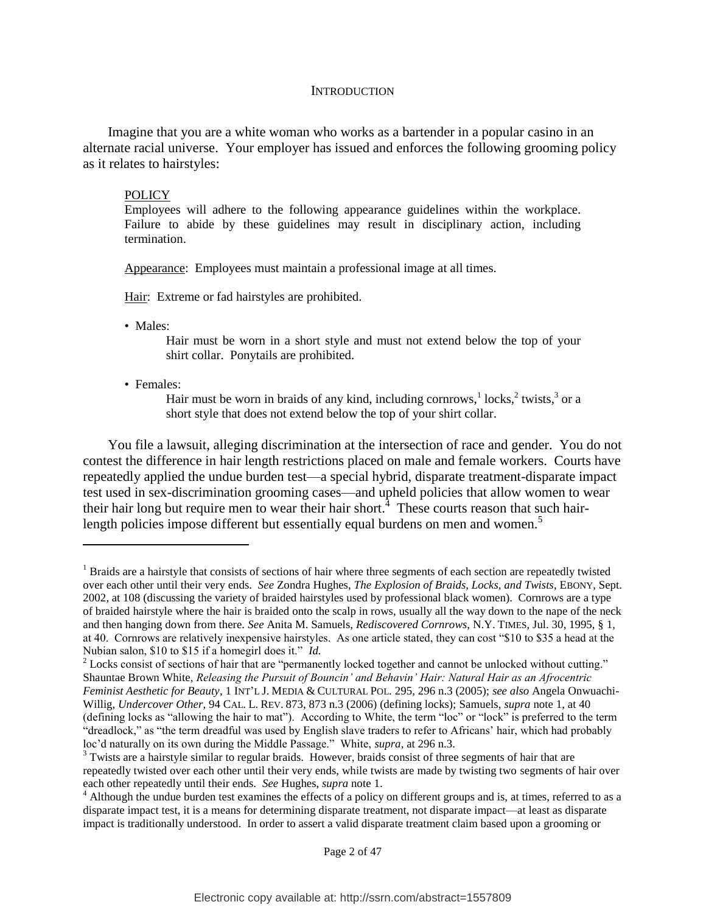# INTRODUCTION

Imagine that you are a white woman who works as a bartender in a popular casino in an alternate racial universe. Your employer has issued and enforces the following grooming policy as it relates to hairstyles:

> <u>POLICY</u>
> Employees will adhere to the following appearance guidelines within the workplace. Failure to abide by these guidelines may result in disciplinary action, including termination.
>
> <u>Appearance</u>: Employees must maintain a professional image at all times.
>
> <u>Hair</u>: Extreme or fad hairstyles are prohibited.
>
> • Males:
> Hair must be worn in a short style and must not extend below the top of your shirt collar. Ponytails are prohibited.
>
> • Females:
> Hair must be worn in braids of any kind, including cornrows,[1] locks,[2] twists,[3] or a short style that does not extend below the top of your shirt collar.

You file a lawsuit, alleging discrimination at the intersection of race and gender. You do not contest the difference in hair length restrictions placed on male and female workers. Courts have repeatedly applied the undue burden test—a special hybrid, disparate treatment-disparate impact test used in sex-discrimination grooming cases—and upheld policies that allow women to wear their hair long but require men to wear their hair short.[4] These courts reason that such hair-length policies impose different but essentially equal burdens on men and women.[5]

---

[1] Braids are a hairstyle that consists of sections of hair where three segments of each section are repeatedly twisted over each other until their very ends. *See* Zondra Hughes, *The Explosion of Braids, Locks, and Twists*, EBONY, Sept. 2002, at 108 (discussing the variety of braided hairstyles used by professional black women). Cornrows are a type of braided hairstyle where the hair is braided onto the scalp in rows, usually all the way down to the nape of the neck and then hanging down from there. *See* Anita M. Samuels, *Rediscovered Cornrows*, N.Y. TIMES, Jul. 30, 1995, § 1, at 40. Cornrows are relatively inexpensive hairstyles. As one article stated, they can cost "$10 to $35 a head at the Nubian salon, $10 to $15 if a homegirl does it." *Id.*

[2] Locks consist of sections of hair that are "permanently locked together and cannot be unlocked without cutting." Shauntae Brown White, *Releasing the Pursuit of Bouncin' and Behavin' Hair: Natural Hair as an Afrocentric Feminist Aesthetic for Beauty*, 1 INT'L J. MEDIA & CULTURAL POL. 295, 296 n.3 (2005); *see also* Angela Onwuachi-Willig, *Undercover Other*, 94 CAL. L. REV. 873, 873 n.3 (2006) (defining locks); Samuels, *supra* note 1, at 40 (defining locks as "allowing the hair to mat"). According to White, the term "loc" or "lock" is preferred to the term "dreadlock," as "the term dreadful was used by English slave traders to refer to Africans' hair, which had probably loc'd naturally on its own during the Middle Passage." White, *supra*, at 296 n.3.

[3] Twists are a hairstyle similar to regular braids. However, braids consist of three segments of hair that are repeatedly twisted over each other until their very ends, while twists are made by twisting two segments of hair over each other repeatedly until their ends. *See* Hughes, *supra* note 1.

[4] Although the undue burden test examines the effects of a policy on different groups and is, at times, referred to as a disparate impact test, it is a means for determining disparate treatment, not disparate impact—at least as disparate impact is traditionally understood. In order to assert a valid disparate treatment claim based upon a grooming or

Electronic copy available at: http://ssrn.com/abstract=1557809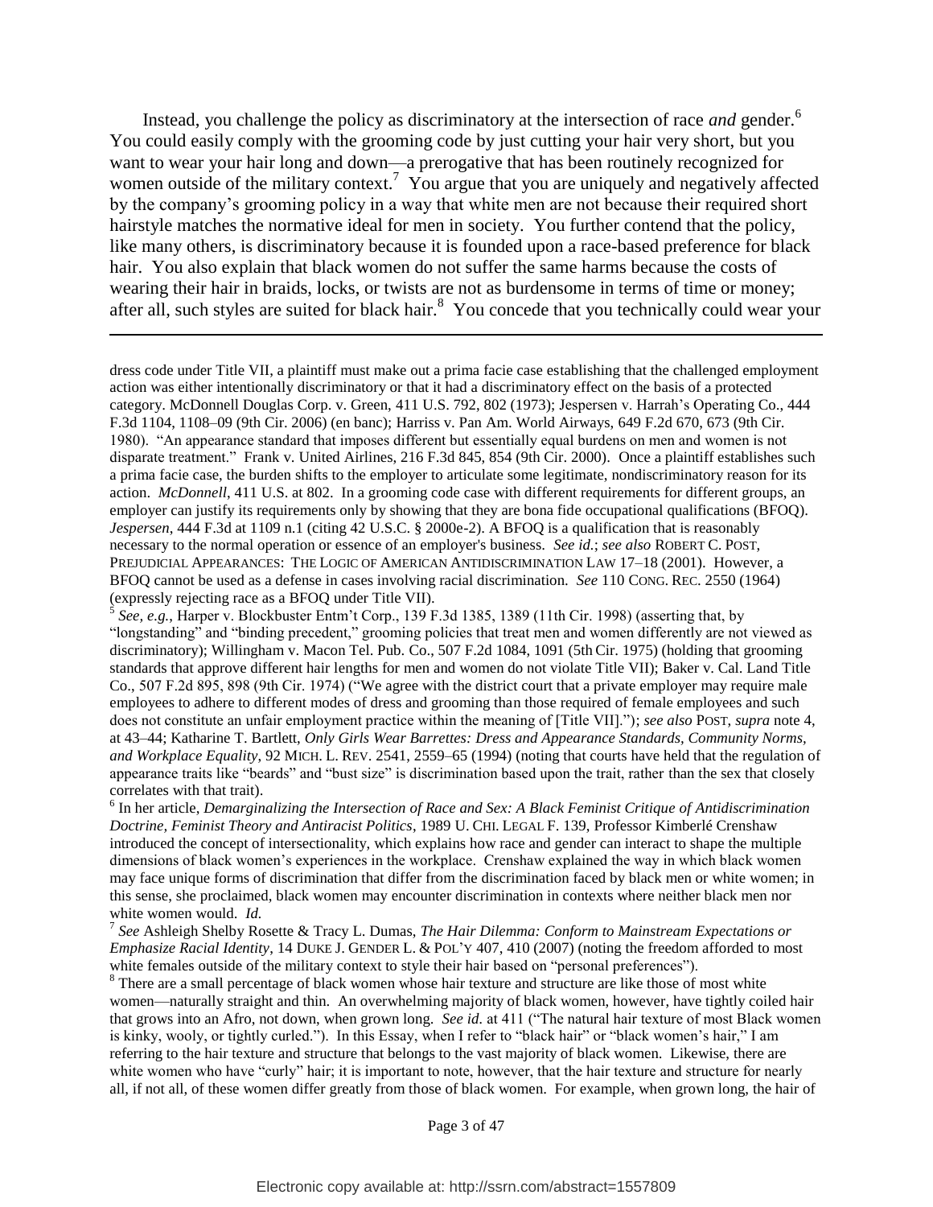Instead, you challenge the policy as discriminatory at the intersection of race *and* gender.[6] You could easily comply with the grooming code by just cutting your hair very short, but you want to wear your hair long and down—a prerogative that has been routinely recognized for women outside of the military context.[7] You argue that you are uniquely and negatively affected by the company's grooming policy in a way that white men are not because their required short hairstyle matches the normative ideal for men in society. You further contend that the policy, like many others, is discriminatory because it is founded upon a race-based preference for black hair. You also explain that black women do not suffer the same harms because the costs of wearing their hair in braids, locks, or twists are not as burdensome in terms of time or money; after all, such styles are suited for black hair.[8] You concede that you technically could wear your

---

dress code under Title VII, a plaintiff must make out a prima facie case establishing that the challenged employment action was either intentionally discriminatory or that it had a discriminatory effect on the basis of a protected category. McDonnell Douglas Corp. v. Green, 411 U.S. 792, 802 (1973); Jespersen v. Harrah's Operating Co., 444 F.3d 1104, 1108–09 (9th Cir. 2006) (en banc); Harriss v. Pan Am. World Airways, 649 F.2d 670, 673 (9th Cir. 1980). "An appearance standard that imposes different but essentially equal burdens on men and women is not disparate treatment." Frank v. United Airlines, 216 F.3d 845, 854 (9th Cir. 2000). Once a plaintiff establishes such a prima facie case, the burden shifts to the employer to articulate some legitimate, nondiscriminatory reason for its action. *McDonnell*, 411 U.S. at 802. In a grooming code case with different requirements for different groups, an employer can justify its requirements only by showing that they are bona fide occupational qualifications (BFOQ). *Jespersen*, 444 F.3d at 1109 n.1 (citing 42 U.S.C. § 2000e-2). A BFOQ is a qualification that is reasonably necessary to the normal operation or essence of an employer's business. *See id.*; *see also* ROBERT C. POST, PREJUDICIAL APPEARANCES: THE LOGIC OF AMERICAN ANTIDISCRIMINATION LAW 17–18 (2001). However, a BFOQ cannot be used as a defense in cases involving racial discrimination. *See* 110 CONG. REC. 2550 (1964) (expressly rejecting race as a BFOQ under Title VII).

[5] *See, e.g.*, Harper v. Blockbuster Entm't Corp., 139 F.3d 1385, 1389 (11th Cir. 1998) (asserting that, by "longstanding" and "binding precedent," grooming policies that treat men and women differently are not viewed as discriminatory); Willingham v. Macon Tel. Pub. Co., 507 F.2d 1084, 1091 (5th Cir. 1975) (holding that grooming standards that approve different hair lengths for men and women do not violate Title VII); Baker v. Cal. Land Title Co., 507 F.2d 895, 898 (9th Cir. 1974) ("We agree with the district court that a private employer may require male employees to adhere to different modes of dress and grooming than those required of female employees and such does not constitute an unfair employment practice within the meaning of [Title VII]."); *see also* POST, *supra* note 4, at 43–44; Katharine T. Bartlett, *Only Girls Wear Barrettes: Dress and Appearance Standards, Community Norms, and Workplace Equality*, 92 MICH. L. REV. 2541, 2559–65 (1994) (noting that courts have held that the regulation of appearance traits like "beards" and "bust size" is discrimination based upon the trait, rather than the sex that closely correlates with that trait).

[6] In her article, *Demarginalizing the Intersection of Race and Sex: A Black Feminist Critique of Antidiscrimination Doctrine, Feminist Theory and Antiracist Politics*, 1989 U. CHI. LEGAL F. 139, Professor Kimberlé Crenshaw introduced the concept of intersectionality, which explains how race and gender can interact to shape the multiple dimensions of black women's experiences in the workplace. Crenshaw explained the way in which black women may face unique forms of discrimination that differ from the discrimination faced by black men or white women; in this sense, she proclaimed, black women may encounter discrimination in contexts where neither black men nor white women would. *Id.*

[7] *See* Ashleigh Shelby Rosette & Tracy L. Dumas, *The Hair Dilemma: Conform to Mainstream Expectations or Emphasize Racial Identity*, 14 DUKE J. GENDER L. & POL'Y 407, 410 (2007) (noting the freedom afforded to most white females outside of the military context to style their hair based on "personal preferences").

[8] There are a small percentage of black women whose hair texture and structure are like those of most white women—naturally straight and thin. An overwhelming majority of black women, however, have tightly coiled hair that grows into an Afro, not down, when grown long. *See id.* at 411 ("The natural hair texture of most Black women is kinky, wooly, or tightly curled."). In this Essay, when I refer to "black hair" or "black women's hair," I am referring to the hair texture and structure that belongs to the vast majority of black women. Likewise, there are white women who have "curly" hair; it is important to note, however, that the hair texture and structure for nearly all, if not all, of these women differ greatly from those of black women. For example, when grown long, the hair of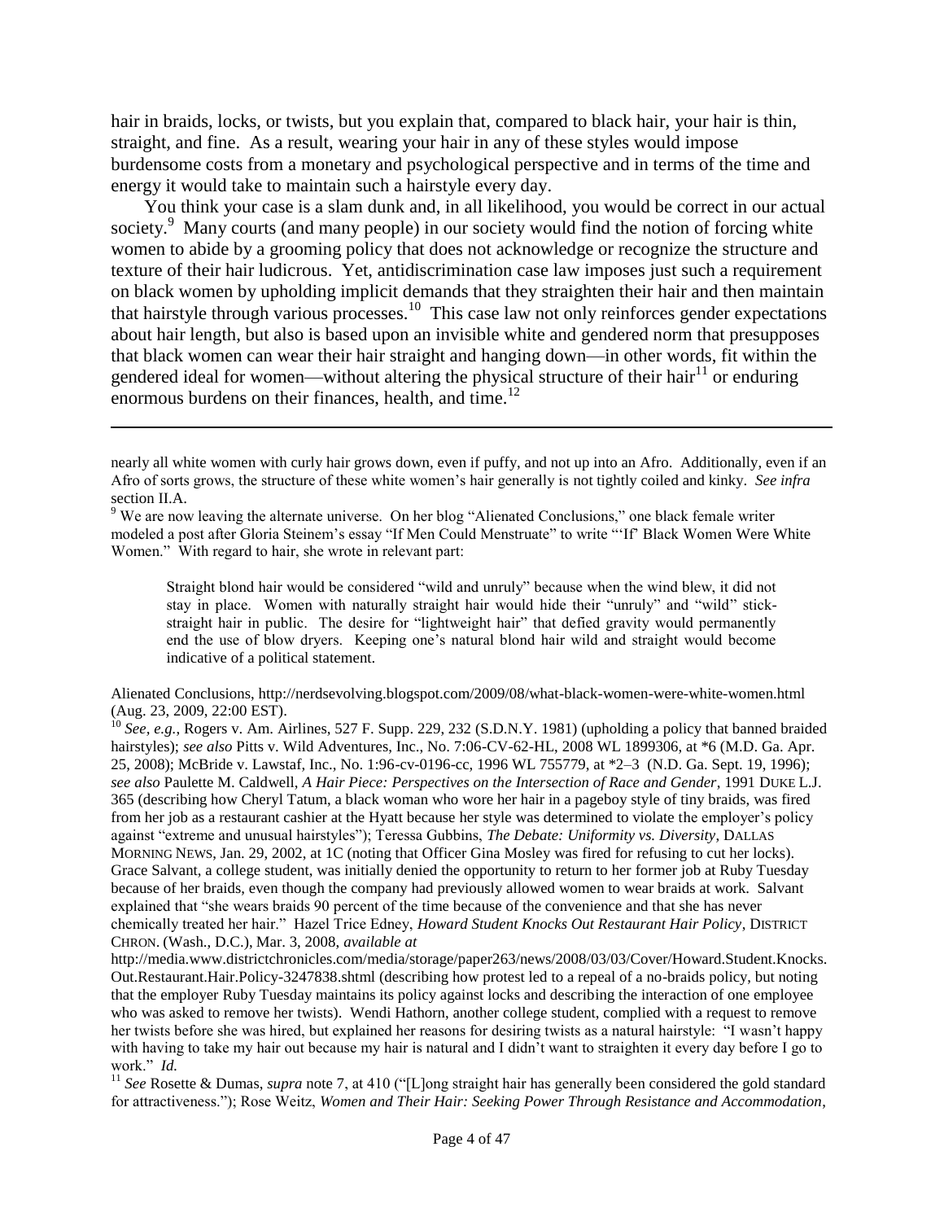hair in braids, locks, or twists, but you explain that, compared to black hair, your hair is thin, straight, and fine. As a result, wearing your hair in any of these styles would impose burdensome costs from a monetary and psychological perspective and in terms of the time and energy it would take to maintain such a hairstyle every day.

You think your case is a slam dunk and, in all likelihood, you would be correct in our actual society.[9] Many courts (and many people) in our society would find the notion of forcing white women to abide by a grooming policy that does not acknowledge or recognize the structure and texture of their hair ludicrous. Yet, antidiscrimination case law imposes just such a requirement on black women by upholding implicit demands that they straighten their hair and then maintain that hairstyle through various processes.[10] This case law not only reinforces gender expectations about hair length, but also is based upon an invisible white and gendered norm that presupposes that black women can wear their hair straight and hanging down—in other words, fit within the gendered ideal for women—without altering the physical structure of their hair[11] or enduring enormous burdens on their finances, health, and time.[12]

---

nearly all white women with curly hair grows down, even if puffy, and not up into an Afro. Additionally, even if an Afro of sorts grows, the structure of these white women's hair generally is not tightly coiled and kinky. *See infra* section II.A.

[9] We are now leaving the alternate universe. On her blog "Alienated Conclusions," one black female writer modeled a post after Gloria Steinem's essay "If Men Could Menstruate" to write "'If' Black Women Were White Women." With regard to hair, she wrote in relevant part:

> Straight blond hair would be considered "wild and unruly" because when the wind blew, it did not stay in place. Women with naturally straight hair would hide their "unruly" and "wild" stick-straight hair in public. The desire for "lightweight hair" that defied gravity would permanently end the use of blow dryers. Keeping one's natural blond hair wild and straight would become indicative of a political statement.

Alienated Conclusions, http://nerdsevolving.blogspot.com/2009/08/what-black-women-were-white-women.html (Aug. 23, 2009, 22:00 EST).

[10] *See, e.g.*, Rogers v. Am. Airlines, 527 F. Supp. 229, 232 (S.D.N.Y. 1981) (upholding a policy that banned braided hairstyles); *see also* Pitts v. Wild Adventures, Inc., No. 7:06-CV-62-HL, 2008 WL 1899306, at *6 (M.D. Ga. Apr. 25, 2008); McBride v. Lawstaf, Inc., No. 1:96-cv-0196-cc, 1996 WL 755779, at *2–3 (N.D. Ga. Sept. 19, 1996); *see also* Paulette M. Caldwell, *A Hair Piece: Perspectives on the Intersection of Race and Gender*, 1991 DUKE L.J. 365 (describing how Cheryl Tatum, a black woman who wore her hair in a pageboy style of tiny braids, was fired from her job as a restaurant cashier at the Hyatt because her style was determined to violate the employer's policy against "extreme and unusual hairstyles"); Teressa Gubbins, *The Debate: Uniformity vs. Diversity*, DALLAS MORNING NEWS, Jan. 29, 2002, at 1C (noting that Officer Gina Mosley was fired for refusing to cut her locks). Grace Salvant, a college student, was initially denied the opportunity to return to her former job at Ruby Tuesday because of her braids, even though the company had previously allowed women to wear braids at work. Salvant explained that "she wears braids 90 percent of the time because of the convenience and that she has never chemically treated her hair." Hazel Trice Edney, *Howard Student Knocks Out Restaurant Hair Policy*, DISTRICT CHRON. (Wash., D.C.), Mar. 3, 2008, *available at* http://media.www.districtchronicles.com/media/storage/paper263/news/2008/03/03/Cover/Howard.Student.Knocks.Out.Restaurant.Hair.Policy-3247838.shtml (describing how protest led to a repeal of a no-braids policy, but noting that the employer Ruby Tuesday maintains its policy against locks and describing the interaction of one employee who was asked to remove her twists). Wendi Hathorn, another college student, complied with a request to remove her twists before she was hired, but explained her reasons for desiring twists as a natural hairstyle: "I wasn't happy with having to take my hair out because my hair is natural and I didn't want to straighten it every day before I go to work." *Id.*

[11] *See* Rosette & Dumas, *supra* note 7, at 410 ("[L]ong straight hair has generally been considered the gold standard for attractiveness."); Rose Weitz, *Women and Their Hair: Seeking Power Through Resistance and Accommodation*,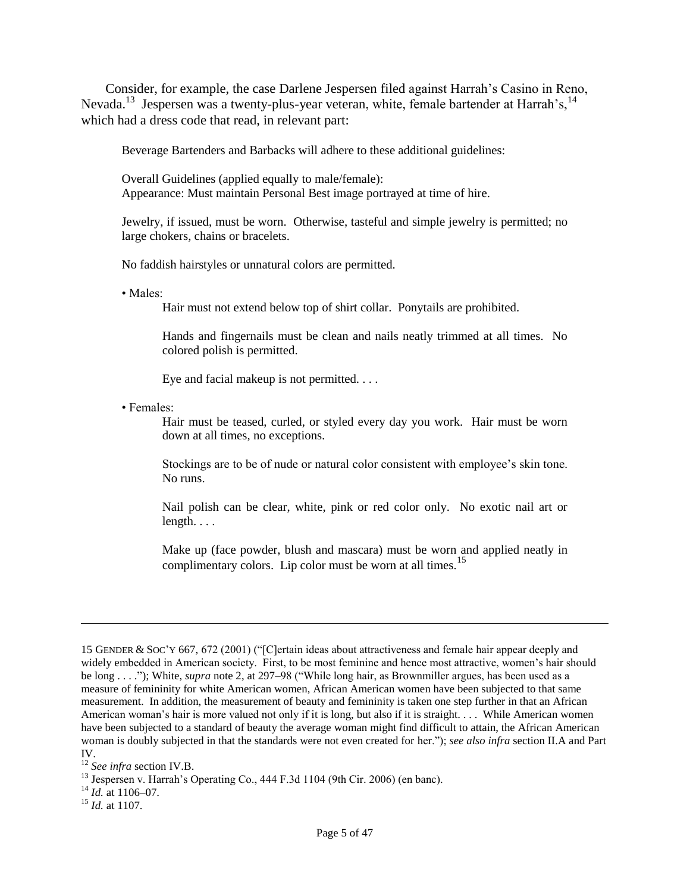Consider, for example, the case Darlene Jespersen filed against Harrah's Casino in Reno, Nevada.[13] Jespersen was a twenty-plus-year veteran, white, female bartender at Harrah's,[14] which had a dress code that read, in relevant part:

> Beverage Bartenders and Barbacks will adhere to these additional guidelines:
>
> Overall Guidelines (applied equally to male/female):
> Appearance: Must maintain Personal Best image portrayed at time of hire.
>
> Jewelry, if issued, must be worn. Otherwise, tasteful and simple jewelry is permitted; no large chokers, chains or bracelets.
>
> No faddish hairstyles or unnatural colors are permitted.
>
> • Males:
>
> Hair must not extend below top of shirt collar. Ponytails are prohibited.
>
> Hands and fingernails must be clean and nails neatly trimmed at all times. No colored polish is permitted.
>
> Eye and facial makeup is not permitted. . . .
>
> • Females:
>
> Hair must be teased, curled, or styled every day you work. Hair must be worn down at all times, no exceptions.
>
> Stockings are to be of nude or natural color consistent with employee's skin tone. No runs.
>
> Nail polish can be clear, white, pink or red color only. No exotic nail art or length. . . .
>
> Make up (face powder, blush and mascara) must be worn and applied neatly in complimentary colors. Lip color must be worn at all times.[15]

---

15 GENDER & SOC'Y 667, 672 (2001) ("[C]ertain ideas about attractiveness and female hair appear deeply and widely embedded in American society. First, to be most feminine and hence most attractive, women's hair should be long . . . ."); White, *supra* note 2, at 297–98 ("While long hair, as Brownmiller argues, has been used as a measure of femininity for white American women, African American women have been subjected to that same measurement. In addition, the measurement of beauty and femininity is taken one step further in that an African American woman's hair is more valued not only if it is long, but also if it is straight. . . . While American women have been subjected to a standard of beauty the average woman might find difficult to attain, the African American woman is doubly subjected in that the standards were not even created for her."); *see also infra* section II.A and Part IV.

[12] *See infra* section IV.B.

[13] Jespersen v. Harrah's Operating Co., 444 F.3d 1104 (9th Cir. 2006) (en banc).

[14] *Id.* at 1106–07.

[15] *Id.* at 1107.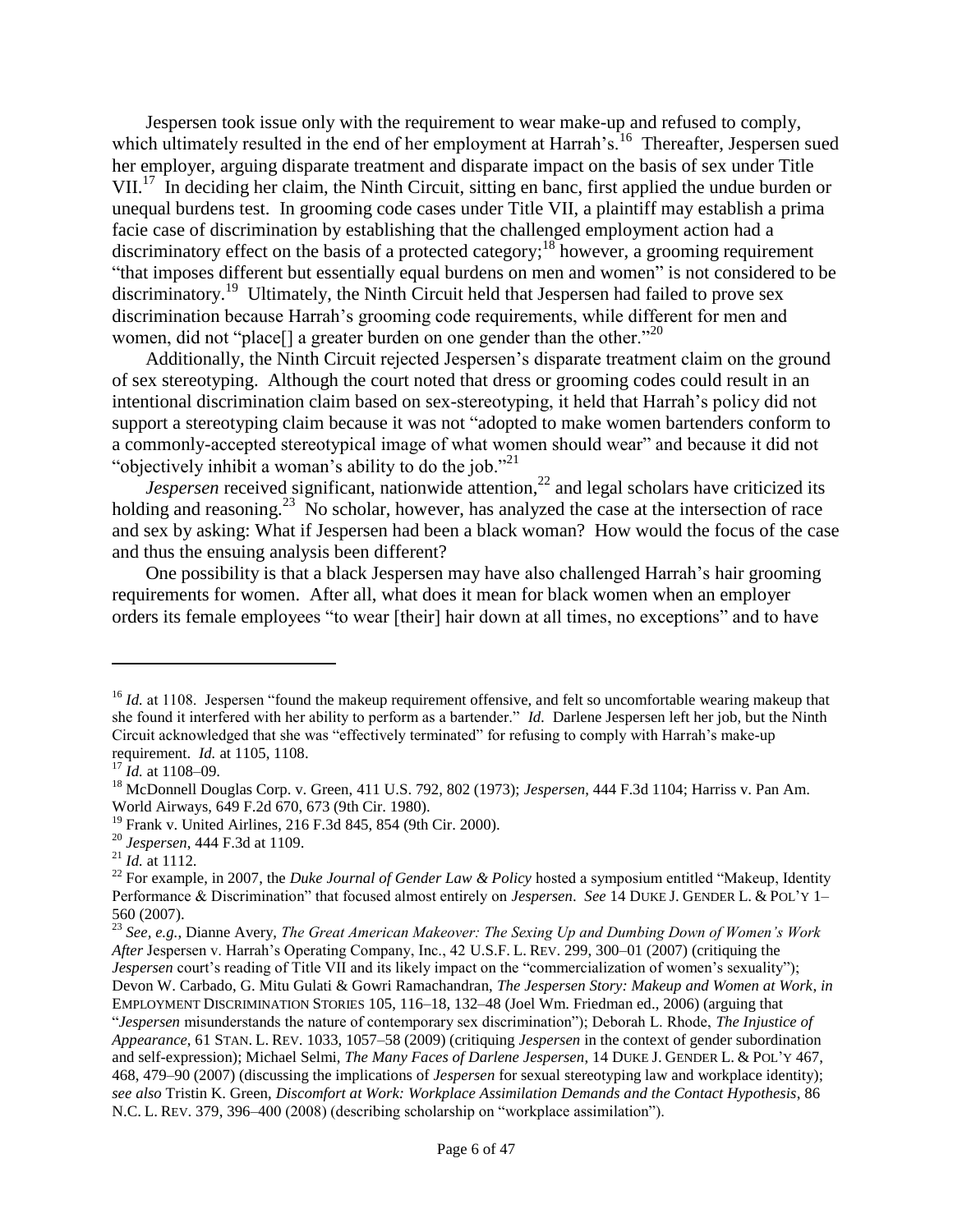Jespersen took issue only with the requirement to wear make-up and refused to comply, which ultimately resulted in the end of her employment at Harrah's.[16] Thereafter, Jespersen sued her employer, arguing disparate treatment and disparate impact on the basis of sex under Title VII.[17] In deciding her claim, the Ninth Circuit, sitting en banc, first applied the undue burden or unequal burdens test. In grooming code cases under Title VII, a plaintiff may establish a prima facie case of discrimination by establishing that the challenged employment action had a discriminatory effect on the basis of a protected category;[18] however, a grooming requirement "that imposes different but essentially equal burdens on men and women" is not considered to be discriminatory.[19] Ultimately, the Ninth Circuit held that Jespersen had failed to prove sex discrimination because Harrah's grooming code requirements, while different for men and women, did not "place[] a greater burden on one gender than the other."[20]

Additionally, the Ninth Circuit rejected Jespersen's disparate treatment claim on the ground of sex stereotyping. Although the court noted that dress or grooming codes could result in an intentional discrimination claim based on sex-stereotyping, it held that Harrah's policy did not support a stereotyping claim because it was not "adopted to make women bartenders conform to a commonly-accepted stereotypical image of what women should wear" and because it did not "objectively inhibit a woman's ability to do the job."[21]

*Jespersen* received significant, nationwide attention,[22] and legal scholars have criticized its holding and reasoning.[23] No scholar, however, has analyzed the case at the intersection of race and sex by asking: What if Jespersen had been a black woman? How would the focus of the case and thus the ensuing analysis been different?

One possibility is that a black Jespersen may have also challenged Harrah's hair grooming requirements for women. After all, what does it mean for black women when an employer orders its female employees "to wear [their] hair down at all times, no exceptions" and to have

---

[16] *Id.* at 1108. Jespersen "found the makeup requirement offensive, and felt so uncomfortable wearing makeup that she found it interfered with her ability to perform as a bartender." *Id.* Darlene Jespersen left her job, but the Ninth Circuit acknowledged that she was "effectively terminated" for refusing to comply with Harrah's make-up requirement. *Id.* at 1105, 1108.

[17] *Id.* at 1108–09.

[18] McDonnell Douglas Corp. v. Green, 411 U.S. 792, 802 (1973); *Jespersen*, 444 F.3d 1104; Harriss v. Pan Am. World Airways, 649 F.2d 670, 673 (9th Cir. 1980).

[19] Frank v. United Airlines, 216 F.3d 845, 854 (9th Cir. 2000).

[20] *Jespersen*, 444 F.3d at 1109.

[21] *Id.* at 1112.

[22] For example, in 2007, the *Duke Journal of Gender Law & Policy* hosted a symposium entitled "Makeup, Identity Performance & Discrimination" that focused almost entirely on *Jespersen*. *See* 14 DUKE J. GENDER L. & POL'Y 1–560 (2007).

[23] *See, e.g.*, Dianne Avery, *The Great American Makeover: The Sexing Up and Dumbing Down of Women's Work After* Jespersen v. Harrah's Operating Company, Inc., 42 U.S.F. L. REV. 299, 300–01 (2007) (critiquing the *Jespersen* court's reading of Title VII and its likely impact on the "commercialization of women's sexuality"); Devon W. Carbado, G. Mitu Gulati & Gowri Ramachandran, *The Jespersen Story: Makeup and Women at Work*, *in* EMPLOYMENT DISCRIMINATION STORIES 105, 116–18, 132–48 (Joel Wm. Friedman ed., 2006) (arguing that "*Jespersen* misunderstands the nature of contemporary sex discrimination"); Deborah L. Rhode, *The Injustice of Appearance*, 61 STAN. L. REV. 1033, 1057–58 (2009) (critiquing *Jespersen* in the context of gender subordination and self-expression); Michael Selmi, *The Many Faces of Darlene Jespersen*, 14 DUKE J. GENDER L. & POL'Y 467, 468, 479–90 (2007) (discussing the implications of *Jespersen* for sexual stereotyping law and workplace identity); *see also* Tristin K. Green, *Discomfort at Work: Workplace Assimilation Demands and the Contact Hypothesis*, 86 N.C. L. REV. 379, 396–400 (2008) (describing scholarship on "workplace assimilation").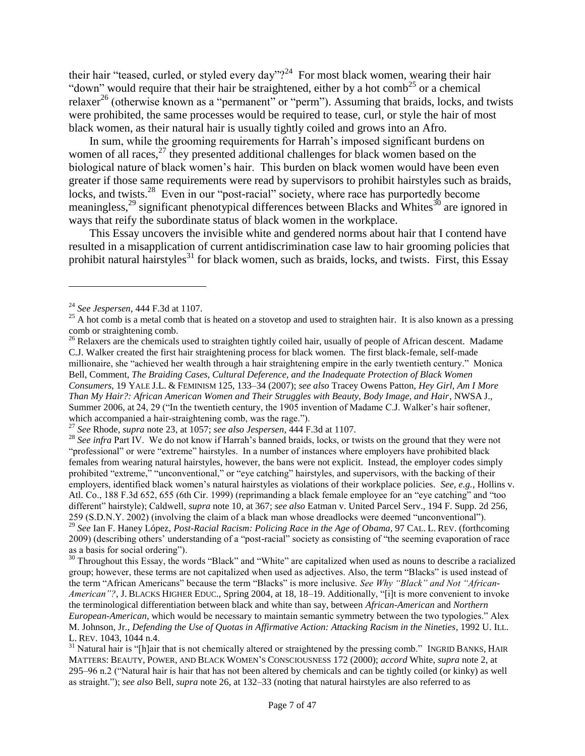their hair "teased, curled, or styled every day"?[24] For most black women, wearing their hair "down" would require that their hair be straightened, either by a hot comb[25] or a chemical relaxer[26] (otherwise known as a "permanent" or "perm"). Assuming that braids, locks, and twists were prohibited, the same processes would be required to tease, curl, or style the hair of most black women, as their natural hair is usually tightly coiled and grows into an Afro.

In sum, while the grooming requirements for Harrah's imposed significant burdens on women of all races,[27] they presented additional challenges for black women based on the biological nature of black women's hair. This burden on black women would have been even greater if those same requirements were read by supervisors to prohibit hairstyles such as braids, locks, and twists.[28] Even in our "post-racial" society, where race has purportedly become meaningless,[29] significant phenotypical differences between Blacks and Whites[30] are ignored in ways that reify the subordinate status of black women in the workplace.

This Essay uncovers the invisible white and gendered norms about hair that I contend have resulted in a misapplication of current antidiscrimination case law to hair grooming policies that prohibit natural hairstyles[31] for black women, such as braids, locks, and twists. First, this Essay

---

[24] *See Jespersen*, 444 F.3d at 1107.

[25] A hot comb is a metal comb that is heated on a stovetop and used to straighten hair. It is also known as a pressing comb or straightening comb.

[26] Relaxers are the chemicals used to straighten tightly coiled hair, usually of people of African descent. Madame C.J. Walker created the first hair straightening process for black women. The first black-female, self-made millionaire, she "achieved her wealth through a hair straightening empire in the early twentieth century." Monica Bell, Comment, *The Braiding Cases, Cultural Deference, and the Inadequate Protection of Black Women Consumers*, 19 YALE J.L. & FEMINISM 125, 133–34 (2007); *see also* Tracey Owens Patton, *Hey Girl, Am I More Than My Hair?: African American Women and Their Struggles with Beauty, Body Image, and Hair*, NWSA J., Summer 2006, at 24, 29 ("In the twentieth century, the 1905 invention of Madame C.J. Walker's hair softener, which accompanied a hair-straightening comb, was the rage.").

[27] *See* Rhode, *supra* note 23, at 1057; *see also Jespersen*, 444 F.3d at 1107.

[28] *See infra* Part IV. We do not know if Harrah's banned braids, locks, or twists on the ground that they were not "professional" or were "extreme" hairstyles. In a number of instances where employers have prohibited black females from wearing natural hairstyles, however, the bans were not explicit. Instead, the employer codes simply prohibited "extreme," "unconventional," or "eye catching" hairstyles, and supervisors, with the backing of their employers, identified black women's natural hairstyles as violations of their workplace policies. *See, e.g.*, Hollins v. Atl. Co., 188 F.3d 652, 655 (6th Cir. 1999) (reprimanding a black female employee for an "eye catching" and "too different" hairstyle); Caldwell, *supra* note 10, at 367; *see also* Eatman v. United Parcel Serv., 194 F. Supp. 2d 256, 259 (S.D.N.Y. 2002) (involving the claim of a black man whose dreadlocks were deemed "unconventional").

[29] *See* Ian F. Haney López, *Post-Racial Racism: Policing Race in the Age of Obama*, 97 CAL. L. REV. (forthcoming 2009) (describing others' understanding of a "post-racial" society as consisting of "the seeming evaporation of race as a basis for social ordering").

[30] Throughout this Essay, the words "Black" and "White" are capitalized when used as nouns to describe a racialized group; however, these terms are not capitalized when used as adjectives. Also, the term "Blacks" is used instead of the term "African Americans" because the term "Blacks" is more inclusive. *See Why "Black" and Not "African-American"?*, J. BLACKS HIGHER EDUC., Spring 2004, at 18, 18–19. Additionally, "[i]t is more convenient to invoke the terminological differentiation between black and white than say, between *African-American* and *Northern European-American*, which would be necessary to maintain semantic symmetry between the two typologies." Alex M. Johnson, Jr., *Defending the Use of Quotas in Affirmative Action: Attacking Racism in the Nineties*, 1992 U. ILL. L. REV. 1043, 1044 n.4.

[31] Natural hair is "[h]air that is not chemically altered or straightened by the pressing comb." INGRID BANKS, HAIR MATTERS: BEAUTY, POWER, AND BLACK WOMEN'S CONSCIOUSNESS 172 (2000); *accord* White, *supra* note 2, at 295–96 n.2 ("Natural hair is hair that has not been altered by chemicals and can be tightly coiled (or kinky) as well as straight."); *see also* Bell, *supra* note 26, at 132–33 (noting that natural hairstyles are also referred to as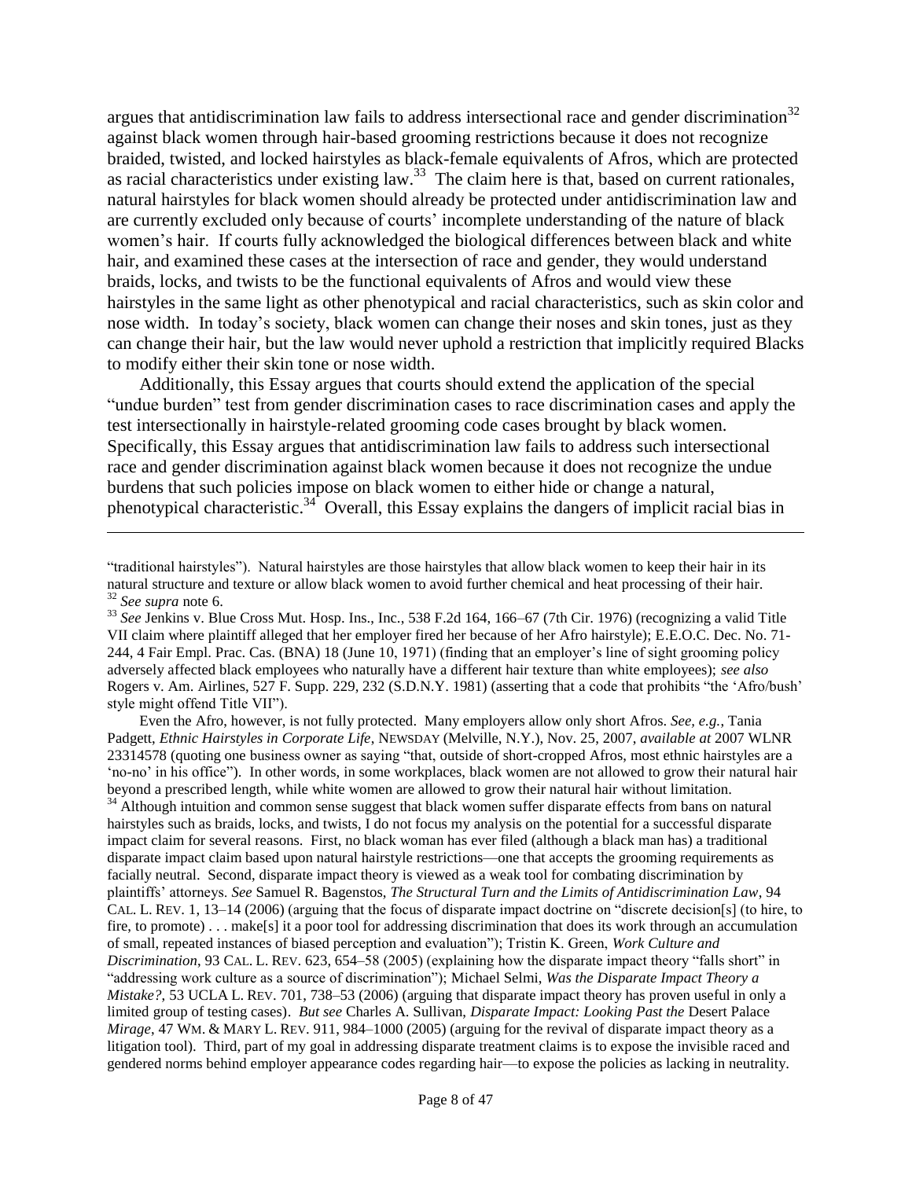argues that antidiscrimination law fails to address intersectional race and gender discrimination[32] against black women through hair-based grooming restrictions because it does not recognize braided, twisted, and locked hairstyles as black-female equivalents of Afros, which are protected as racial characteristics under existing law.[33] The claim here is that, based on current rationales, natural hairstyles for black women should already be protected under antidiscrimination law and are currently excluded only because of courts' incomplete understanding of the nature of black women's hair. If courts fully acknowledged the biological differences between black and white hair, and examined these cases at the intersection of race and gender, they would understand braids, locks, and twists to be the functional equivalents of Afros and would view these hairstyles in the same light as other phenotypical and racial characteristics, such as skin color and nose width. In today's society, black women can change their noses and skin tones, just as they can change their hair, but the law would never uphold a restriction that implicitly required Blacks to modify either their skin tone or nose width.

Additionally, this Essay argues that courts should extend the application of the special "undue burden" test from gender discrimination cases to race discrimination cases and apply the test intersectionally in hairstyle-related grooming code cases brought by black women. Specifically, this Essay argues that antidiscrimination law fails to address such intersectional race and gender discrimination against black women because it does not recognize the undue burdens that such policies impose on black women to either hide or change a natural, phenotypical characteristic.[34] Overall, this Essay explains the dangers of implicit racial bias in

---

"traditional hairstyles"). Natural hairstyles are those hairstyles that allow black women to keep their hair in its natural structure and texture or allow black women to avoid further chemical and heat processing of their hair.

[32] *See supra* note 6.

[33] *See* Jenkins v. Blue Cross Mut. Hosp. Ins., Inc., 538 F.2d 164, 166–67 (7th Cir. 1976) (recognizing a valid Title VII claim where plaintiff alleged that her employer fired her because of her Afro hairstyle); E.E.O.C. Dec. No. 71-244, 4 Fair Empl. Prac. Cas. (BNA) 18 (June 10, 1971) (finding that an employer's line of sight grooming policy adversely affected black employees who naturally have a different hair texture than white employees); *see also* Rogers v. Am. Airlines, 527 F. Supp. 229, 232 (S.D.N.Y. 1981) (asserting that a code that prohibits "the 'Afro/bush' style might offend Title VII").

Even the Afro, however, is not fully protected. Many employers allow only short Afros. *See, e.g.*, Tania Padgett, *Ethnic Hairstyles in Corporate Life*, NEWSDAY (Melville, N.Y.), Nov. 25, 2007, *available at* 2007 WLNR 23314578 (quoting one business owner as saying "that, outside of short-cropped Afros, most ethnic hairstyles are a 'no-no' in his office"). In other words, in some workplaces, black women are not allowed to grow their natural hair beyond a prescribed length, while white women are allowed to grow their natural hair without limitation.

[34] Although intuition and common sense suggest that black women suffer disparate effects from bans on natural hairstyles such as braids, locks, and twists, I do not focus my analysis on the potential for a successful disparate impact claim for several reasons. First, no black woman has ever filed (although a black man has) a traditional disparate impact claim based upon natural hairstyle restrictions—one that accepts the grooming requirements as facially neutral. Second, disparate impact theory is viewed as a weak tool for combating discrimination by plaintiffs' attorneys. *See* Samuel R. Bagenstos, *The Structural Turn and the Limits of Antidiscrimination Law*, 94 CAL. L. REV. 1, 13–14 (2006) (arguing that the focus of disparate impact doctrine on "discrete decision[s] (to hire, to fire, to promote) . . . make[s] it a poor tool for addressing discrimination that does its work through an accumulation of small, repeated instances of biased perception and evaluation"); Tristin K. Green, *Work Culture and Discrimination*, 93 CAL. L. REV. 623, 654–58 (2005) (explaining how the disparate impact theory "falls short" in "addressing work culture as a source of discrimination"); Michael Selmi, *Was the Disparate Impact Theory a Mistake?*, 53 UCLA L. REV. 701, 738–53 (2006) (arguing that disparate impact theory has proven useful in only a limited group of testing cases). *But see* Charles A. Sullivan, *Disparate Impact: Looking Past the* Desert Palace *Mirage*, 47 WM. & MARY L. REV. 911, 984–1000 (2005) (arguing for the revival of disparate impact theory as a litigation tool). Third, part of my goal in addressing disparate treatment claims is to expose the invisible raced and gendered norms behind employer appearance codes regarding hair—to expose the policies as lacking in neutrality.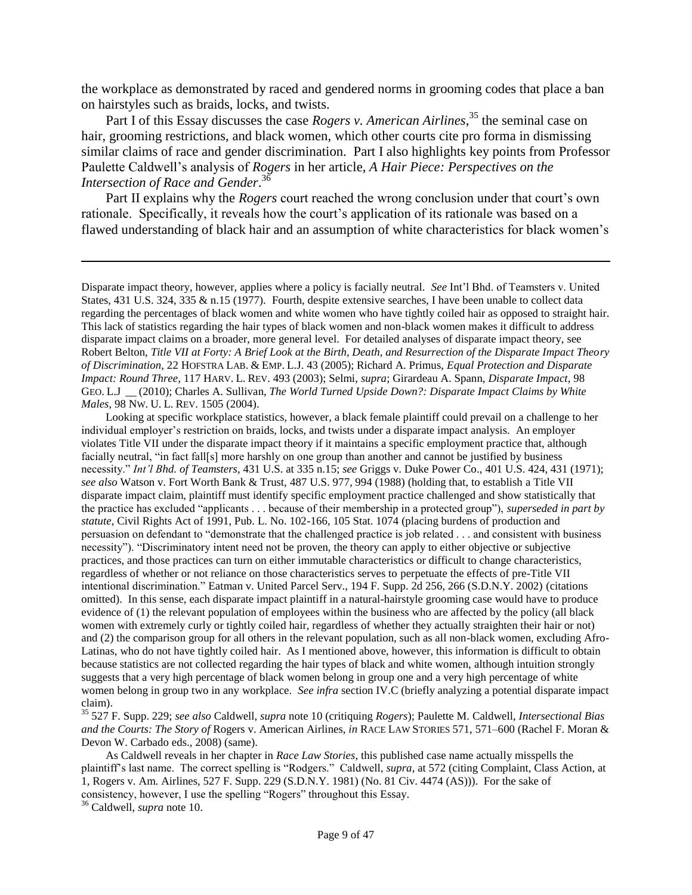the workplace as demonstrated by raced and gendered norms in grooming codes that place a ban on hairstyles such as braids, locks, and twists.

Part I of this Essay discusses the case *Rogers v. American Airlines*,[35] the seminal case on hair, grooming restrictions, and black women, which other courts cite pro forma in dismissing similar claims of race and gender discrimination. Part I also highlights key points from Professor Paulette Caldwell's analysis of *Rogers* in her article, *A Hair Piece: Perspectives on the Intersection of Race and Gender*.[36]

Part II explains why the *Rogers* court reached the wrong conclusion under that court's own rationale. Specifically, it reveals how the court's application of its rationale was based on a flawed understanding of black hair and an assumption of white characteristics for black women's

---

Disparate impact theory, however, applies where a policy is facially neutral. *See* Int'l Bhd. of Teamsters v. United States, 431 U.S. 324, 335 & n.15 (1977). Fourth, despite extensive searches, I have been unable to collect data regarding the percentages of black women and white women who have tightly coiled hair as opposed to straight hair. This lack of statistics regarding the hair types of black women and non-black women makes it difficult to address disparate impact claims on a broader, more general level. For detailed analyses of disparate impact theory, see Robert Belton, *Title VII at Forty: A Brief Look at the Birth, Death, and Resurrection of the Disparate Impact Theory of Discrimination*, 22 HOFSTRA LAB. & EMP. L.J. 43 (2005); Richard A. Primus, *Equal Protection and Disparate Impact: Round Three*, 117 HARV. L. REV. 493 (2003); Selmi, *supra*; Girardeau A. Spann, *Disparate Impact*, 98 GEO. L.J __ (2010); Charles A. Sullivan, *The World Turned Upside Down?: Disparate Impact Claims by White Males*, 98 NW. U. L. REV. 1505 (2004).

Looking at specific workplace statistics, however, a black female plaintiff could prevail on a challenge to her individual employer's restriction on braids, locks, and twists under a disparate impact analysis. An employer violates Title VII under the disparate impact theory if it maintains a specific employment practice that, although facially neutral, "in fact fall[s] more harshly on one group than another and cannot be justified by business necessity." *Int'l Bhd. of Teamsters*, 431 U.S. at 335 n.15; *see* Griggs v. Duke Power Co., 401 U.S. 424, 431 (1971); *see also* Watson v. Fort Worth Bank & Trust, 487 U.S. 977, 994 (1988) (holding that, to establish a Title VII disparate impact claim, plaintiff must identify specific employment practice challenged and show statistically that the practice has excluded "applicants . . . because of their membership in a protected group"), *superseded in part by statute*, Civil Rights Act of 1991, Pub. L. No. 102-166, 105 Stat. 1074 (placing burdens of production and persuasion on defendant to "demonstrate that the challenged practice is job related . . . and consistent with business necessity"). "Discriminatory intent need not be proven, the theory can apply to either objective or subjective practices, and those practices can turn on either immutable characteristics or difficult to change characteristics, regardless of whether or not reliance on those characteristics serves to perpetuate the effects of pre-Title VII intentional discrimination." Eatman v. United Parcel Serv., 194 F. Supp. 2d 256, 266 (S.D.N.Y. 2002) (citations omitted). In this sense, each disparate impact plaintiff in a natural-hairstyle grooming case would have to produce evidence of (1) the relevant population of employees within the business who are affected by the policy (all black women with extremely curly or tightly coiled hair, regardless of whether they actually straighten their hair or not) and (2) the comparison group for all others in the relevant population, such as all non-black women, excluding Afro-Latinas, who do not have tightly coiled hair. As I mentioned above, however, this information is difficult to obtain because statistics are not collected regarding the hair types of black and white women, although intuition strongly suggests that a very high percentage of black women belong in group one and a very high percentage of white women belong in group two in any workplace. *See infra* section IV.C (briefly analyzing a potential disparate impact claim).

[35] 527 F. Supp. 229; *see also* Caldwell, *supra* note 10 (critiquing *Rogers*); Paulette M. Caldwell, *Intersectional Bias and the Courts: The Story of* Rogers v. American Airlines, *in* RACE LAW STORIES 571, 571–600 (Rachel F. Moran & Devon W. Carbado eds., 2008) (same).

As Caldwell reveals in her chapter in *Race Law Stories*, this published case name actually misspells the plaintiff's last name. The correct spelling is "Rodgers." Caldwell, *supra*, at 572 (citing Complaint, Class Action, at 1, Rogers v. Am. Airlines, 527 F. Supp. 229 (S.D.N.Y. 1981) (No. 81 Civ. 4474 (AS))). For the sake of consistency, however, I use the spelling "Rogers" throughout this Essay.

[36] Caldwell, *supra* note 10.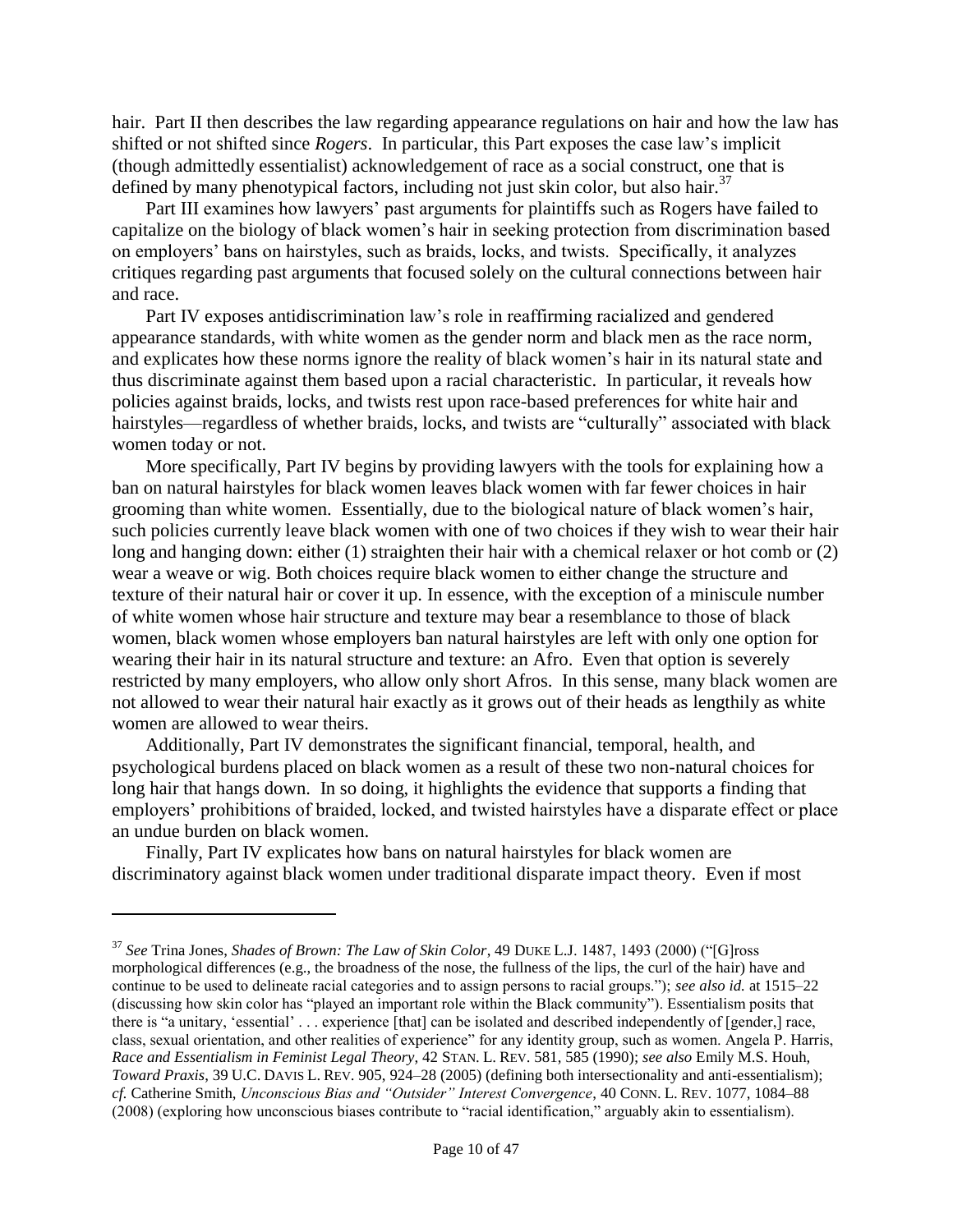hair. Part II then describes the law regarding appearance regulations on hair and how the law has shifted or not shifted since *Rogers*. In particular, this Part exposes the case law's implicit (though admittedly essentialist) acknowledgement of race as a social construct, one that is defined by many phenotypical factors, including not just skin color, but also hair.[37]

Part III examines how lawyers' past arguments for plaintiffs such as Rogers have failed to capitalize on the biology of black women's hair in seeking protection from discrimination based on employers' bans on hairstyles, such as braids, locks, and twists. Specifically, it analyzes critiques regarding past arguments that focused solely on the cultural connections between hair and race.

Part IV exposes antidiscrimination law's role in reaffirming racialized and gendered appearance standards, with white women as the gender norm and black men as the race norm, and explicates how these norms ignore the reality of black women's hair in its natural state and thus discriminate against them based upon a racial characteristic. In particular, it reveals how policies against braids, locks, and twists rest upon race-based preferences for white hair and hairstyles—regardless of whether braids, locks, and twists are "culturally" associated with black women today or not.

More specifically, Part IV begins by providing lawyers with the tools for explaining how a ban on natural hairstyles for black women leaves black women with far fewer choices in hair grooming than white women. Essentially, due to the biological nature of black women's hair, such policies currently leave black women with one of two choices if they wish to wear their hair long and hanging down: either (1) straighten their hair with a chemical relaxer or hot comb or (2) wear a weave or wig. Both choices require black women to either change the structure and texture of their natural hair or cover it up. In essence, with the exception of a miniscule number of white women whose hair structure and texture may bear a resemblance to those of black women, black women whose employers ban natural hairstyles are left with only one option for wearing their hair in its natural structure and texture: an Afro. Even that option is severely restricted by many employers, who allow only short Afros. In this sense, many black women are not allowed to wear their natural hair exactly as it grows out of their heads as lengthily as white women are allowed to wear theirs.

Additionally, Part IV demonstrates the significant financial, temporal, health, and psychological burdens placed on black women as a result of these two non-natural choices for long hair that hangs down. In so doing, it highlights the evidence that supports a finding that employers' prohibitions of braided, locked, and twisted hairstyles have a disparate effect or place an undue burden on black women.

Finally, Part IV explicates how bans on natural hairstyles for black women are discriminatory against black women under traditional disparate impact theory. Even if most

---

[37] *See* Trina Jones, *Shades of Brown: The Law of Skin Color*, 49 DUKE L.J. 1487, 1493 (2000) ("[G]ross morphological differences (e.g., the broadness of the nose, the fullness of the lips, the curl of the hair) have and continue to be used to delineate racial categories and to assign persons to racial groups."); *see also id.* at 1515–22 (discussing how skin color has "played an important role within the Black community"). Essentialism posits that there is "a unitary, 'essential' . . . experience [that] can be isolated and described independently of [gender,] race, class, sexual orientation, and other realities of experience" for any identity group, such as women. Angela P. Harris, *Race and Essentialism in Feminist Legal Theory*, 42 STAN. L. REV. 581, 585 (1990); *see also* Emily M.S. Houh, *Toward Praxis*, 39 U.C. DAVIS L. REV. 905, 924–28 (2005) (defining both intersectionality and anti-essentialism); *cf.* Catherine Smith, *Unconscious Bias and "Outsider" Interest Convergence*, 40 CONN. L. REV. 1077, 1084–88 (2008) (exploring how unconscious biases contribute to "racial identification," arguably akin to essentialism).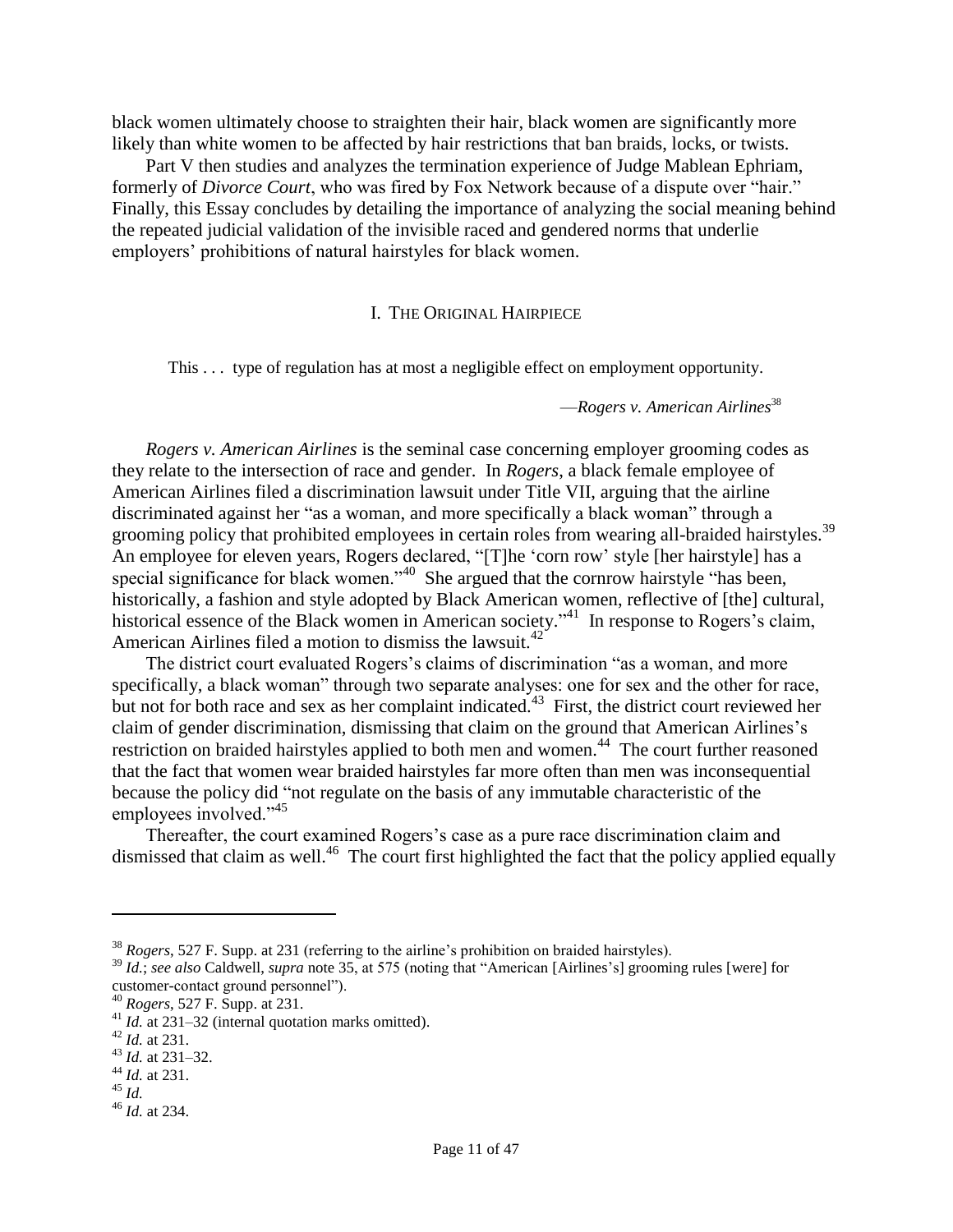black women ultimately choose to straighten their hair, black women are significantly more likely than white women to be affected by hair restrictions that ban braids, locks, or twists.

Part V then studies and analyzes the termination experience of Judge Mablean Ephriam, formerly of *Divorce Court*, who was fired by Fox Network because of a dispute over "hair." Finally, this Essay concludes by detailing the importance of analyzing the social meaning behind the repeated judicial validation of the invisible raced and gendered norms that underlie employers' prohibitions of natural hairstyles for black women.

## I. The Original Hairpiece

> This . . . type of regulation has at most a negligible effect on employment opportunity.
>
> —*Rogers v. American Airlines*[38]

*Rogers v. American Airlines* is the seminal case concerning employer grooming codes as they relate to the intersection of race and gender. In *Rogers*, a black female employee of American Airlines filed a discrimination lawsuit under Title VII, arguing that the airline discriminated against her "as a woman, and more specifically a black woman" through a grooming policy that prohibited employees in certain roles from wearing all-braided hairstyles.[39] An employee for eleven years, Rogers declared, "[T]he 'corn row' style [her hairstyle] has a special significance for black women."[40] She argued that the cornrow hairstyle "has been, historically, a fashion and style adopted by Black American women, reflective of [the] cultural, historical essence of the Black women in American society."[41] In response to Rogers's claim, American Airlines filed a motion to dismiss the lawsuit.[42]

The district court evaluated Rogers's claims of discrimination "as a woman, and more specifically, a black woman" through two separate analyses: one for sex and the other for race, but not for both race and sex as her complaint indicated.[43] First, the district court reviewed her claim of gender discrimination, dismissing that claim on the ground that American Airlines's restriction on braided hairstyles applied to both men and women.[44] The court further reasoned that the fact that women wear braided hairstyles far more often than men was inconsequential because the policy did "not regulate on the basis of any immutable characteristic of the employees involved."[45]

Thereafter, the court examined Rogers's case as a pure race discrimination claim and dismissed that claim as well.[46] The court first highlighted the fact that the policy applied equally

---

[38] *Rogers*, 527 F. Supp. at 231 (referring to the airline's prohibition on braided hairstyles).

[39] *Id.*; *see also* Caldwell, *supra* note 35, at 575 (noting that "American [Airlines's] grooming rules [were] for customer-contact ground personnel").

[40] *Rogers*, 527 F. Supp. at 231.

[41] *Id.* at 231–32 (internal quotation marks omitted).

[42] *Id.* at 231.

[43] *Id.* at 231–32.

[44] *Id.* at 231.

[45] *Id.*

[46] *Id.* at 234.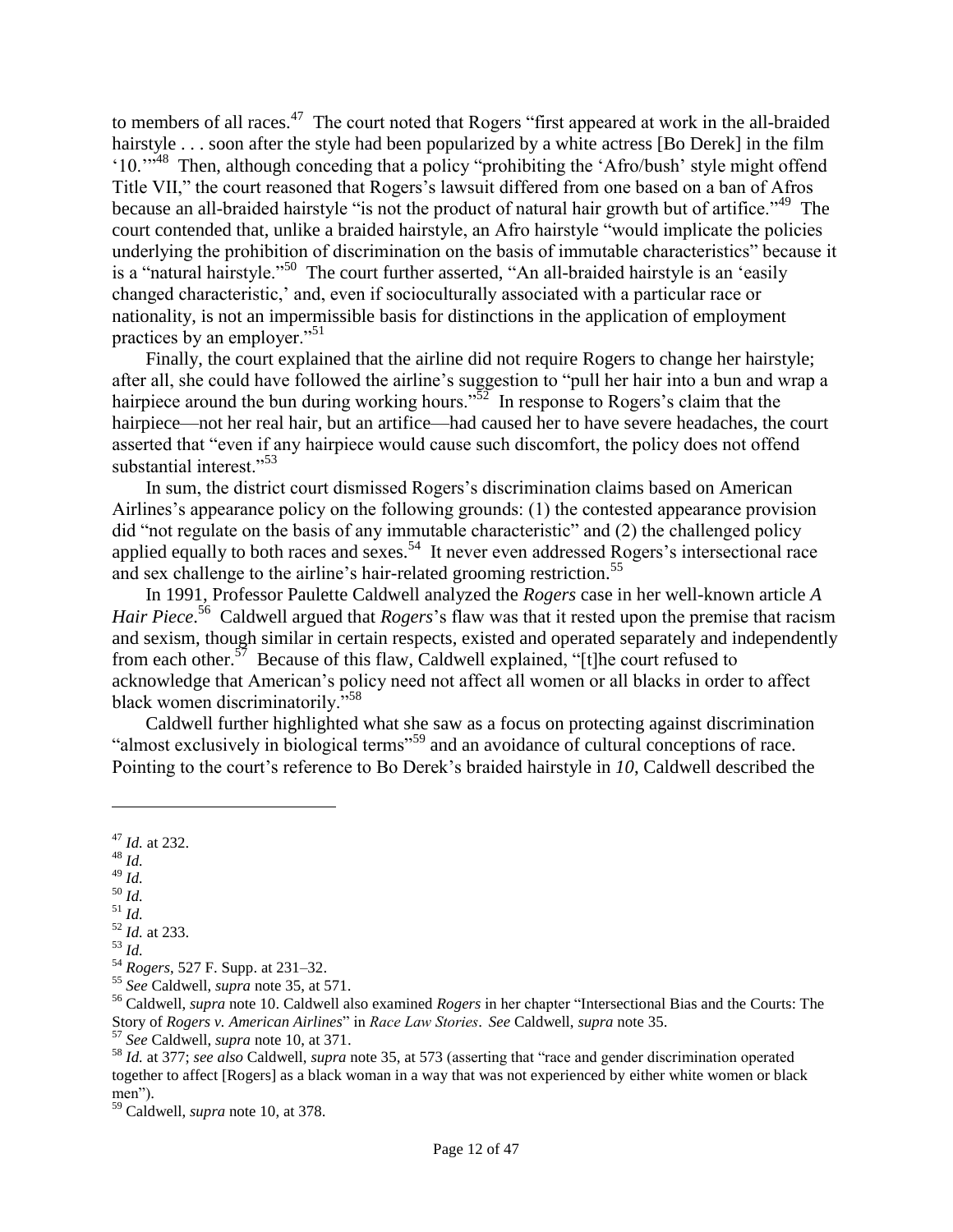to members of all races.[47] The court noted that Rogers "first appeared at work in the all-braided hairstyle . . . soon after the style had been popularized by a white actress [Bo Derek] in the film '10.'"[48] Then, although conceding that a policy "prohibiting the 'Afro/bush' style might offend Title VII," the court reasoned that Rogers's lawsuit differed from one based on a ban of Afros because an all-braided hairstyle "is not the product of natural hair growth but of artifice."[49] The court contended that, unlike a braided hairstyle, an Afro hairstyle "would implicate the policies underlying the prohibition of discrimination on the basis of immutable characteristics" because it is a "natural hairstyle."[50] The court further asserted, "An all-braided hairstyle is an 'easily changed characteristic,' and, even if socioculturally associated with a particular race or nationality, is not an impermissible basis for distinctions in the application of employment practices by an employer."[51]

Finally, the court explained that the airline did not require Rogers to change her hairstyle; after all, she could have followed the airline's suggestion to "pull her hair into a bun and wrap a hairpiece around the bun during working hours."[52] In response to Rogers's claim that the hairpiece—not her real hair, but an artifice—had caused her to have severe headaches, the court asserted that "even if any hairpiece would cause such discomfort, the policy does not offend substantial interest."[53]

In sum, the district court dismissed Rogers's discrimination claims based on American Airlines's appearance policy on the following grounds: (1) the contested appearance provision did "not regulate on the basis of any immutable characteristic" and (2) the challenged policy applied equally to both races and sexes.[54] It never even addressed Rogers's intersectional race and sex challenge to the airline's hair-related grooming restriction.[55]

In 1991, Professor Paulette Caldwell analyzed the *Rogers* case in her well-known article *A Hair Piece*.[56] Caldwell argued that *Rogers*'s flaw was that it rested upon the premise that racism and sexism, though similar in certain respects, existed and operated separately and independently from each other.[57] Because of this flaw, Caldwell explained, "[t]he court refused to acknowledge that American's policy need not affect all women or all blacks in order to affect black women discriminatorily."[58]

Caldwell further highlighted what she saw as a focus on protecting against discrimination "almost exclusively in biological terms"[59] and an avoidance of cultural conceptions of race. Pointing to the court's reference to Bo Derek's braided hairstyle in *10*, Caldwell described the

---

[47] *Id.* at 232.

[48] *Id.*

[49] *Id.*

[50] *Id.*

[51] *Id.*

[52] *Id.* at 233.

[53] *Id.*

[54] *Rogers*, 527 F. Supp. at 231–32.

[55] *See* Caldwell, *supra* note 35, at 571.

[56] Caldwell, *supra* note 10. Caldwell also examined *Rogers* in her chapter "Intersectional Bias and the Courts: The Story of *Rogers v. American Airlines*" in *Race Law Stories*. *See* Caldwell, *supra* note 35.

[57] *See* Caldwell, *supra* note 10, at 371.

[58] *Id.* at 377; *see also* Caldwell, *supra* note 35, at 573 (asserting that "race and gender discrimination operated together to affect [Rogers] as a black woman in a way that was not experienced by either white women or black men").

[59] Caldwell, *supra* note 10, at 378.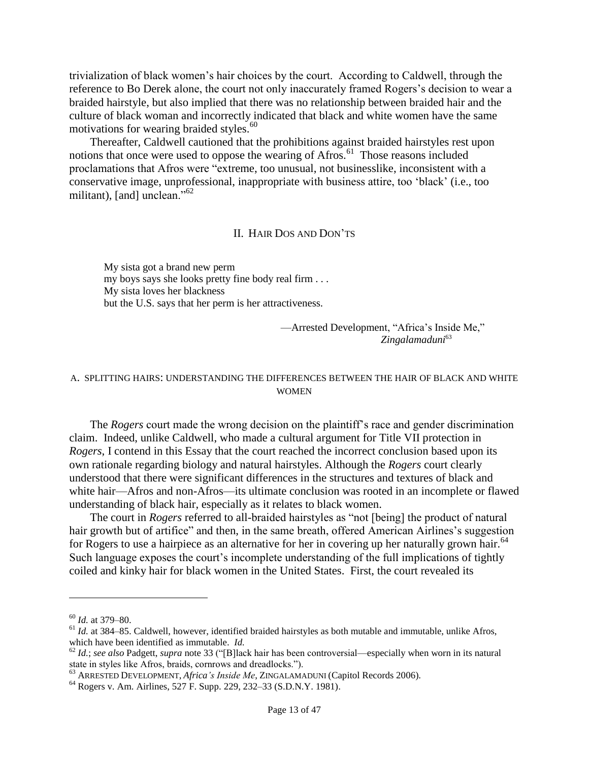trivialization of black women's hair choices by the court. According to Caldwell, through the reference to Bo Derek alone, the court not only inaccurately framed Rogers's decision to wear a braided hairstyle, but also implied that there was no relationship between braided hair and the culture of black woman and incorrectly indicated that black and white women have the same motivations for wearing braided styles.[60]

Thereafter, Caldwell cautioned that the prohibitions against braided hairstyles rest upon notions that once were used to oppose the wearing of Afros.[61] Those reasons included proclamations that Afros were "extreme, too unusual, not businesslike, inconsistent with a conservative image, unprofessional, inappropriate with business attire, too 'black' (i.e., too militant), [and] unclean."[62]

## II. Hair Dos and Don'ts

> My sista got a brand new perm
> my boys says she looks pretty fine body real firm . . .
> My sista loves her blackness
> but the U.S. says that her perm is her attractiveness.
>
> —Arrested Development, "Africa's Inside Me," *Zingalamaduni*[63]

### A. Splitting Hairs: Understanding the Differences Between the Hair of Black and White Women

The *Rogers* court made the wrong decision on the plaintiff's race and gender discrimination claim. Indeed, unlike Caldwell, who made a cultural argument for Title VII protection in *Rogers*, I contend in this Essay that the court reached the incorrect conclusion based upon its own rationale regarding biology and natural hairstyles. Although the *Rogers* court clearly understood that there were significant differences in the structures and textures of black and white hair—Afros and non-Afros—its ultimate conclusion was rooted in an incomplete or flawed understanding of black hair, especially as it relates to black women.

The court in *Rogers* referred to all-braided hairstyles as "not [being] the product of natural hair growth but of artifice" and then, in the same breath, offered American Airlines's suggestion for Rogers to use a hairpiece as an alternative for her in covering up her naturally grown hair.[64] Such language exposes the court's incomplete understanding of the full implications of tightly coiled and kinky hair for black women in the United States. First, the court revealed its

---

[60] *Id.* at 379–80.

[61] *Id.* at 384–85. Caldwell, however, identified braided hairstyles as both mutable and immutable, unlike Afros, which have been identified as immutable. *Id.*

[62] *Id.*; *see also* Padgett, *supra* note 33 ("[B]lack hair has been controversial—especially when worn in its natural state in styles like Afros, braids, cornrows and dreadlocks.").

[63] Arrested Development, *Africa's Inside Me*, Zingalamaduni (Capitol Records 2006).

[64] Rogers v. Am. Airlines, 527 F. Supp. 229, 232–33 (S.D.N.Y. 1981).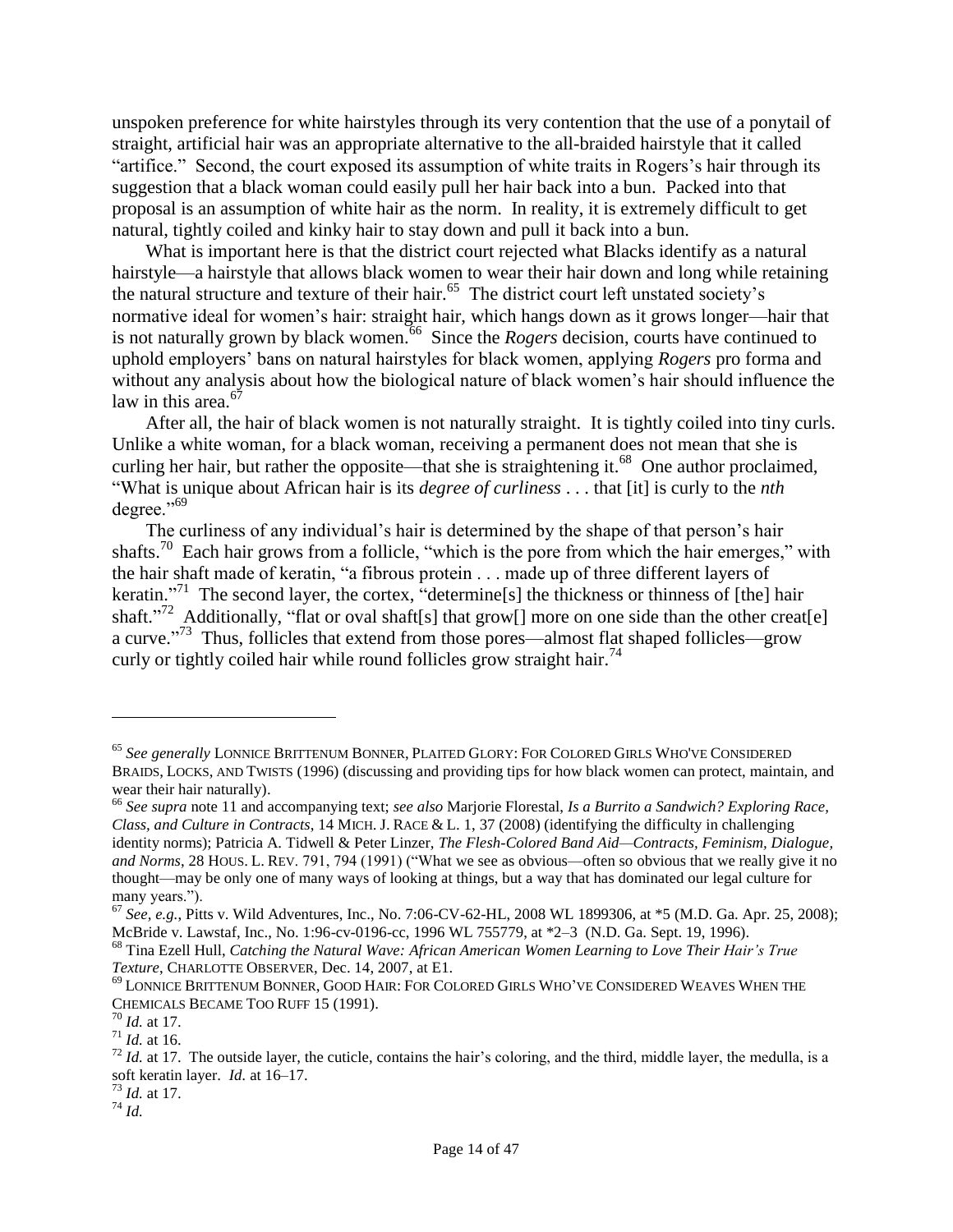unspoken preference for white hairstyles through its very contention that the use of a ponytail of straight, artificial hair was an appropriate alternative to the all-braided hairstyle that it called "artifice." Second, the court exposed its assumption of white traits in Rogers's hair through its suggestion that a black woman could easily pull her hair back into a bun. Packed into that proposal is an assumption of white hair as the norm. In reality, it is extremely difficult to get natural, tightly coiled and kinky hair to stay down and pull it back into a bun.

What is important here is that the district court rejected what Blacks identify as a natural hairstyle—a hairstyle that allows black women to wear their hair down and long while retaining the natural structure and texture of their hair.[65] The district court left unstated society's normative ideal for women's hair: straight hair, which hangs down as it grows longer—hair that is not naturally grown by black women.[66] Since the *Rogers* decision, courts have continued to uphold employers' bans on natural hairstyles for black women, applying *Rogers* pro forma and without any analysis about how the biological nature of black women's hair should influence the law in this area.[67]

After all, the hair of black women is not naturally straight. It is tightly coiled into tiny curls. Unlike a white woman, for a black woman, receiving a permanent does not mean that she is curling her hair, but rather the opposite—that she is straightening it.[68] One author proclaimed, "What is unique about African hair is its *degree of curliness* . . . that [it] is curly to the *nth* degree."[69]

The curliness of any individual's hair is determined by the shape of that person's hair shafts.[70] Each hair grows from a follicle, "which is the pore from which the hair emerges," with the hair shaft made of keratin, "a fibrous protein . . . made up of three different layers of keratin."[71] The second layer, the cortex, "determine[s] the thickness or thinness of [the] hair shaft."[72] Additionally, "flat or oval shaft[s] that grow[] more on one side than the other creat[e] a curve."[73] Thus, follicles that extend from those pores—almost flat shaped follicles—grow curly or tightly coiled hair while round follicles grow straight hair.[74]

---

[65] *See generally* LONNICE BRITTENUM BONNER, PLAITED GLORY: FOR COLORED GIRLS WHO'VE CONSIDERED BRAIDS, LOCKS, AND TWISTS (1996) (discussing and providing tips for how black women can protect, maintain, and wear their hair naturally).

[66] *See supra* note 11 and accompanying text; *see also* Marjorie Florestal, *Is a Burrito a Sandwich? Exploring Race, Class, and Culture in Contracts*, 14 MICH. J. RACE & L. 1, 37 (2008) (identifying the difficulty in challenging identity norms); Patricia A. Tidwell & Peter Linzer, *The Flesh-Colored Band Aid—Contracts, Feminism, Dialogue, and Norms*, 28 HOUS. L. REV. 791, 794 (1991) ("What we see as obvious—often so obvious that we really give it no thought—may be only one of many ways of looking at things, but a way that has dominated our legal culture for many years.").

[67] *See, e.g.*, Pitts v. Wild Adventures, Inc., No. 7:06-CV-62-HL, 2008 WL 1899306, at *5 (M.D. Ga. Apr. 25, 2008); McBride v. Lawstaf, Inc., No. 1:96-cv-0196-cc, 1996 WL 755779, at *2–3 (N.D. Ga. Sept. 19, 1996).

[68] Tina Ezell Hull, *Catching the Natural Wave: African American Women Learning to Love Their Hair's True Texture*, CHARLOTTE OBSERVER, Dec. 14, 2007, at E1.

[69] LONNICE BRITTENUM BONNER, GOOD HAIR: FOR COLORED GIRLS WHO'VE CONSIDERED WEAVES WHEN THE CHEMICALS BECAME TOO RUFF 15 (1991).

[70] *Id.* at 17.

[71] *Id.* at 16.

[72] *Id.* at 17. The outside layer, the cuticle, contains the hair's coloring, and the third, middle layer, the medulla, is a soft keratin layer. *Id.* at 16–17.

[73] *Id.* at 17.

[74] *Id.*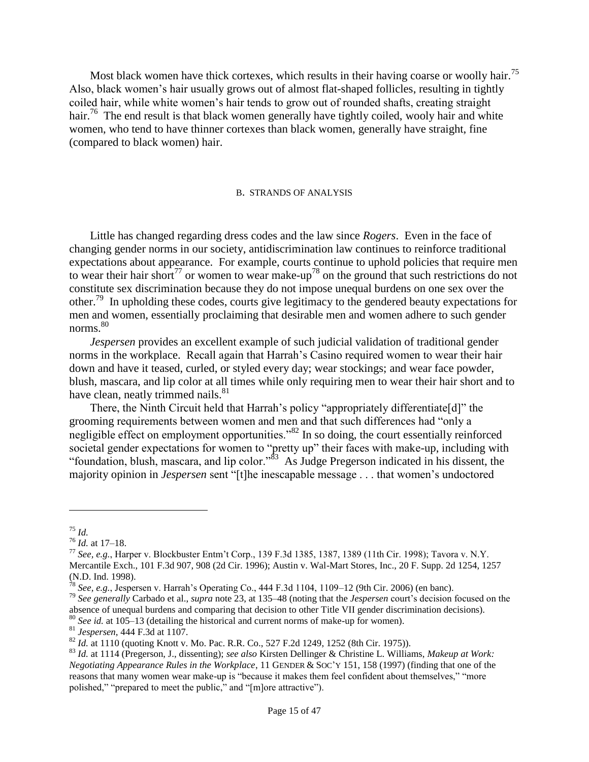Most black women have thick cortexes, which results in their having coarse or woolly hair.[75] Also, black women's hair usually grows out of almost flat-shaped follicles, resulting in tightly coiled hair, while white women's hair tends to grow out of rounded shafts, creating straight hair.[76] The end result is that black women generally have tightly coiled, wooly hair and white women, who tend to have thinner cortexes than black women, generally have straight, fine (compared to black women) hair.

### B. STRANDS OF ANALYSIS

Little has changed regarding dress codes and the law since *Rogers*. Even in the face of changing gender norms in our society, antidiscrimination law continues to reinforce traditional expectations about appearance. For example, courts continue to uphold policies that require men to wear their hair short[77] or women to wear make-up[78] on the ground that such restrictions do not constitute sex discrimination because they do not impose unequal burdens on one sex over the other.[79] In upholding these codes, courts give legitimacy to the gendered beauty expectations for men and women, essentially proclaiming that desirable men and women adhere to such gender norms.[80]

*Jespersen* provides an excellent example of such judicial validation of traditional gender norms in the workplace. Recall again that Harrah's Casino required women to wear their hair down and have it teased, curled, or styled every day; wear stockings; and wear face powder, blush, mascara, and lip color at all times while only requiring men to wear their hair short and to have clean, neatly trimmed nails.[81]

There, the Ninth Circuit held that Harrah's policy "appropriately differentiate[d]" the grooming requirements between women and men and that such differences had "only a negligible effect on employment opportunities."[82] In so doing, the court essentially reinforced societal gender expectations for women to "pretty up" their faces with make-up, including with "foundation, blush, mascara, and lip color."[83] As Judge Pregerson indicated in his dissent, the majority opinion in *Jespersen* sent "[t]he inescapable message . . . that women's undoctored

---

[75] *Id.*

[76] *Id.* at 17–18.

[77] *See, e.g.*, Harper v. Blockbuster Entm't Corp., 139 F.3d 1385, 1387, 1389 (11th Cir. 1998); Tavora v. N.Y. Mercantile Exch., 101 F.3d 907, 908 (2d Cir. 1996); Austin v. Wal-Mart Stores, Inc., 20 F. Supp. 2d 1254, 1257 (N.D. Ind. 1998).

[78] *See, e.g.*, Jespersen v. Harrah's Operating Co., 444 F.3d 1104, 1109–12 (9th Cir. 2006) (en banc).

[79] *See generally* Carbado et al., *supra* note 23, at 135–48 (noting that the *Jespersen* court's decision focused on the absence of unequal burdens and comparing that decision to other Title VII gender discrimination decisions).

[80] *See id.* at 105–13 (detailing the historical and current norms of make-up for women).

[81] *Jespersen*, 444 F.3d at 1107.

[82] *Id.* at 1110 (quoting Knott v. Mo. Pac. R.R. Co., 527 F.2d 1249, 1252 (8th Cir. 1975)).

[83] *Id.* at 1114 (Pregerson, J., dissenting); *see also* Kirsten Dellinger & Christine L. Williams, *Makeup at Work: Negotiating Appearance Rules in the Workplace*, 11 GENDER & SOC'Y 151, 158 (1997) (finding that one of the reasons that many women wear make-up is "because it makes them feel confident about themselves," "more polished," "prepared to meet the public," and "[m]ore attractive").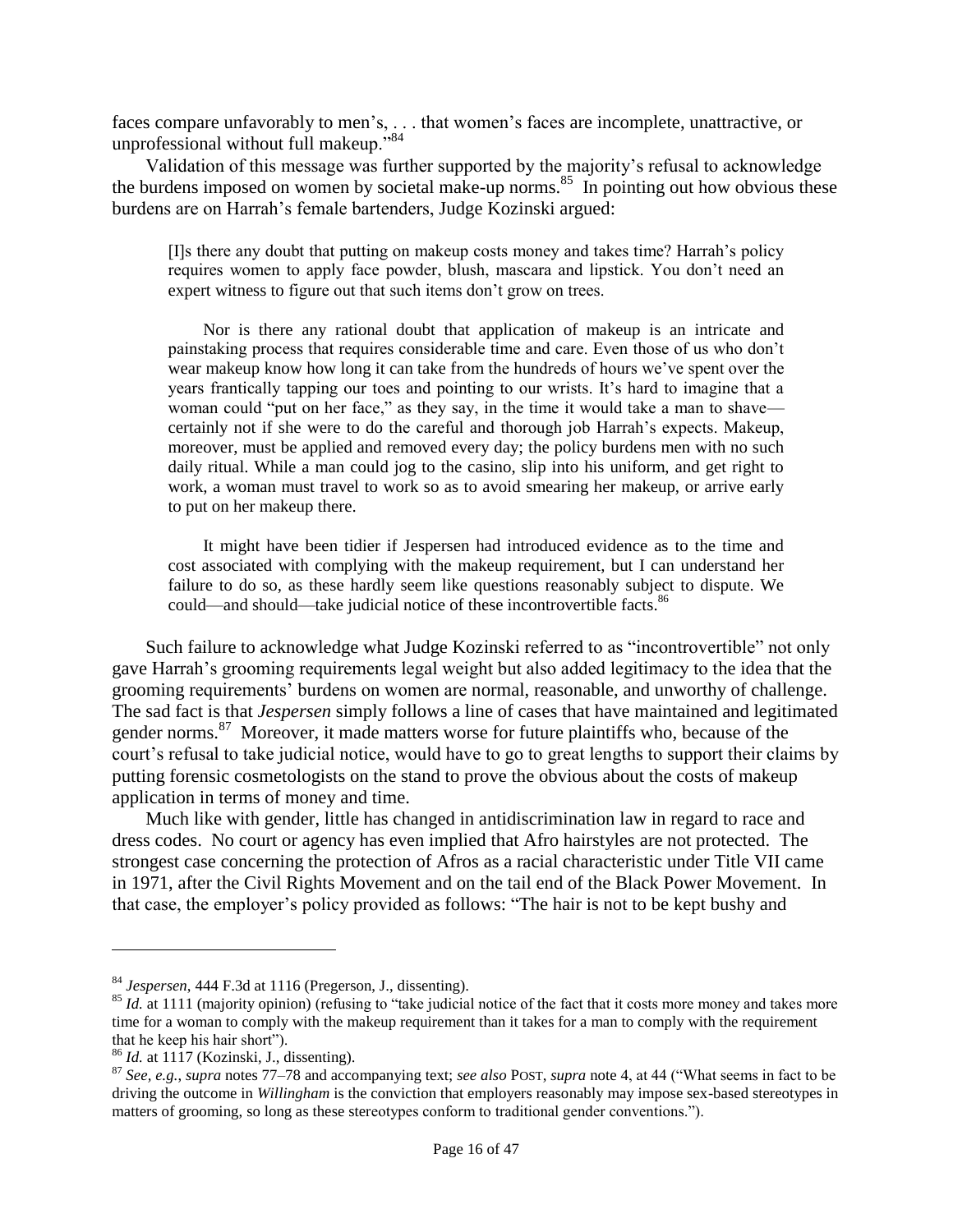faces compare unfavorably to men's, . . . that women's faces are incomplete, unattractive, or unprofessional without full makeup."[84]

Validation of this message was further supported by the majority's refusal to acknowledge the burdens imposed on women by societal make-up norms.[85] In pointing out how obvious these burdens are on Harrah's female bartenders, Judge Kozinski argued:

> [I]s there any doubt that putting on makeup costs money and takes time? Harrah's policy requires women to apply face powder, blush, mascara and lipstick. You don't need an expert witness to figure out that such items don't grow on trees.
>
> Nor is there any rational doubt that application of makeup is an intricate and painstaking process that requires considerable time and care. Even those of us who don't wear makeup know how long it can take from the hundreds of hours we've spent over the years frantically tapping our toes and pointing to our wrists. It's hard to imagine that a woman could "put on her face," as they say, in the time it would take a man to shave—certainly not if she were to do the careful and thorough job Harrah's expects. Makeup, moreover, must be applied and removed every day; the policy burdens men with no such daily ritual. While a man could jog to the casino, slip into his uniform, and get right to work, a woman must travel to work so as to avoid smearing her makeup, or arrive early to put on her makeup there.
>
> It might have been tidier if Jespersen had introduced evidence as to the time and cost associated with complying with the makeup requirement, but I can understand her failure to do so, as these hardly seem like questions reasonably subject to dispute. We could—and should—take judicial notice of these incontrovertible facts.[86]

Such failure to acknowledge what Judge Kozinski referred to as "incontrovertible" not only gave Harrah's grooming requirements legal weight but also added legitimacy to the idea that the grooming requirements' burdens on women are normal, reasonable, and unworthy of challenge. The sad fact is that *Jespersen* simply follows a line of cases that have maintained and legitimated gender norms.[87] Moreover, it made matters worse for future plaintiffs who, because of the court's refusal to take judicial notice, would have to go to great lengths to support their claims by putting forensic cosmetologists on the stand to prove the obvious about the costs of makeup application in terms of money and time.

Much like with gender, little has changed in antidiscrimination law in regard to race and dress codes. No court or agency has even implied that Afro hairstyles are not protected. The strongest case concerning the protection of Afros as a racial characteristic under Title VII came in 1971, after the Civil Rights Movement and on the tail end of the Black Power Movement. In that case, the employer's policy provided as follows: "The hair is not to be kept bushy and

---

[84] *Jespersen*, 444 F.3d at 1116 (Pregerson, J., dissenting).

[85] *Id.* at 1111 (majority opinion) (refusing to "take judicial notice of the fact that it costs more money and takes more time for a woman to comply with the makeup requirement than it takes for a man to comply with the requirement that he keep his hair short").

[86] *Id.* at 1117 (Kozinski, J., dissenting).

[87] *See, e.g.*, *supra* notes 77–78 and accompanying text; *see also* POST, *supra* note 4, at 44 ("What seems in fact to be driving the outcome in *Willingham* is the conviction that employers reasonably may impose sex-based stereotypes in matters of grooming, so long as these stereotypes conform to traditional gender conventions.").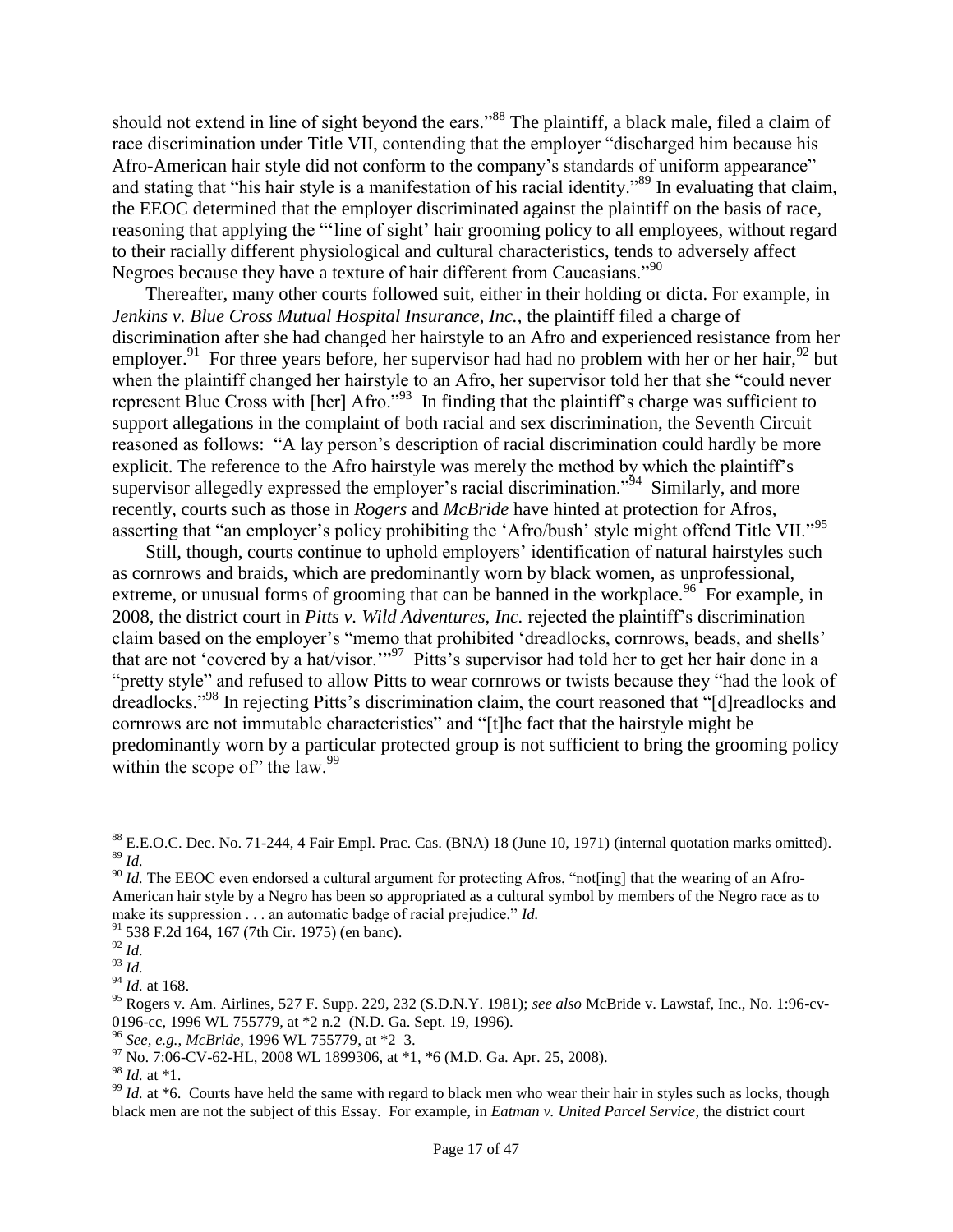should not extend in line of sight beyond the ears."[88] The plaintiff, a black male, filed a claim of race discrimination under Title VII, contending that the employer "discharged him because his Afro-American hair style did not conform to the company's standards of uniform appearance" and stating that "his hair style is a manifestation of his racial identity."[89] In evaluating that claim, the EEOC determined that the employer discriminated against the plaintiff on the basis of race, reasoning that applying the "'line of sight' hair grooming policy to all employees, without regard to their racially different physiological and cultural characteristics, tends to adversely affect Negroes because they have a texture of hair different from Caucasians."[90]

Thereafter, many other courts followed suit, either in their holding or dicta. For example, in *Jenkins v. Blue Cross Mutual Hospital Insurance, Inc.*, the plaintiff filed a charge of discrimination after she had changed her hairstyle to an Afro and experienced resistance from her employer.[91] For three years before, her supervisor had had no problem with her or her hair,[92] but when the plaintiff changed her hairstyle to an Afro, her supervisor told her that she "could never represent Blue Cross with [her] Afro."[93] In finding that the plaintiff's charge was sufficient to support allegations in the complaint of both racial and sex discrimination, the Seventh Circuit reasoned as follows: "A lay person's description of racial discrimination could hardly be more explicit. The reference to the Afro hairstyle was merely the method by which the plaintiff's supervisor allegedly expressed the employer's racial discrimination."[94] Similarly, and more recently, courts such as those in *Rogers* and *McBride* have hinted at protection for Afros, asserting that "an employer's policy prohibiting the 'Afro/bush' style might offend Title VII."[95]

Still, though, courts continue to uphold employers' identification of natural hairstyles such as cornrows and braids, which are predominantly worn by black women, as unprofessional, extreme, or unusual forms of grooming that can be banned in the workplace.[96] For example, in 2008, the district court in *Pitts v. Wild Adventures, Inc.* rejected the plaintiff's discrimination claim based on the employer's "memo that prohibited 'dreadlocks, cornrows, beads, and shells' that are not 'covered by a hat/visor.'"[97] Pitts's supervisor had told her to get her hair done in a "pretty style" and refused to allow Pitts to wear cornrows or twists because they "had the look of dreadlocks."[98] In rejecting Pitts's discrimination claim, the court reasoned that "[d]readlocks and cornrows are not immutable characteristics" and "[t]he fact that the hairstyle might be predominantly worn by a particular protected group is not sufficient to bring the grooming policy within the scope of" the law.[99]

---

[88] E.E.O.C. Dec. No. 71-244, 4 Fair Empl. Prac. Cas. (BNA) 18 (June 10, 1971) (internal quotation marks omitted).

[89] *Id.*

[90] *Id.* The EEOC even endorsed a cultural argument for protecting Afros, "not[ing] that the wearing of an Afro-American hair style by a Negro has been so appropriated as a cultural symbol by members of the Negro race as to make its suppression . . . an automatic badge of racial prejudice." *Id.*

[91] 538 F.2d 164, 167 (7th Cir. 1975) (en banc).

[92] *Id.*

[93] *Id.*

[94] *Id.* at 168.

[95] Rogers v. Am. Airlines, 527 F. Supp. 229, 232 (S.D.N.Y. 1981); *see also* McBride v. Lawstaf, Inc., No. 1:96-cv-0196-cc, 1996 WL 755779, at *2 n.2 (N.D. Ga. Sept. 19, 1996).

[96] *See, e.g.*, *McBride*, 1996 WL 755779, at *2–3.

[97] No. 7:06-CV-62-HL, 2008 WL 1899306, at *1, *6 (M.D. Ga. Apr. 25, 2008).

[98] *Id.* at *1.

[99] *Id.* at *6. Courts have held the same with regard to black men who wear their hair in styles such as locks, though black men are not the subject of this Essay. For example, in *Eatman v. United Parcel Service*, the district court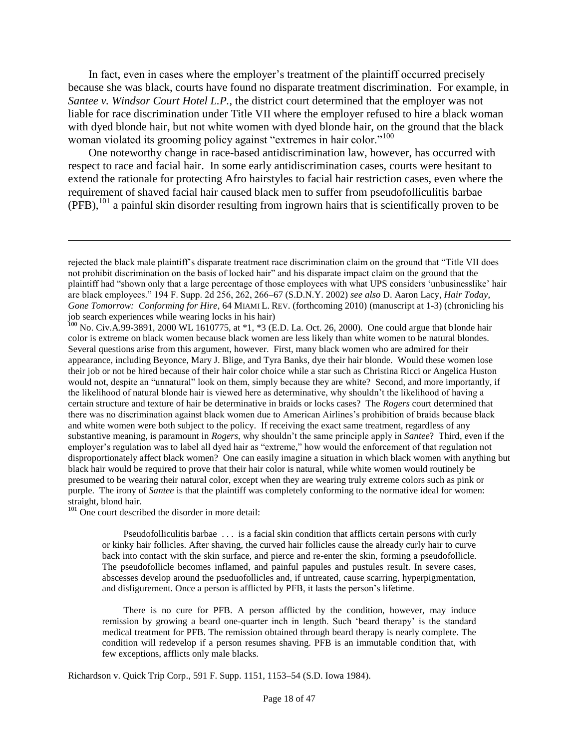In fact, even in cases where the employer's treatment of the plaintiff occurred precisely because she was black, courts have found no disparate treatment discrimination. For example, in *Santee v. Windsor Court Hotel L.P.*, the district court determined that the employer was not liable for race discrimination under Title VII where the employer refused to hire a black woman with dyed blonde hair, but not white women with dyed blonde hair, on the ground that the black woman violated its grooming policy against "extremes in hair color."[100]

One noteworthy change in race-based antidiscrimination law, however, has occurred with respect to race and facial hair. In some early antidiscrimination cases, courts were hesitant to extend the rationale for protecting Afro hairstyles to facial hair restriction cases, even where the requirement of shaved facial hair caused black men to suffer from pseudofolliculitis barbae (PFB),[101] a painful skin disorder resulting from ingrown hairs that is scientifically proven to be

---

rejected the black male plaintiff's disparate treatment race discrimination claim on the ground that "Title VII does not prohibit discrimination on the basis of locked hair" and his disparate impact claim on the ground that the plaintiff had "shown only that a large percentage of those employees with what UPS considers 'unbusinesslike' hair are black employees." 194 F. Supp. 2d 256, 262, 266–67 (S.D.N.Y. 2002) *see also* D. Aaron Lacy, *Hair Today, Gone Tomorrow: Conforming for Hire*, 64 MIAMI L. REV. (forthcoming 2010) (manuscript at 1-3) (chronicling his job search experiences while wearing locks in his hair)

[100] No. Civ.A.99-3891, 2000 WL 1610775, at *1, *3 (E.D. La. Oct. 26, 2000). One could argue that blonde hair color is extreme on black women because black women are less likely than white women to be natural blondes. Several questions arise from this argument, however. First, many black women who are admired for their appearance, including Beyonce, Mary J. Blige, and Tyra Banks, dye their hair blonde. Would these women lose their job or not be hired because of their hair color choice while a star such as Christina Ricci or Angelica Huston would not, despite an "unnatural" look on them, simply because they are white? Second, and more importantly, if the likelihood of natural blonde hair is viewed here as determinative, why shouldn't the likelihood of having a certain structure and texture of hair be determinative in braids or locks cases? The *Rogers* court determined that there was no discrimination against black women due to American Airlines's prohibition of braids because black and white women were both subject to the policy. If receiving the exact same treatment, regardless of any substantive meaning, is paramount in *Rogers*, why shouldn't the same principle apply in *Santee*? Third, even if the employer's regulation was to label all dyed hair as "extreme," how would the enforcement of that regulation not disproportionately affect black women? One can easily imagine a situation in which black women with anything but black hair would be required to prove that their hair color is natural, while white women would routinely be presumed to be wearing their natural color, except when they are wearing truly extreme colors such as pink or purple. The irony of *Santee* is that the plaintiff was completely conforming to the normative ideal for women: straight, blond hair.

[101] One court described the disorder in more detail:

> Pseudofolliculitis barbae . . . is a facial skin condition that afflicts certain persons with curly or kinky hair follicles. After shaving, the curved hair follicles cause the already curly hair to curve back into contact with the skin surface, and pierce and re-enter the skin, forming a pseudofollicle. The pseudofollicle becomes inflamed, and painful papules and pustules result. In severe cases, abscesses develop around the pseduofollicles and, if untreated, cause scarring, hyperpigmentation, and disfigurement. Once a person is afflicted by PFB, it lasts the person's lifetime.
>
> There is no cure for PFB. A person afflicted by the condition, however, may induce remission by growing a beard one-quarter inch in length. Such 'beard therapy' is the standard medical treatment for PFB. The remission obtained through beard therapy is nearly complete. The condition will redevelop if a person resumes shaving. PFB is an immutable condition that, with few exceptions, afflicts only male blacks.

Richardson v. Quick Trip Corp., 591 F. Supp. 1151, 1153–54 (S.D. Iowa 1984).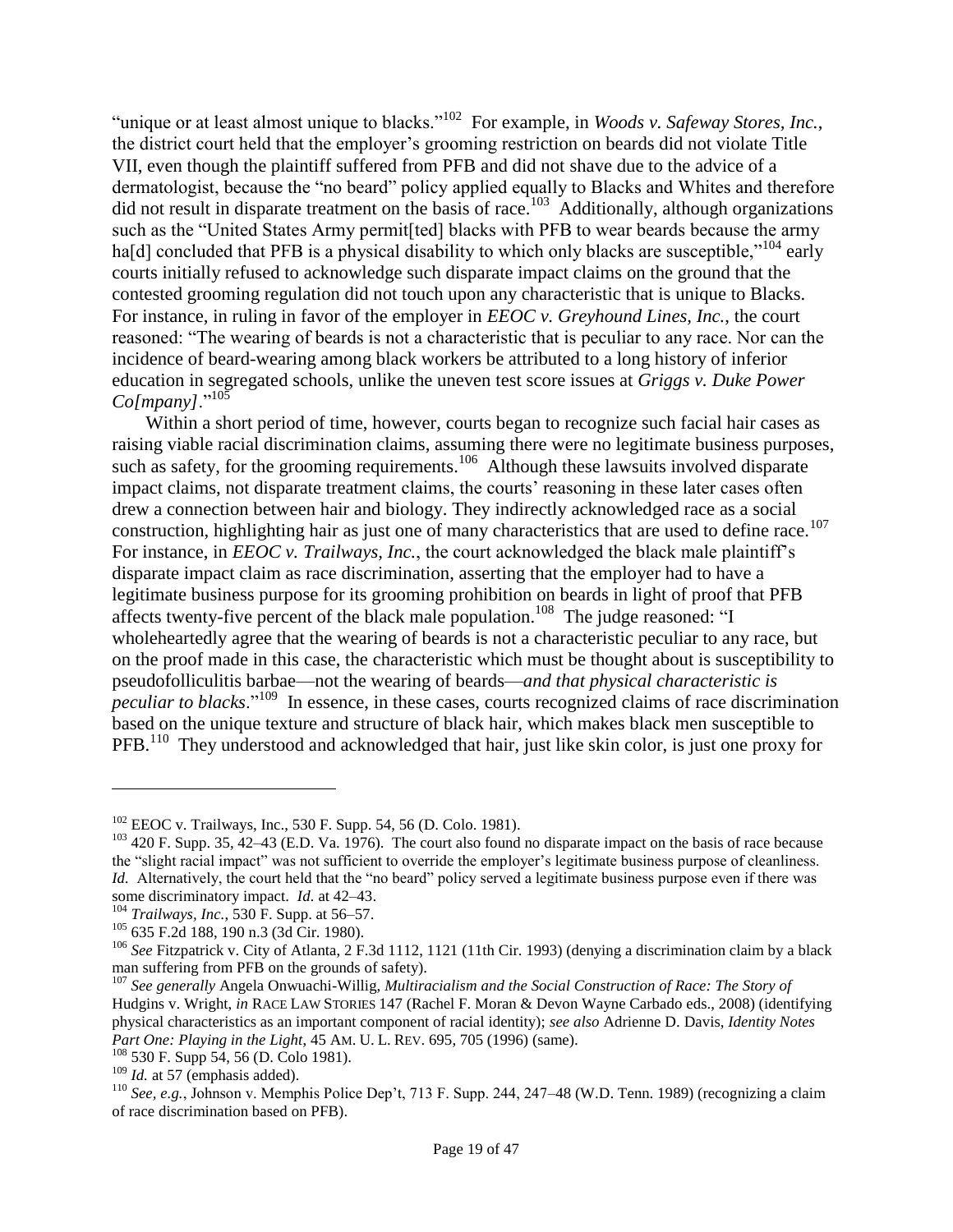"unique or at least almost unique to blacks."[102] For example, in *Woods v. Safeway Stores, Inc.*, the district court held that the employer's grooming restriction on beards did not violate Title VII, even though the plaintiff suffered from PFB and did not shave due to the advice of a dermatologist, because the "no beard" policy applied equally to Blacks and Whites and therefore did not result in disparate treatment on the basis of race.[103] Additionally, although organizations such as the "United States Army permit[ted] blacks with PFB to wear beards because the army ha[d] concluded that PFB is a physical disability to which only blacks are susceptible,"[104] early courts initially refused to acknowledge such disparate impact claims on the ground that the contested grooming regulation did not touch upon any characteristic that is unique to Blacks. For instance, in ruling in favor of the employer in *EEOC v. Greyhound Lines, Inc.*, the court reasoned: "The wearing of beards is not a characteristic that is peculiar to any race. Nor can the incidence of beard-wearing among black workers be attributed to a long history of inferior education in segregated schools, unlike the uneven test score issues at *Griggs v. Duke Power Co[mpany]*."[105]

Within a short period of time, however, courts began to recognize such facial hair cases as raising viable racial discrimination claims, assuming there were no legitimate business purposes, such as safety, for the grooming requirements.[106] Although these lawsuits involved disparate impact claims, not disparate treatment claims, the courts' reasoning in these later cases often drew a connection between hair and biology. They indirectly acknowledged race as a social construction, highlighting hair as just one of many characteristics that are used to define race.[107] For instance, in *EEOC v. Trailways, Inc.*, the court acknowledged the black male plaintiff's disparate impact claim as race discrimination, asserting that the employer had to have a legitimate business purpose for its grooming prohibition on beards in light of proof that PFB affects twenty-five percent of the black male population.[108] The judge reasoned: "I wholeheartedly agree that the wearing of beards is not a characteristic peculiar to any race, but on the proof made in this case, the characteristic which must be thought about is susceptibility to pseudofolliculitis barbae—not the wearing of beards—*and that physical characteristic is peculiar to blacks*."[109] In essence, in these cases, courts recognized claims of race discrimination based on the unique texture and structure of black hair, which makes black men susceptible to PFB.[110] They understood and acknowledged that hair, just like skin color, is just one proxy for

---

[102] EEOC v. Trailways, Inc., 530 F. Supp. 54, 56 (D. Colo. 1981).

[103] 420 F. Supp. 35, 42–43 (E.D. Va. 1976). The court also found no disparate impact on the basis of race because the "slight racial impact" was not sufficient to override the employer's legitimate business purpose of cleanliness. *Id.* Alternatively, the court held that the "no beard" policy served a legitimate business purpose even if there was some discriminatory impact. *Id.* at 42–43.

[104] *Trailways, Inc.*, 530 F. Supp. at 56–57.

[105] 635 F.2d 188, 190 n.3 (3d Cir. 1980).

[106] *See* Fitzpatrick v. City of Atlanta, 2 F.3d 1112, 1121 (11th Cir. 1993) (denying a discrimination claim by a black man suffering from PFB on the grounds of safety).

[107] *See generally* Angela Onwuachi-Willig, *Multiracialism and the Social Construction of Race: The Story of* Hudgins v. Wright, *in* RACE LAW STORIES 147 (Rachel F. Moran & Devon Wayne Carbado eds., 2008) (identifying physical characteristics as an important component of racial identity); *see also* Adrienne D. Davis, *Identity Notes Part One: Playing in the Light*, 45 AM. U. L. REV. 695, 705 (1996) (same).

[108] 530 F. Supp 54, 56 (D. Colo 1981).

[109] *Id.* at 57 (emphasis added).

[110] *See, e.g.*, Johnson v. Memphis Police Dep't, 713 F. Supp. 244, 247–48 (W.D. Tenn. 1989) (recognizing a claim of race discrimination based on PFB).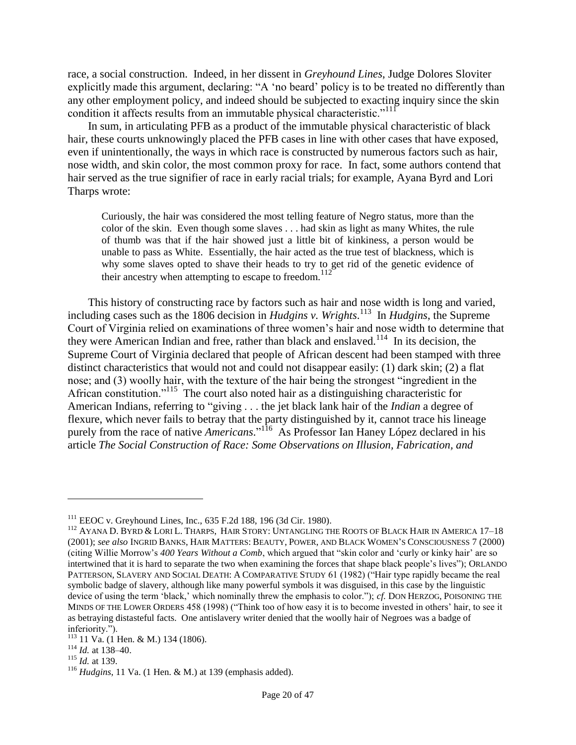race, a social construction. Indeed, in her dissent in *Greyhound Lines*, Judge Dolores Sloviter explicitly made this argument, declaring: "A 'no beard' policy is to be treated no differently than any other employment policy, and indeed should be subjected to exacting inquiry since the skin condition it affects results from an immutable physical characteristic."[111]

In sum, in articulating PFB as a product of the immutable physical characteristic of black hair, these courts unknowingly placed the PFB cases in line with other cases that have exposed, even if unintentionally, the ways in which race is constructed by numerous factors such as hair, nose width, and skin color, the most common proxy for race. In fact, some authors contend that hair served as the true signifier of race in early racial trials; for example, Ayana Byrd and Lori Tharps wrote:

> Curiously, the hair was considered the most telling feature of Negro status, more than the color of the skin. Even though some slaves . . . had skin as light as many Whites, the rule of thumb was that if the hair showed just a little bit of kinkiness, a person would be unable to pass as White. Essentially, the hair acted as the true test of blackness, which is why some slaves opted to shave their heads to try to get rid of the genetic evidence of their ancestry when attempting to escape to freedom.[112]

This history of constructing race by factors such as hair and nose width is long and varied, including cases such as the 1806 decision in *Hudgins v. Wrights*.[113] In *Hudgins*, the Supreme Court of Virginia relied on examinations of three women's hair and nose width to determine that they were American Indian and free, rather than black and enslaved.[114] In its decision, the Supreme Court of Virginia declared that people of African descent had been stamped with three distinct characteristics that would not and could not disappear easily: (1) dark skin; (2) a flat nose; and (3) woolly hair, with the texture of the hair being the strongest "ingredient in the African constitution."[115] The court also noted hair as a distinguishing characteristic for American Indians, referring to "giving . . . the jet black lank hair of the *Indian* a degree of flexure, which never fails to betray that the party distinguished by it, cannot trace his lineage purely from the race of native *Americans*."[116] As Professor Ian Haney López declared in his article *The Social Construction of Race: Some Observations on Illusion, Fabrication, and*

---

[111] EEOC v. Greyhound Lines, Inc., 635 F.2d 188, 196 (3d Cir. 1980).

[112] AYANA D. BYRD & LORI L. THARPS, HAIR STORY: UNTANGLING THE ROOTS OF BLACK HAIR IN AMERICA 17–18 (2001); *see also* INGRID BANKS, HAIR MATTERS: BEAUTY, POWER, AND BLACK WOMEN'S CONSCIOUSNESS 7 (2000) (citing Willie Morrow's *400 Years Without a Comb*, which argued that "skin color and 'curly or kinky hair' are so intertwined that it is hard to separate the two when examining the forces that shape black people's lives"); ORLANDO PATTERSON, SLAVERY AND SOCIAL DEATH: A COMPARATIVE STUDY 61 (1982) ("Hair type rapidly became the real symbolic badge of slavery, although like many powerful symbols it was disguised, in this case by the linguistic device of using the term 'black,' which nominally threw the emphasis to color."); *cf.* DON HERZOG, POISONING THE MINDS OF THE LOWER ORDERS 458 (1998) ("Think too of how easy it is to become invested in others' hair, to see it as betraying distasteful facts. One antislavery writer denied that the woolly hair of Negroes was a badge of inferiority.").

[113] 11 Va. (1 Hen. & M.) 134 (1806).

[114] *Id.* at 138–40.

[115] *Id.* at 139.

[116] *Hudgins*, 11 Va. (1 Hen. & M.) at 139 (emphasis added).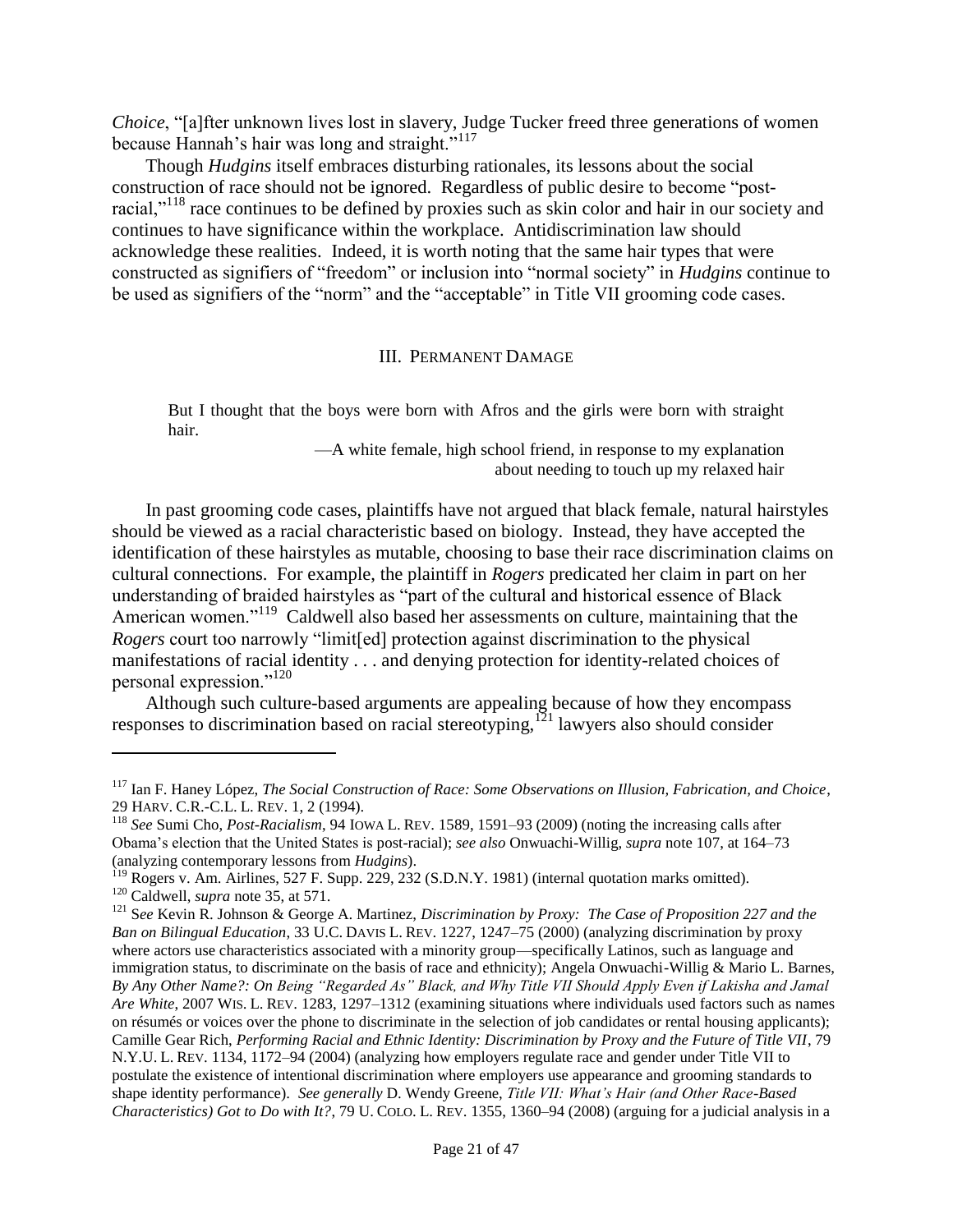*Choice*, "[a]fter unknown lives lost in slavery, Judge Tucker freed three generations of women because Hannah's hair was long and straight."[117]

Though *Hudgins* itself embraces disturbing rationales, its lessons about the social construction of race should not be ignored. Regardless of public desire to become "post-racial,"[118] race continues to be defined by proxies such as skin color and hair in our society and continues to have significance within the workplace. Antidiscrimination law should acknowledge these realities. Indeed, it is worth noting that the same hair types that were constructed as signifiers of "freedom" or inclusion into "normal society" in *Hudgins* continue to be used as signifiers of the "norm" and the "acceptable" in Title VII grooming code cases.

## III. PERMANENT DAMAGE

> But I thought that the boys were born with Afros and the girls were born with straight hair.
>
> —A white female, high school friend, in response to my explanation about needing to touch up my relaxed hair

In past grooming code cases, plaintiffs have not argued that black female, natural hairstyles should be viewed as a racial characteristic based on biology. Instead, they have accepted the identification of these hairstyles as mutable, choosing to base their race discrimination claims on cultural connections. For example, the plaintiff in *Rogers* predicated her claim in part on her understanding of braided hairstyles as "part of the cultural and historical essence of Black American women."[119] Caldwell also based her assessments on culture, maintaining that the *Rogers* court too narrowly "limit[ed] protection against discrimination to the physical manifestations of racial identity . . . and denying protection for identity-related choices of personal expression."[120]

Although such culture-based arguments are appealing because of how they encompass responses to discrimination based on racial stereotyping,[121] lawyers also should consider

---

[117] Ian F. Haney López, *The Social Construction of Race: Some Observations on Illusion, Fabrication, and Choice*, 29 HARV. C.R.-C.L. L. REV. 1, 2 (1994).

[118] *See* Sumi Cho, *Post-Racialism*, 94 IOWA L. REV. 1589, 1591–93 (2009) (noting the increasing calls after Obama's election that the United States is post-racial); *see also* Onwuachi-Willig, *supra* note 107, at 164–73 (analyzing contemporary lessons from *Hudgins*).

[119] Rogers v. Am. Airlines, 527 F. Supp. 229, 232 (S.D.N.Y. 1981) (internal quotation marks omitted).

[120] Caldwell, *supra* note 35, at 571.

[121] S*ee* Kevin R. Johnson & George A. Martinez, *Discrimination by Proxy: The Case of Proposition 227 and the Ban on Bilingual Education*, 33 U.C. DAVIS L. REV. 1227, 1247–75 (2000) (analyzing discrimination by proxy where actors use characteristics associated with a minority group—specifically Latinos, such as language and immigration status, to discriminate on the basis of race and ethnicity); Angela Onwuachi-Willig & Mario L. Barnes, *By Any Other Name?: On Being "Regarded As" Black, and Why Title VII Should Apply Even if Lakisha and Jamal Are White*, 2007 WIS. L. REV. 1283, 1297–1312 (examining situations where individuals used factors such as names on résumés or voices over the phone to discriminate in the selection of job candidates or rental housing applicants); Camille Gear Rich, *Performing Racial and Ethnic Identity: Discrimination by Proxy and the Future of Title VII*, 79 N.Y.U. L. REV. 1134, 1172–94 (2004) (analyzing how employers regulate race and gender under Title VII to postulate the existence of intentional discrimination where employers use appearance and grooming standards to shape identity performance). *See generally* D. Wendy Greene, *Title VII: What's Hair (and Other Race-Based Characteristics) Got to Do with It?*, 79 U. COLO. L. REV. 1355, 1360–94 (2008) (arguing for a judicial analysis in a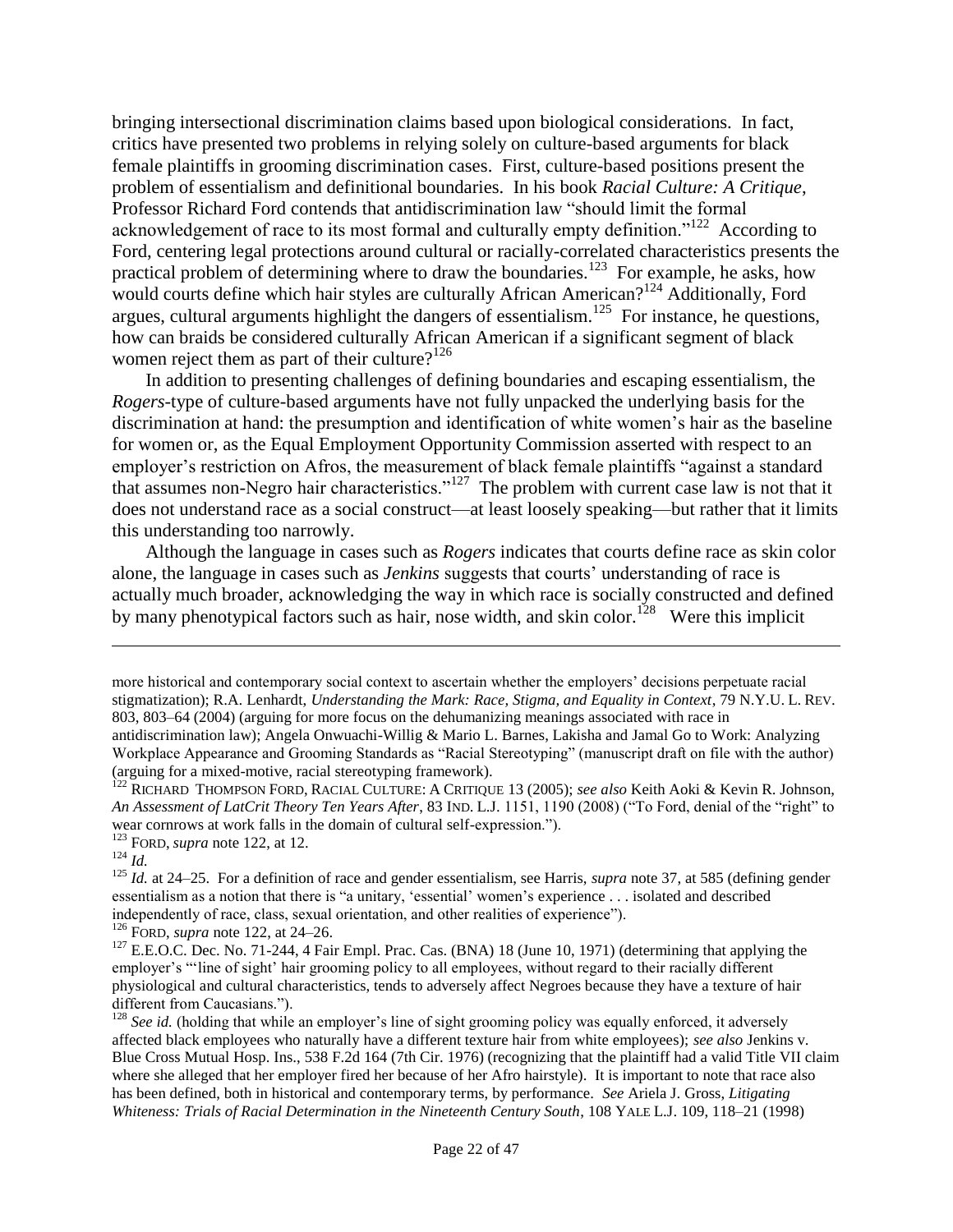bringing intersectional discrimination claims based upon biological considerations. In fact, critics have presented two problems in relying solely on culture-based arguments for black female plaintiffs in grooming discrimination cases. First, culture-based positions present the problem of essentialism and definitional boundaries. In his book *Racial Culture: A Critique*, Professor Richard Ford contends that antidiscrimination law "should limit the formal acknowledgement of race to its most formal and culturally empty definition."[122] According to Ford, centering legal protections around cultural or racially-correlated characteristics presents the practical problem of determining where to draw the boundaries.[123] For example, he asks, how would courts define which hair styles are culturally African American?[124] Additionally, Ford argues, cultural arguments highlight the dangers of essentialism.[125] For instance, he questions, how can braids be considered culturally African American if a significant segment of black women reject them as part of their culture?[126]

In addition to presenting challenges of defining boundaries and escaping essentialism, the *Rogers*-type of culture-based arguments have not fully unpacked the underlying basis for the discrimination at hand: the presumption and identification of white women's hair as the baseline for women or, as the Equal Employment Opportunity Commission asserted with respect to an employer's restriction on Afros, the measurement of black female plaintiffs "against a standard that assumes non-Negro hair characteristics."[127] The problem with current case law is not that it does not understand race as a social construct—at least loosely speaking—but rather that it limits this understanding too narrowly.

Although the language in cases such as *Rogers* indicates that courts define race as skin color alone, the language in cases such as *Jenkins* suggests that courts' understanding of race is actually much broader, acknowledging the way in which race is socially constructed and defined by many phenotypical factors such as hair, nose width, and skin color.[128] Were this implicit

---

more historical and contemporary social context to ascertain whether the employers' decisions perpetuate racial stigmatization); R.A. Lenhardt, *Understanding the Mark: Race, Stigma, and Equality in Context*, 79 N.Y.U. L. REV. 803, 803–64 (2004) (arguing for more focus on the dehumanizing meanings associated with race in antidiscrimination law); Angela Onwuachi-Willig & Mario L. Barnes, Lakisha and Jamal Go to Work: Analyzing Workplace Appearance and Grooming Standards as "Racial Stereotyping" (manuscript draft on file with the author) (arguing for a mixed-motive, racial stereotyping framework).

[122] RICHARD THOMPSON FORD, RACIAL CULTURE: A CRITIQUE 13 (2005); *see also* Keith Aoki & Kevin R. Johnson, *An Assessment of LatCrit Theory Ten Years After*, 83 IND. L.J. 1151, 1190 (2008) ("To Ford, denial of the "right" to wear cornrows at work falls in the domain of cultural self-expression.").

[123] FORD, *supra* note 122, at 12.

[124] *Id.*

[125] *Id.* at 24–25. For a definition of race and gender essentialism, see Harris, *supra* note 37, at 585 (defining gender essentialism as a notion that there is "a unitary, 'essential' women's experience . . . isolated and described independently of race, class, sexual orientation, and other realities of experience").

[126] FORD, *supra* note 122, at 24–26.

[127] E.E.O.C. Dec. No. 71-244, 4 Fair Empl. Prac. Cas. (BNA) 18 (June 10, 1971) (determining that applying the employer's "'line of sight' hair grooming policy to all employees, without regard to their racially different physiological and cultural characteristics, tends to adversely affect Negroes because they have a texture of hair different from Caucasians.").

[128] *See id.* (holding that while an employer's line of sight grooming policy was equally enforced, it adversely affected black employees who naturally have a different texture hair from white employees); *see also* Jenkins v. Blue Cross Mutual Hosp. Ins., 538 F.2d 164 (7th Cir. 1976) (recognizing that the plaintiff had a valid Title VII claim where she alleged that her employer fired her because of her Afro hairstyle). It is important to note that race also has been defined, both in historical and contemporary terms, by performance. *See* Ariela J. Gross, *Litigating Whiteness: Trials of Racial Determination in the Nineteenth Century South*, 108 YALE L.J. 109, 118–21 (1998)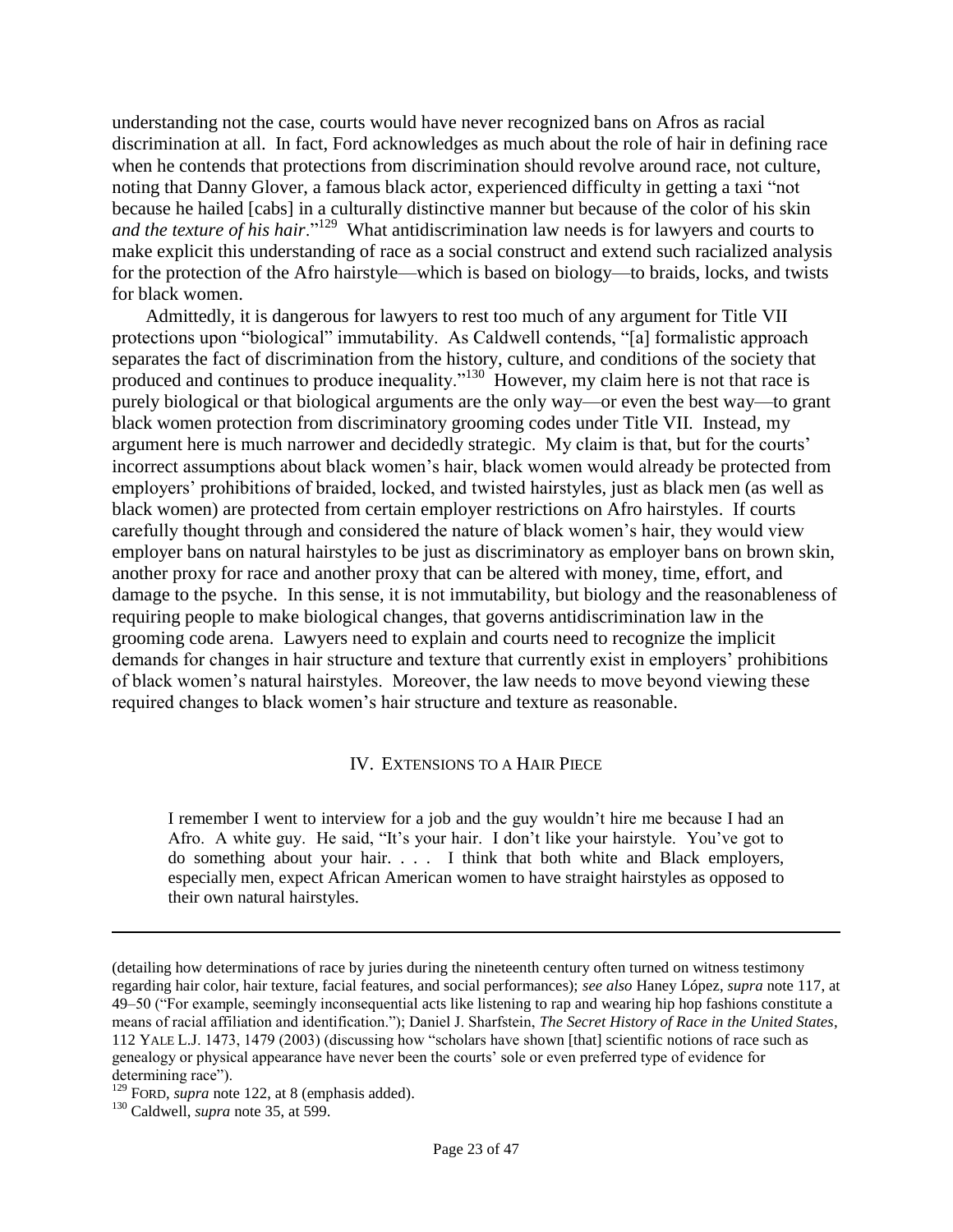understanding not the case, courts would have never recognized bans on Afros as racial discrimination at all. In fact, Ford acknowledges as much about the role of hair in defining race when he contends that protections from discrimination should revolve around race, not culture, noting that Danny Glover, a famous black actor, experienced difficulty in getting a taxi "not because he hailed [cabs] in a culturally distinctive manner but because of the color of his skin *and the texture of his hair*."[129] What antidiscrimination law needs is for lawyers and courts to make explicit this understanding of race as a social construct and extend such racialized analysis for the protection of the Afro hairstyle—which is based on biology—to braids, locks, and twists for black women.

Admittedly, it is dangerous for lawyers to rest too much of any argument for Title VII protections upon "biological" immutability. As Caldwell contends, "[a] formalistic approach separates the fact of discrimination from the history, culture, and conditions of the society that produced and continues to produce inequality."[130] However, my claim here is not that race is purely biological or that biological arguments are the only way—or even the best way—to grant black women protection from discriminatory grooming codes under Title VII. Instead, my argument here is much narrower and decidedly strategic. My claim is that, but for the courts' incorrect assumptions about black women's hair, black women would already be protected from employers' prohibitions of braided, locked, and twisted hairstyles, just as black men (as well as black women) are protected from certain employer restrictions on Afro hairstyles. If courts carefully thought through and considered the nature of black women's hair, they would view employer bans on natural hairstyles to be just as discriminatory as employer bans on brown skin, another proxy for race and another proxy that can be altered with money, time, effort, and damage to the psyche. In this sense, it is not immutability, but biology and the reasonableness of requiring people to make biological changes, that governs antidiscrimination law in the grooming code arena. Lawyers need to explain and courts need to recognize the implicit demands for changes in hair structure and texture that currently exist in employers' prohibitions of black women's natural hairstyles. Moreover, the law needs to move beyond viewing these required changes to black women's hair structure and texture as reasonable.

## IV. Extensions to a Hair Piece

> I remember I went to interview for a job and the guy wouldn't hire me because I had an Afro. A white guy. He said, "It's your hair. I don't like your hairstyle. You've got to do something about your hair. . . . I think that both white and Black employers, especially men, expect African American women to have straight hairstyles as opposed to their own natural hairstyles.

---

(detailing how determinations of race by juries during the nineteenth century often turned on witness testimony regarding hair color, hair texture, facial features, and social performances); *see also* Haney López, *supra* note 117, at 49–50 ("For example, seemingly inconsequential acts like listening to rap and wearing hip hop fashions constitute a means of racial affiliation and identification."); Daniel J. Sharfstein, *The Secret History of Race in the United States*, 112 YALE L.J. 1473, 1479 (2003) (discussing how "scholars have shown [that] scientific notions of race such as genealogy or physical appearance have never been the courts' sole or even preferred type of evidence for determining race").

[129] FORD, *supra* note 122, at 8 (emphasis added).

[130] Caldwell, *supra* note 35, at 599.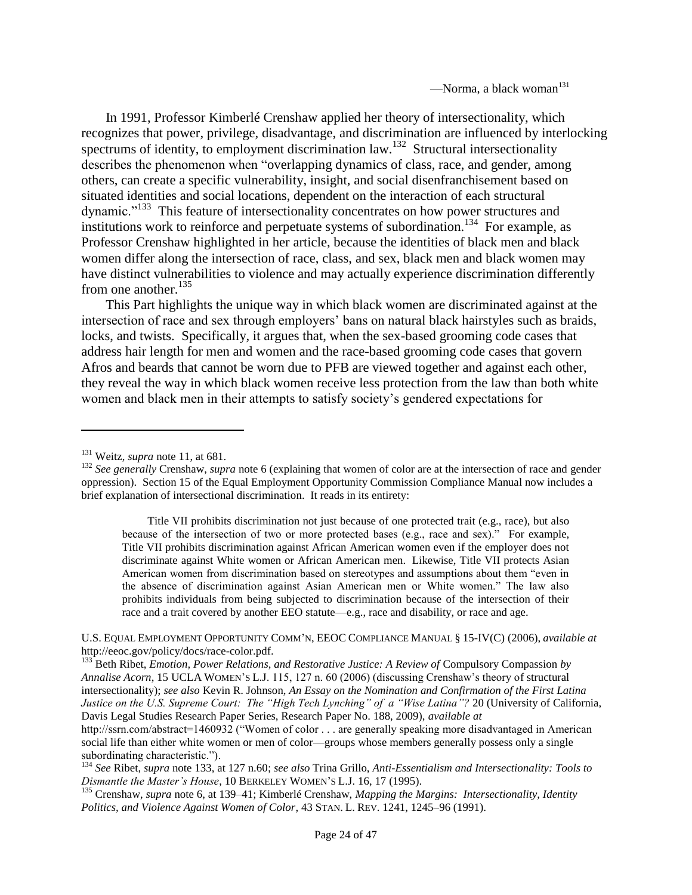—Norma, a black woman[131]

In 1991, Professor Kimberlé Crenshaw applied her theory of intersectionality, which recognizes that power, privilege, disadvantage, and discrimination are influenced by interlocking spectrums of identity, to employment discrimination law.[132] Structural intersectionality describes the phenomenon when "overlapping dynamics of class, race, and gender, among others, can create a specific vulnerability, insight, and social disenfranchisement based on situated identities and social locations, dependent on the interaction of each structural dynamic."[133] This feature of intersectionality concentrates on how power structures and institutions work to reinforce and perpetuate systems of subordination.[134] For example, as Professor Crenshaw highlighted in her article, because the identities of black men and black women differ along the intersection of race, class, and sex, black men and black women may have distinct vulnerabilities to violence and may actually experience discrimination differently from one another.[135]

This Part highlights the unique way in which black women are discriminated against at the intersection of race and sex through employers' bans on natural black hairstyles such as braids, locks, and twists. Specifically, it argues that, when the sex-based grooming code cases that address hair length for men and women and the race-based grooming code cases that govern Afros and beards that cannot be worn due to PFB are viewed together and against each other, they reveal the way in which black women receive less protection from the law than both white women and black men in their attempts to satisfy society's gendered expectations for

---

[131] Weitz, *supra* note 11, at 681.

[132] *See generally* Crenshaw, *supra* note 6 (explaining that women of color are at the intersection of race and gender oppression). Section 15 of the Equal Employment Opportunity Commission Compliance Manual now includes a brief explanation of intersectional discrimination. It reads in its entirety:

> Title VII prohibits discrimination not just because of one protected trait (e.g., race), but also because of the intersection of two or more protected bases (e.g., race and sex)." For example, Title VII prohibits discrimination against African American women even if the employer does not discriminate against White women or African American men. Likewise, Title VII protects Asian American women from discrimination based on stereotypes and assumptions about them "even in the absence of discrimination against Asian American men or White women." The law also prohibits individuals from being subjected to discrimination because of the intersection of their race and a trait covered by another EEO statute—e.g., race and disability, or race and age.

U.S. EQUAL EMPLOYMENT OPPORTUNITY COMM'N, EEOC COMPLIANCE MANUAL § 15-IV(C) (2006), *available at* http://eeoc.gov/policy/docs/race-color.pdf.

[133] Beth Ribet, *Emotion, Power Relations, and Restorative Justice: A Review of* Compulsory Compassion *by Annalise Acorn*, 15 UCLA WOMEN'S L.J. 115, 127 n. 60 (2006) (discussing Crenshaw's theory of structural intersectionality); *see also* Kevin R. Johnson, *An Essay on the Nomination and Confirmation of the First Latina Justice on the U.S. Supreme Court: The "High Tech Lynching" of a "Wise Latina"?* 20 (University of California, Davis Legal Studies Research Paper Series, Research Paper No. 188, 2009), *available at* http://ssrn.com/abstract=1460932 ("Women of color . . . are generally speaking more disadvantaged in American social life than either white women or men of color—groups whose members generally possess only a single subordinating characteristic.").

[134] *See* Ribet, *supra* note 133, at 127 n.60; *see also* Trina Grillo, *Anti-Essentialism and Intersectionality: Tools to Dismantle the Master's House*, 10 BERKELEY WOMEN'S L.J. 16, 17 (1995).

[135] Crenshaw, *supra* note 6, at 139–41; Kimberlé Crenshaw, *Mapping the Margins: Intersectionality, Identity Politics, and Violence Against Women of Color*, 43 STAN. L. REV. 1241, 1245–96 (1991).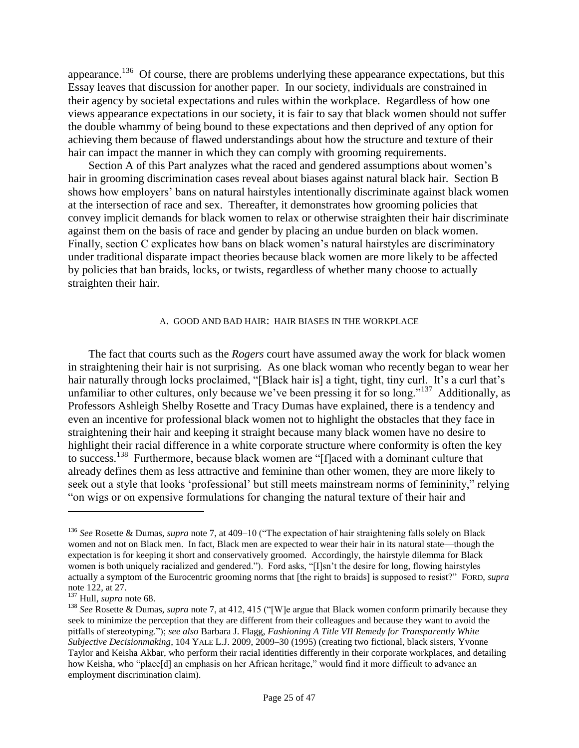appearance.[136] Of course, there are problems underlying these appearance expectations, but this Essay leaves that discussion for another paper. In our society, individuals are constrained in their agency by societal expectations and rules within the workplace. Regardless of how one views appearance expectations in our society, it is fair to say that black women should not suffer the double whammy of being bound to these expectations and then deprived of any option for achieving them because of flawed understandings about how the structure and texture of their hair can impact the manner in which they can comply with grooming requirements.

Section A of this Part analyzes what the raced and gendered assumptions about women's hair in grooming discrimination cases reveal about biases against natural black hair. Section B shows how employers' bans on natural hairstyles intentionally discriminate against black women at the intersection of race and sex. Thereafter, it demonstrates how grooming policies that convey implicit demands for black women to relax or otherwise straighten their hair discriminate against them on the basis of race and gender by placing an undue burden on black women. Finally, section C explicates how bans on black women's natural hairstyles are discriminatory under traditional disparate impact theories because black women are more likely to be affected by policies that ban braids, locks, or twists, regardless of whether many choose to actually straighten their hair.

### A. GOOD AND BAD HAIR: HAIR BIASES IN THE WORKPLACE

The fact that courts such as the *Rogers* court have assumed away the work for black women in straightening their hair is not surprising. As one black woman who recently began to wear her hair naturally through locks proclaimed, "[Black hair is] a tight, tight, tiny curl. It's a curl that's unfamiliar to other cultures, only because we've been pressing it for so long."[137] Additionally, as Professors Ashleigh Shelby Rosette and Tracy Dumas have explained, there is a tendency and even an incentive for professional black women not to highlight the obstacles that they face in straightening their hair and keeping it straight because many black women have no desire to highlight their racial difference in a white corporate structure where conformity is often the key to success.[138] Furthermore, because black women are "[f]aced with a dominant culture that already defines them as less attractive and feminine than other women, they are more likely to seek out a style that looks 'professional' but still meets mainstream norms of femininity," relying "on wigs or on expensive formulations for changing the natural texture of their hair and

---

[136] *See* Rosette & Dumas, *supra* note 7, at 409–10 ("The expectation of hair straightening falls solely on Black women and not on Black men. In fact, Black men are expected to wear their hair in its natural state—though the expectation is for keeping it short and conservatively groomed. Accordingly, the hairstyle dilemma for Black women is both uniquely racialized and gendered."). Ford asks, "[I]sn't the desire for long, flowing hairstyles actually a symptom of the Eurocentric grooming norms that [the right to braids] is supposed to resist?" FORD, *supra* note 122, at 27.

[137] Hull, *supra* note 68.

[138] *See* Rosette & Dumas, *supra* note 7, at 412, 415 ("[W]e argue that Black women conform primarily because they seek to minimize the perception that they are different from their colleagues and because they want to avoid the pitfalls of stereotyping."); *see also* Barbara J. Flagg, *Fashioning A Title VII Remedy for Transparently White Subjective Decisionmaking*, 104 YALE L.J. 2009, 2009–30 (1995) (creating two fictional, black sisters, Yvonne Taylor and Keisha Akbar, who perform their racial identities differently in their corporate workplaces, and detailing how Keisha, who "place[d] an emphasis on her African heritage," would find it more difficult to advance an employment discrimination claim).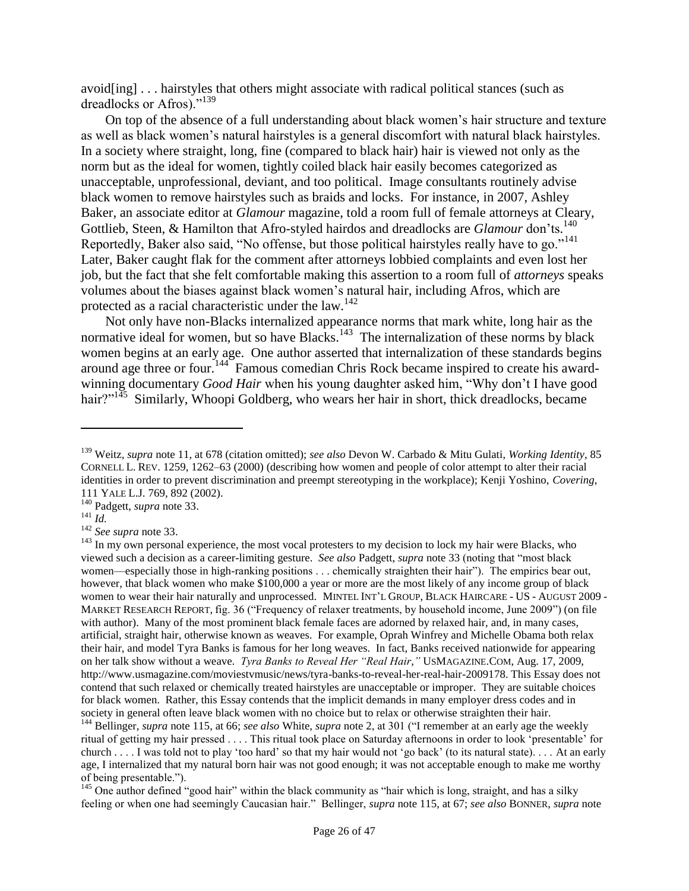avoid[ing] . . . hairstyles that others might associate with radical political stances (such as dreadlocks or Afros)."[139]

On top of the absence of a full understanding about black women's hair structure and texture as well as black women's natural hairstyles is a general discomfort with natural black hairstyles. In a society where straight, long, fine (compared to black hair) hair is viewed not only as the norm but as the ideal for women, tightly coiled black hair easily becomes categorized as unacceptable, unprofessional, deviant, and too political. Image consultants routinely advise black women to remove hairstyles such as braids and locks. For instance, in 2007, Ashley Baker, an associate editor at *Glamour* magazine, told a room full of female attorneys at Cleary, Gottlieb, Steen, & Hamilton that Afro-styled hairdos and dreadlocks are *Glamour* don'ts.[140] Reportedly, Baker also said, "No offense, but those political hairstyles really have to go."[141] Later, Baker caught flak for the comment after attorneys lobbied complaints and even lost her job, but the fact that she felt comfortable making this assertion to a room full of *attorneys* speaks volumes about the biases against black women's natural hair, including Afros, which are protected as a racial characteristic under the law.[142]

Not only have non-Blacks internalized appearance norms that mark white, long hair as the normative ideal for women, but so have Blacks.[143] The internalization of these norms by black women begins at an early age. One author asserted that internalization of these standards begins around age three or four.[144] Famous comedian Chris Rock became inspired to create his award-winning documentary *Good Hair* when his young daughter asked him, "Why don't I have good hair?"[145] Similarly, Whoopi Goldberg, who wears her hair in short, thick dreadlocks, became

---

[139] Weitz, *supra* note 11, at 678 (citation omitted); *see also* Devon W. Carbado & Mitu Gulati, *Working Identity*, 85 CORNELL L. REV. 1259, 1262–63 (2000) (describing how women and people of color attempt to alter their racial identities in order to prevent discrimination and preempt stereotyping in the workplace); Kenji Yoshino, *Covering*, 111 YALE L.J. 769, 892 (2002).

[140] Padgett, *supra* note 33.

[141] *Id.*

[142] *See supra* note 33.

[143] In my own personal experience, the most vocal protesters to my decision to lock my hair were Blacks, who viewed such a decision as a career-limiting gesture. *See also* Padgett, *supra* note 33 (noting that "most black women—especially those in high-ranking positions . . . chemically straighten their hair"). The empirics bear out, however, that black women who make $100,000 a year or more are the most likely of any income group of black women to wear their hair naturally and unprocessed. MINTEL INT'L GROUP, BLACK HAIRCARE - US - AUGUST 2009 - MARKET RESEARCH REPORT, fig. 36 ("Frequency of relaxer treatments, by household income, June 2009") (on file with author). Many of the most prominent black female faces are adorned by relaxed hair, and, in many cases, artificial, straight hair, otherwise known as weaves. For example, Oprah Winfrey and Michelle Obama both relax their hair, and model Tyra Banks is famous for her long weaves. In fact, Banks received nationwide for appearing on her talk show without a weave. *Tyra Banks to Reveal Her "Real Hair*,*"* USMAGAZINE.COM, Aug. 17, 2009, http://www.usmagazine.com/moviestvmusic/news/tyra-banks-to-reveal-her-real-hair-2009178. This Essay does not contend that such relaxed or chemically treated hairstyles are unacceptable or improper. They are suitable choices for black women. Rather, this Essay contends that the implicit demands in many employer dress codes and in society in general often leave black women with no choice but to relax or otherwise straighten their hair.

[144] Bellinger, *supra* note 115, at 66; *see also* White, *supra* note 2, at 301 ("I remember at an early age the weekly ritual of getting my hair pressed . . . . This ritual took place on Saturday afternoons in order to look 'presentable' for church . . . . I was told not to play 'too hard' so that my hair would not 'go back' (to its natural state). . . . At an early age, I internalized that my natural born hair was not good enough; it was not acceptable enough to make me worthy of being presentable.").

[145] One author defined "good hair" within the black community as "hair which is long, straight, and has a silky feeling or when one had seemingly Caucasian hair." Bellinger, *supra* note 115, at 67; *see also* BONNER, *supra* note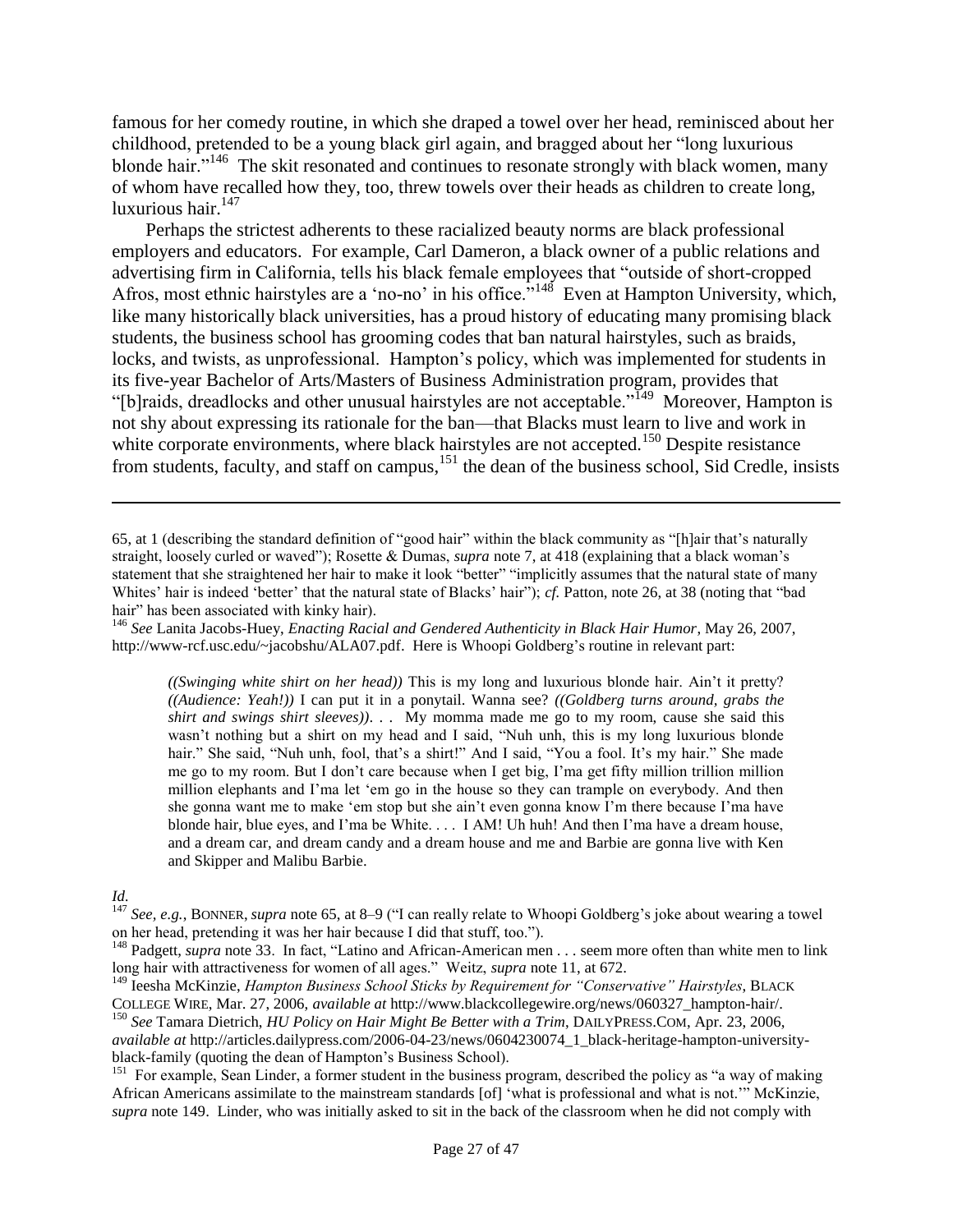famous for her comedy routine, in which she draped a towel over her head, reminisced about her childhood, pretended to be a young black girl again, and bragged about her "long luxurious blonde hair."[146] The skit resonated and continues to resonate strongly with black women, many of whom have recalled how they, too, threw towels over their heads as children to create long, luxurious hair.[147]

Perhaps the strictest adherents to these racialized beauty norms are black professional employers and educators. For example, Carl Dameron, a black owner of a public relations and advertising firm in California, tells his black female employees that "outside of short-cropped Afros, most ethnic hairstyles are a 'no-no' in his office."[148] Even at Hampton University, which, like many historically black universities, has a proud history of educating many promising black students, the business school has grooming codes that ban natural hairstyles, such as braids, locks, and twists, as unprofessional. Hampton's policy, which was implemented for students in its five-year Bachelor of Arts/Masters of Business Administration program, provides that "[b]raids, dreadlocks and other unusual hairstyles are not acceptable."[149] Moreover, Hampton is not shy about expressing its rationale for the ban—that Blacks must learn to live and work in white corporate environments, where black hairstyles are not accepted.[150] Despite resistance from students, faculty, and staff on campus,[151] the dean of the business school, Sid Credle, insists

---

65, at 1 (describing the standard definition of "good hair" within the black community as "[h]air that's naturally straight, loosely curled or waved"); Rosette & Dumas, *supra* note 7, at 418 (explaining that a black woman's statement that she straightened her hair to make it look "better" "implicitly assumes that the natural state of many Whites' hair is indeed 'better' that the natural state of Blacks' hair"); *cf.* Patton, note 26, at 38 (noting that "bad hair" has been associated with kinky hair).

[146] *See* Lanita Jacobs-Huey, *Enacting Racial and Gendered Authenticity in Black Hair Humor*, May 26, 2007, http://www-rcf.usc.edu/~jacobshu/ALA07.pdf. Here is Whoopi Goldberg's routine in relevant part:

> *((Swinging white shirt on her head))* This is my long and luxurious blonde hair. Ain't it pretty? *((Audience: Yeah!))* I can put it in a ponytail. Wanna see? *((Goldberg turns around, grabs the shirt and swings shirt sleeves))*. . . My momma made me go to my room, cause she said this wasn't nothing but a shirt on my head and I said, "Nuh unh, this is my long luxurious blonde hair." She said, "Nuh unh, fool, that's a shirt!" And I said, "You a fool. It's my hair." She made me go to my room. But I don't care because when I get big, I'ma get fifty million trillion million million elephants and I'ma let 'em go in the house so they can trample on everybody. And then she gonna want me to make 'em stop but she ain't even gonna know I'm there because I'ma have blonde hair, blue eyes, and I'ma be White. . . . I AM! Uh huh! And then I'ma have a dream house, and a dream car, and dream candy and a dream house and me and Barbie are gonna live with Ken and Skipper and Malibu Barbie.

*Id.*

[147] *See, e.g.*, BONNER, *supra* note 65, at 8–9 ("I can really relate to Whoopi Goldberg's joke about wearing a towel on her head, pretending it was her hair because I did that stuff, too.").

[148] Padgett, *supra* note 33. In fact, "Latino and African-American men . . . seem more often than white men to link long hair with attractiveness for women of all ages." Weitz, *supra* note 11, at 672.

[149] Ieesha McKinzie, *Hampton Business School Sticks by Requirement for "Conservative" Hairstyles*, BLACK COLLEGE WIRE, Mar. 27, 2006, *available at* http://www.blackcollegewire.org/news/060327_hampton-hair/.

[150] *See* Tamara Dietrich, *HU Policy on Hair Might Be Better with a Trim*, DAILYPRESS.COM, Apr. 23, 2006, *available at* http://articles.dailypress.com/2006-04-23/news/0604230074_1_black-heritage-hampton-university-black-family (quoting the dean of Hampton's Business School).

[151] For example, Sean Linder, a former student in the business program, described the policy as "a way of making African Americans assimilate to the mainstream standards [of] 'what is professional and what is not.'" McKinzie, *supra* note 149. Linder, who was initially asked to sit in the back of the classroom when he did not comply with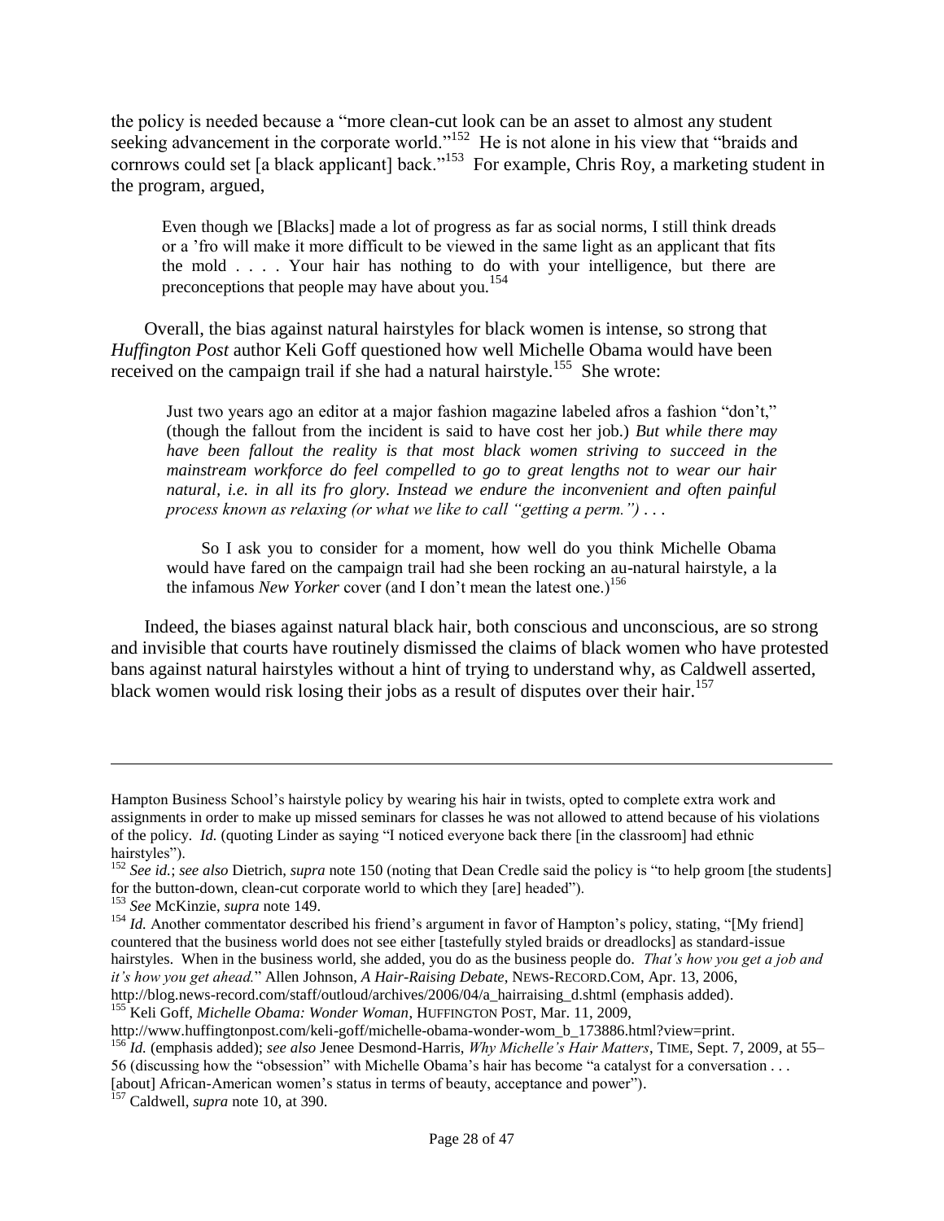the policy is needed because a "more clean-cut look can be an asset to almost any student seeking advancement in the corporate world."[152] He is not alone in his view that "braids and cornrows could set [a black applicant] back."[153] For example, Chris Roy, a marketing student in the program, argued,

> Even though we [Blacks] made a lot of progress as far as social norms, I still think dreads or a 'fro will make it more difficult to be viewed in the same light as an applicant that fits the mold . . . . Your hair has nothing to do with your intelligence, but there are preconceptions that people may have about you.[154]

Overall, the bias against natural hairstyles for black women is intense, so strong that *Huffington Post* author Keli Goff questioned how well Michelle Obama would have been received on the campaign trail if she had a natural hairstyle.[155] She wrote:

> Just two years ago an editor at a major fashion magazine labeled afros a fashion "don't," (though the fallout from the incident is said to have cost her job.) *But while there may have been fallout the reality is that most black women striving to succeed in the mainstream workforce do feel compelled to go to great lengths not to wear our hair natural, i.e. in all its fro glory. Instead we endure the inconvenient and often painful process known as relaxing (or what we like to call "getting a perm.")* . . .
>
> So I ask you to consider for a moment, how well do you think Michelle Obama would have fared on the campaign trail had she been rocking an au-natural hairstyle, a la the infamous *New Yorker* cover (and I don't mean the latest one.)[156]

Indeed, the biases against natural black hair, both conscious and unconscious, are so strong and invisible that courts have routinely dismissed the claims of black women who have protested bans against natural hairstyles without a hint of trying to understand why, as Caldwell asserted, black women would risk losing their jobs as a result of disputes over their hair.[157]

---

Hampton Business School's hairstyle policy by wearing his hair in twists, opted to complete extra work and assignments in order to make up missed seminars for classes he was not allowed to attend because of his violations of the policy. *Id.* (quoting Linder as saying "I noticed everyone back there [in the classroom] had ethnic hairstyles").

[152] *See id.*; *see also* Dietrich, *supra* note 150 (noting that Dean Credle said the policy is "to help groom [the students] for the button-down, clean-cut corporate world to which they [are] headed").

[153] *See* McKinzie, *supra* note 149.

[154] *Id.* Another commentator described his friend's argument in favor of Hampton's policy, stating, "[My friend] countered that the business world does not see either [tastefully styled braids or dreadlocks] as standard-issue hairstyles. When in the business world, she added, you do as the business people do. *That's how you get a job and it's how you get ahead.*" Allen Johnson, *A Hair-Raising Debate*, NEWS-RECORD.COM, Apr. 13, 2006, http://blog.news-record.com/staff/outloud/archives/2006/04/a_hairraising_d.shtml (emphasis added).

[155] Keli Goff, *Michelle Obama: Wonder Woman*, HUFFINGTON POST, Mar. 11, 2009, http://www.huffingtonpost.com/keli-goff/michelle-obama-wonder-wom_b_173886.html?view=print.

[156] *Id.* (emphasis added); *see also* Jenee Desmond-Harris, *Why Michelle's Hair Matters*, TIME, Sept. 7, 2009, at 55–56 (discussing how the "obsession" with Michelle Obama's hair has become "a catalyst for a conversation . . . [about] African-American women's status in terms of beauty, acceptance and power").

[157] Caldwell, *supra* note 10, at 390.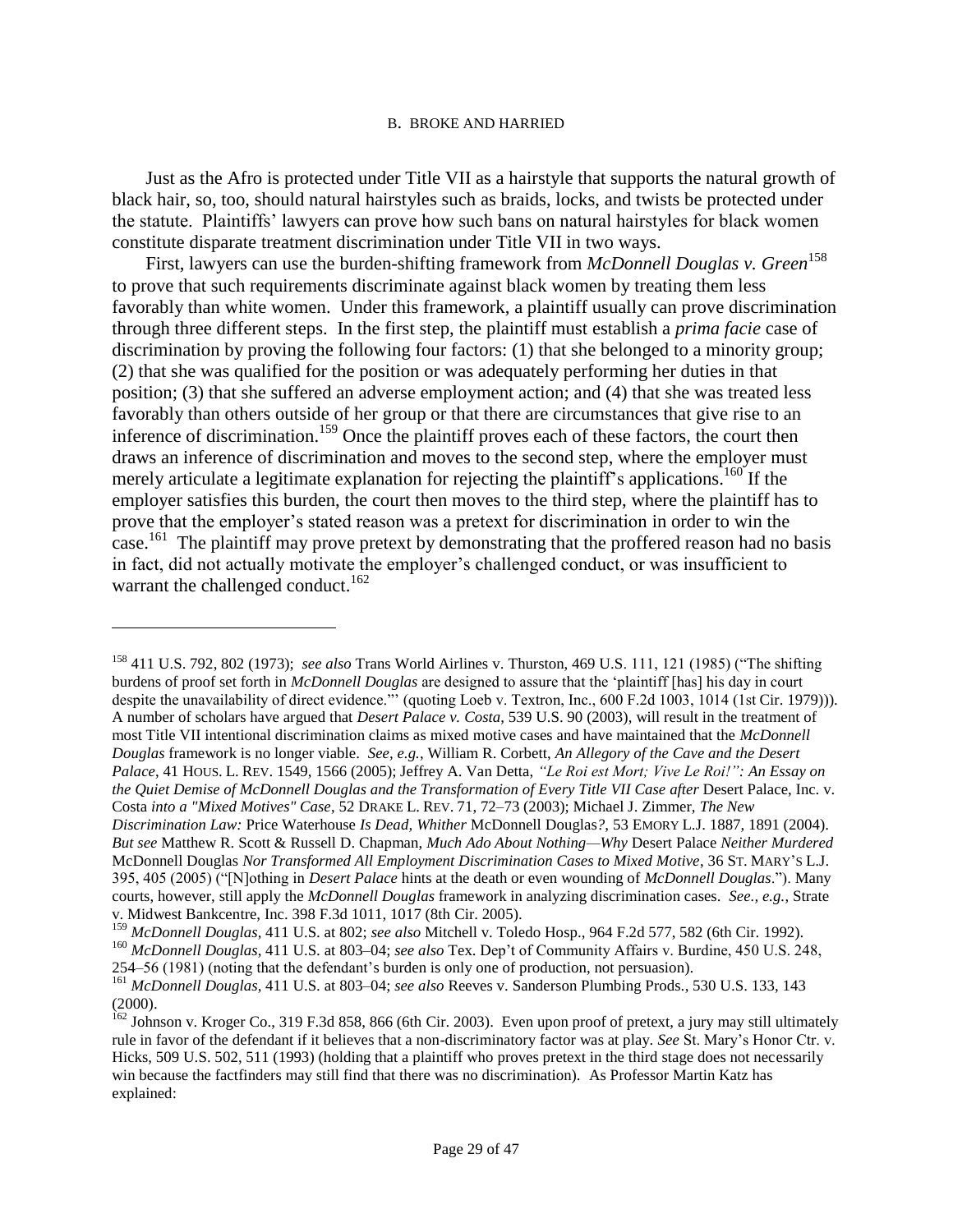### B. Broke and Harried

Just as the Afro is protected under Title VII as a hairstyle that supports the natural growth of black hair, so, too, should natural hairstyles such as braids, locks, and twists be protected under the statute. Plaintiffs' lawyers can prove how such bans on natural hairstyles for black women constitute disparate treatment discrimination under Title VII in two ways.

First, lawyers can use the burden-shifting framework from *McDonnell Douglas v. Green*[158] to prove that such requirements discriminate against black women by treating them less favorably than white women. Under this framework, a plaintiff usually can prove discrimination through three different steps. In the first step, the plaintiff must establish a *prima facie* case of discrimination by proving the following four factors: (1) that she belonged to a minority group; (2) that she was qualified for the position or was adequately performing her duties in that position; (3) that she suffered an adverse employment action; and (4) that she was treated less favorably than others outside of her group or that there are circumstances that give rise to an inference of discrimination.[159] Once the plaintiff proves each of these factors, the court then draws an inference of discrimination and moves to the second step, where the employer must merely articulate a legitimate explanation for rejecting the plaintiff's applications.[160] If the employer satisfies this burden, the court then moves to the third step, where the plaintiff has to prove that the employer's stated reason was a pretext for discrimination in order to win the case.[161] The plaintiff may prove pretext by demonstrating that the proffered reason had no basis in fact, did not actually motivate the employer's challenged conduct, or was insufficient to warrant the challenged conduct.[162]

---

[158] 411 U.S. 792, 802 (1973); *see also* Trans World Airlines v. Thurston, 469 U.S. 111, 121 (1985) ("The shifting burdens of proof set forth in *McDonnell Douglas* are designed to assure that the 'plaintiff [has] his day in court despite the unavailability of direct evidence.'" (quoting Loeb v. Textron, Inc., 600 F.2d 1003, 1014 (1st Cir. 1979))). A number of scholars have argued that *Desert Palace v. Costa*, 539 U.S. 90 (2003), will result in the treatment of most Title VII intentional discrimination claims as mixed motive cases and have maintained that the *McDonnell Douglas* framework is no longer viable. *See, e.g.*, William R. Corbett, *An Allegory of the Cave and the Desert Palace*, 41 HOUS. L. REV. 1549, 1566 (2005); Jeffrey A. Van Detta, *"Le Roi est Mort; Vive Le Roi!": An Essay on the Quiet Demise of McDonnell Douglas and the Transformation of Every Title VII Case after* Desert Palace, Inc. v. Costa *into a "Mixed Motives" Case*, 52 DRAKE L. REV. 71, 72–73 (2003); Michael J. Zimmer, *The New Discrimination Law:* Price Waterhouse *Is Dead, Whither* McDonnell Douglas*?*, 53 EMORY L.J. 1887, 1891 (2004). *But see* Matthew R. Scott & Russell D. Chapman, *Much Ado About Nothing—Why* Desert Palace *Neither Murdered* McDonnell Douglas *Nor Transformed All Employment Discrimination Cases to Mixed Motive*, 36 ST. MARY'S L.J. 395, 405 (2005) ("[N]othing in *Desert Palace* hints at the death or even wounding of *McDonnell Douglas*."). Many courts, however, still apply the *McDonnell Douglas* framework in analyzing discrimination cases. *See., e.g.*, Strate v. Midwest Bankcentre, Inc. 398 F.3d 1011, 1017 (8th Cir. 2005).

[159] *McDonnell Douglas*, 411 U.S. at 802; *see also* Mitchell v. Toledo Hosp., 964 F.2d 577, 582 (6th Cir. 1992).

[160] *McDonnell Douglas*, 411 U.S. at 803–04; *see also* Tex. Dep't of Community Affairs v. Burdine, 450 U.S. 248, 254–56 (1981) (noting that the defendant's burden is only one of production, not persuasion).

[161] *McDonnell Douglas*, 411 U.S. at 803–04; *see also* Reeves v. Sanderson Plumbing Prods., 530 U.S. 133, 143 (2000).

[162] Johnson v. Kroger Co., 319 F.3d 858, 866 (6th Cir. 2003). Even upon proof of pretext, a jury may still ultimately rule in favor of the defendant if it believes that a non-discriminatory factor was at play. *See* St. Mary's Honor Ctr. v. Hicks, 509 U.S. 502, 511 (1993) (holding that a plaintiff who proves pretext in the third stage does not necessarily win because the factfinders may still find that there was no discrimination). As Professor Martin Katz has explained: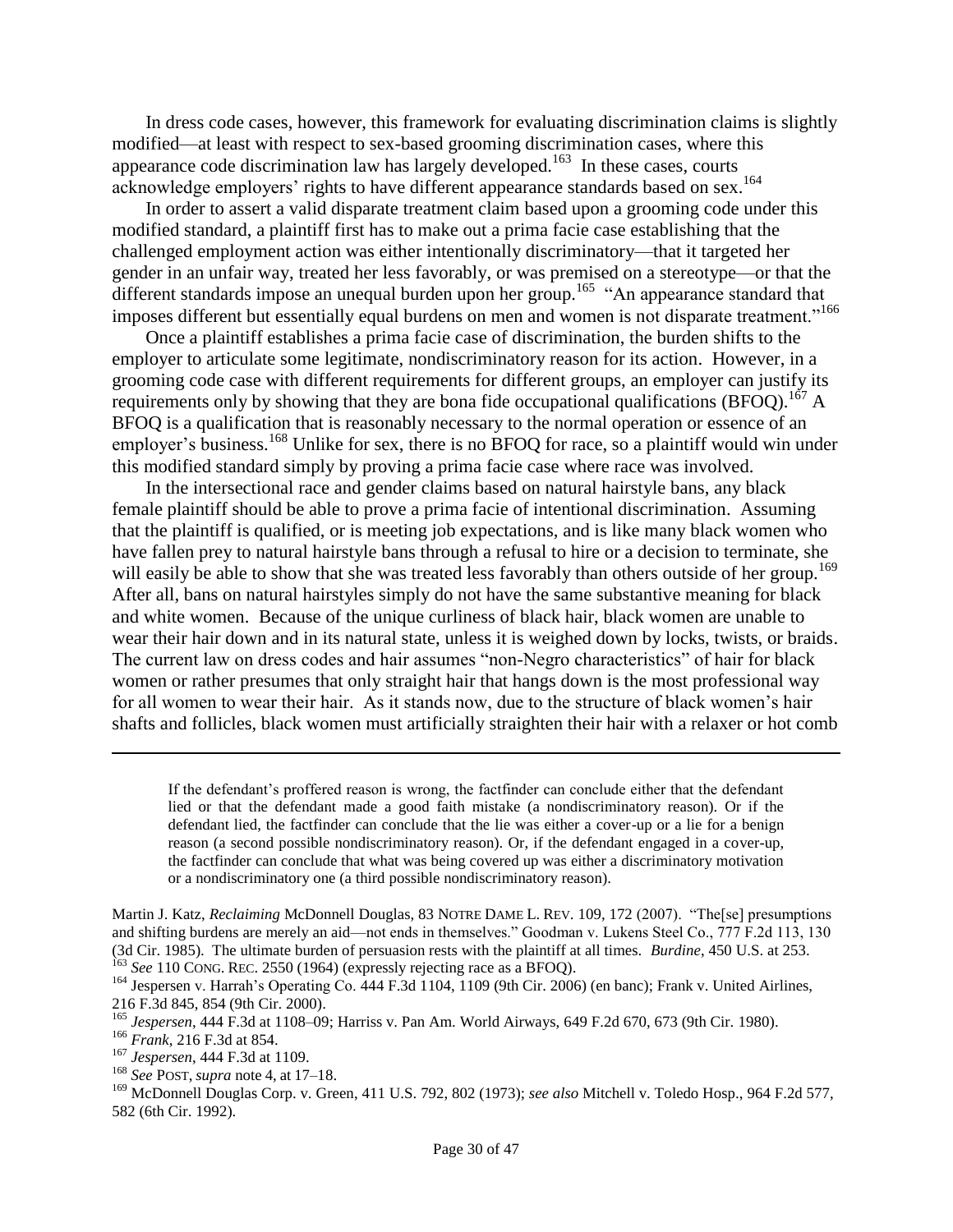In dress code cases, however, this framework for evaluating discrimination claims is slightly modified—at least with respect to sex-based grooming discrimination cases, where this appearance code discrimination law has largely developed.[163] In these cases, courts acknowledge employers' rights to have different appearance standards based on sex.[164]

In order to assert a valid disparate treatment claim based upon a grooming code under this modified standard, a plaintiff first has to make out a prima facie case establishing that the challenged employment action was either intentionally discriminatory—that it targeted her gender in an unfair way, treated her less favorably, or was premised on a stereotype—or that the different standards impose an unequal burden upon her group.[165] "An appearance standard that imposes different but essentially equal burdens on men and women is not disparate treatment."[166]

Once a plaintiff establishes a prima facie case of discrimination, the burden shifts to the employer to articulate some legitimate, nondiscriminatory reason for its action. However, in a grooming code case with different requirements for different groups, an employer can justify its requirements only by showing that they are bona fide occupational qualifications (BFOQ).[167] A BFOQ is a qualification that is reasonably necessary to the normal operation or essence of an employer's business.[168] Unlike for sex, there is no BFOQ for race, so a plaintiff would win under this modified standard simply by proving a prima facie case where race was involved.

In the intersectional race and gender claims based on natural hairstyle bans, any black female plaintiff should be able to prove a prima facie of intentional discrimination. Assuming that the plaintiff is qualified, or is meeting job expectations, and is like many black women who have fallen prey to natural hairstyle bans through a refusal to hire or a decision to terminate, she will easily be able to show that she was treated less favorably than others outside of her group.[169] After all, bans on natural hairstyles simply do not have the same substantive meaning for black and white women. Because of the unique curliness of black hair, black women are unable to wear their hair down and in its natural state, unless it is weighed down by locks, twists, or braids. The current law on dress codes and hair assumes "non-Negro characteristics" of hair for black women or rather presumes that only straight hair that hangs down is the most professional way for all women to wear their hair. As it stands now, due to the structure of black women's hair shafts and follicles, black women must artificially straighten their hair with a relaxer or hot comb

---

> If the defendant's proffered reason is wrong, the factfinder can conclude either that the defendant lied or that the defendant made a good faith mistake (a nondiscriminatory reason). Or if the defendant lied, the factfinder can conclude that the lie was either a cover-up or a lie for a benign reason (a second possible nondiscriminatory reason). Or, if the defendant engaged in a cover-up, the factfinder can conclude that what was being covered up was either a discriminatory motivation or a nondiscriminatory one (a third possible nondiscriminatory reason).

Martin J. Katz, *Reclaiming* McDonnell Douglas, 83 NOTRE DAME L. REV. 109, 172 (2007). "The[se] presumptions and shifting burdens are merely an aid—not ends in themselves." Goodman v. Lukens Steel Co., 777 F.2d 113, 130 (3d Cir. 1985). The ultimate burden of persuasion rests with the plaintiff at all times. *Burdine*, 450 U.S. at 253.

[163] *See* 110 CONG. REC. 2550 (1964) (expressly rejecting race as a BFOQ).

[164] Jespersen v. Harrah's Operating Co. 444 F.3d 1104, 1109 (9th Cir. 2006) (en banc); Frank v. United Airlines, 216 F.3d 845, 854 (9th Cir. 2000).

[165] *Jespersen*, 444 F.3d at 1108–09; Harriss v. Pan Am. World Airways, 649 F.2d 670, 673 (9th Cir. 1980).

[166] *Frank*, 216 F.3d at 854.

[167] *Jespersen*, 444 F.3d at 1109.

[168] *See* POST, *supra* note 4, at 17–18.

[169] McDonnell Douglas Corp. v. Green, 411 U.S. 792, 802 (1973); *see also* Mitchell v. Toledo Hosp., 964 F.2d 577, 582 (6th Cir. 1992).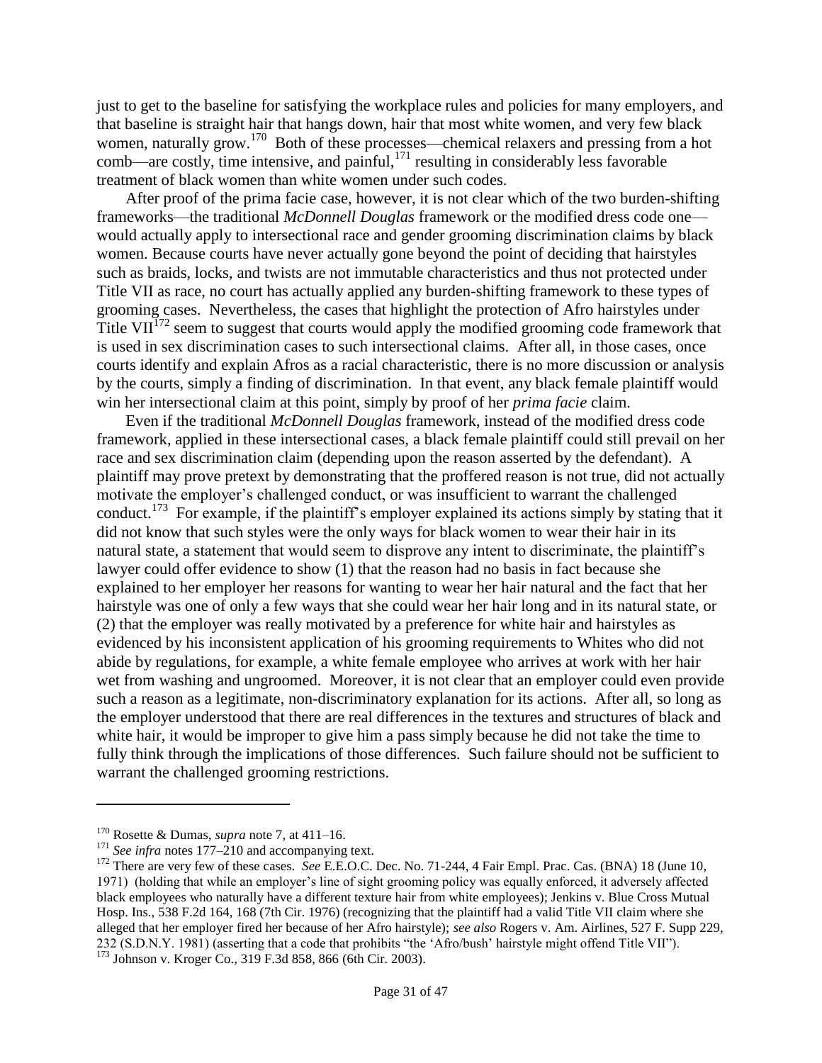just to get to the baseline for satisfying the workplace rules and policies for many employers, and that baseline is straight hair that hangs down, hair that most white women, and very few black women, naturally grow.[170] Both of these processes—chemical relaxers and pressing from a hot comb—are costly, time intensive, and painful,[171] resulting in considerably less favorable treatment of black women than white women under such codes.

After proof of the prima facie case, however, it is not clear which of the two burden-shifting frameworks—the traditional *McDonnell Douglas* framework or the modified dress code one—would actually apply to intersectional race and gender grooming discrimination claims by black women. Because courts have never actually gone beyond the point of deciding that hairstyles such as braids, locks, and twists are not immutable characteristics and thus not protected under Title VII as race, no court has actually applied any burden-shifting framework to these types of grooming cases. Nevertheless, the cases that highlight the protection of Afro hairstyles under Title VII[172] seem to suggest that courts would apply the modified grooming code framework that is used in sex discrimination cases to such intersectional claims. After all, in those cases, once courts identify and explain Afros as a racial characteristic, there is no more discussion or analysis by the courts, simply a finding of discrimination. In that event, any black female plaintiff would win her intersectional claim at this point, simply by proof of her *prima facie* claim.

Even if the traditional *McDonnell Douglas* framework, instead of the modified dress code framework, applied in these intersectional cases, a black female plaintiff could still prevail on her race and sex discrimination claim (depending upon the reason asserted by the defendant). A plaintiff may prove pretext by demonstrating that the proffered reason is not true, did not actually motivate the employer's challenged conduct, or was insufficient to warrant the challenged conduct.[173] For example, if the plaintiff's employer explained its actions simply by stating that it did not know that such styles were the only ways for black women to wear their hair in its natural state, a statement that would seem to disprove any intent to discriminate, the plaintiff's lawyer could offer evidence to show (1) that the reason had no basis in fact because she explained to her employer her reasons for wanting to wear her hair natural and the fact that her hairstyle was one of only a few ways that she could wear her hair long and in its natural state, or (2) that the employer was really motivated by a preference for white hair and hairstyles as evidenced by his inconsistent application of his grooming requirements to Whites who did not abide by regulations, for example, a white female employee who arrives at work with her hair wet from washing and ungroomed. Moreover, it is not clear that an employer could even provide such a reason as a legitimate, non-discriminatory explanation for its actions. After all, so long as the employer understood that there are real differences in the textures and structures of black and white hair, it would be improper to give him a pass simply because he did not take the time to fully think through the implications of those differences. Such failure should not be sufficient to warrant the challenged grooming restrictions.

---

[170] Rosette & Dumas, *supra* note 7, at 411–16.

[171] *See infra* notes 177–210 and accompanying text.

[172] There are very few of these cases. *See* E.E.O.C. Dec. No. 71-244, 4 Fair Empl. Prac. Cas. (BNA) 18 (June 10, 1971) (holding that while an employer's line of sight grooming policy was equally enforced, it adversely affected black employees who naturally have a different texture hair from white employees); Jenkins v. Blue Cross Mutual Hosp. Ins., 538 F.2d 164, 168 (7th Cir. 1976) (recognizing that the plaintiff had a valid Title VII claim where she alleged that her employer fired her because of her Afro hairstyle); *see also* Rogers v. Am. Airlines, 527 F. Supp 229, 232 (S.D.N.Y. 1981) (asserting that a code that prohibits "the 'Afro/bush' hairstyle might offend Title VII").

[173] Johnson v. Kroger Co., 319 F.3d 858, 866 (6th Cir. 2003).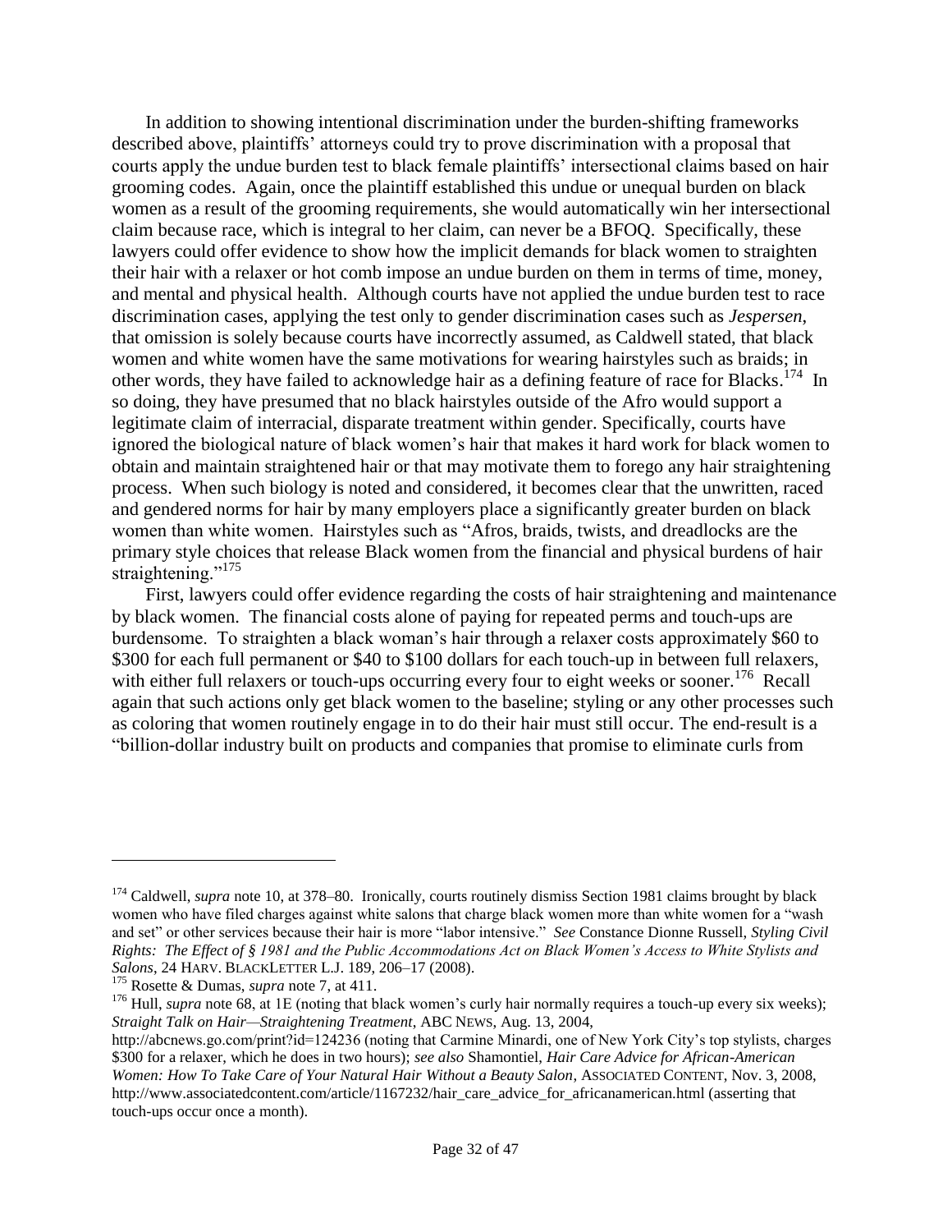In addition to showing intentional discrimination under the burden-shifting frameworks described above, plaintiffs' attorneys could try to prove discrimination with a proposal that courts apply the undue burden test to black female plaintiffs' intersectional claims based on hair grooming codes. Again, once the plaintiff established this undue or unequal burden on black women as a result of the grooming requirements, she would automatically win her intersectional claim because race, which is integral to her claim, can never be a BFOQ. Specifically, these lawyers could offer evidence to show how the implicit demands for black women to straighten their hair with a relaxer or hot comb impose an undue burden on them in terms of time, money, and mental and physical health. Although courts have not applied the undue burden test to race discrimination cases, applying the test only to gender discrimination cases such as *Jespersen*, that omission is solely because courts have incorrectly assumed, as Caldwell stated, that black women and white women have the same motivations for wearing hairstyles such as braids; in other words, they have failed to acknowledge hair as a defining feature of race for Blacks.[174] In so doing, they have presumed that no black hairstyles outside of the Afro would support a legitimate claim of interracial, disparate treatment within gender. Specifically, courts have ignored the biological nature of black women's hair that makes it hard work for black women to obtain and maintain straightened hair or that may motivate them to forego any hair straightening process. When such biology is noted and considered, it becomes clear that the unwritten, raced and gendered norms for hair by many employers place a significantly greater burden on black women than white women. Hairstyles such as "Afros, braids, twists, and dreadlocks are the primary style choices that release Black women from the financial and physical burdens of hair straightening."[175]

First, lawyers could offer evidence regarding the costs of hair straightening and maintenance by black women. The financial costs alone of paying for repeated perms and touch-ups are burdensome. To straighten a black woman's hair through a relaxer costs approximately $60 to $300 for each full permanent or $40 to $100 dollars for each touch-up in between full relaxers, with either full relaxers or touch-ups occurring every four to eight weeks or sooner.[176] Recall again that such actions only get black women to the baseline; styling or any other processes such as coloring that women routinely engage in to do their hair must still occur. The end-result is a "billion-dollar industry built on products and companies that promise to eliminate curls from

---

[174] Caldwell, *supra* note 10, at 378–80. Ironically, courts routinely dismiss Section 1981 claims brought by black women who have filed charges against white salons that charge black women more than white women for a "wash and set" or other services because their hair is more "labor intensive." *See* Constance Dionne Russell, *Styling Civil Rights: The Effect of § 1981 and the Public Accommodations Act on Black Women's Access to White Stylists and Salons*, 24 HARV. BLACKLETTER L.J. 189, 206–17 (2008).

[175] Rosette & Dumas, *supra* note 7, at 411.

[176] Hull, *supra* note 68, at 1E (noting that black women's curly hair normally requires a touch-up every six weeks); *Straight Talk on Hair—Straightening Treatment*, ABC NEWS, Aug. 13, 2004, http://abcnews.go.com/print?id=124236 (noting that Carmine Minardi, one of New York City's top stylists, charges $300 for a relaxer, which he does in two hours); *see also* Shamontiel, *Hair Care Advice for African-American Women: How To Take Care of Your Natural Hair Without a Beauty Salon*, ASSOCIATED CONTENT, Nov. 3, 2008, http://www.associatedcontent.com/article/1167232/hair_care_advice_for_africanamerican.html (asserting that touch-ups occur once a month).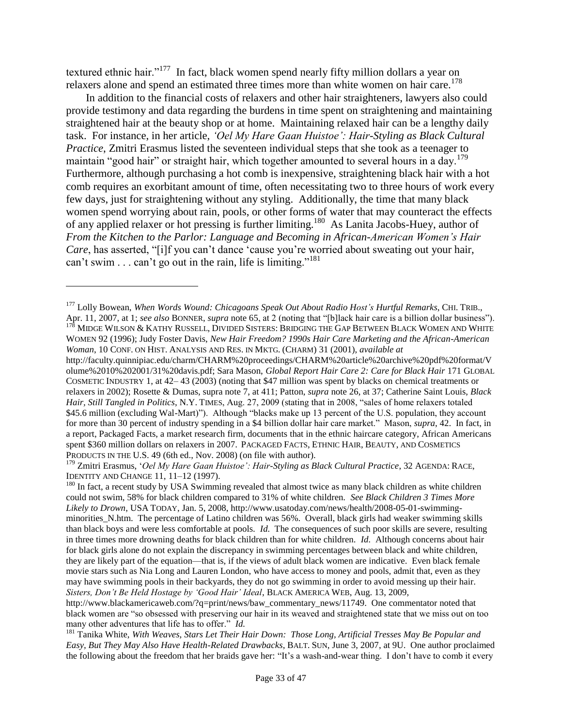textured ethnic hair."[177] In fact, black women spend nearly fifty million dollars a year on relaxers alone and spend an estimated three times more than white women on hair care.[178]

In addition to the financial costs of relaxers and other hair straighteners, lawyers also could provide testimony and data regarding the burdens in time spent on straightening and maintaining straightened hair at the beauty shop or at home. Maintaining relaxed hair can be a lengthy daily task. For instance, in her article, *'Oel My Hare Gaan Huistoe': Hair-Styling as Black Cultural Practice*, Zmitri Erasmus listed the seventeen individual steps that she took as a teenager to maintain "good hair" or straight hair, which together amounted to several hours in a day.[179] Furthermore, although purchasing a hot comb is inexpensive, straightening black hair with a hot comb requires an exorbitant amount of time, often necessitating two to three hours of work every few days, just for straightening without any styling. Additionally, the time that many black women spend worrying about rain, pools, or other forms of water that may counteract the effects of any applied relaxer or hot pressing is further limiting.[180] As Lanita Jacobs-Huey, author of *From the Kitchen to the Parlor: Language and Becoming in African-American Women's Hair Care*, has asserted, "[i]f you can't dance 'cause you're worried about sweating out your hair, can't swim . . . can't go out in the rain, life is limiting."[181]

---

[177] Lolly Bowean, *When Words Wound: Chicagoans Speak Out About Radio Host's Hurtful Remarks*, CHI. TRIB., Apr. 11, 2007, at 1; *see also* BONNER, *supra* note 65, at 2 (noting that "[b]lack hair care is a billion dollar business").

[178] MIDGE WILSON & KATHY RUSSELL, DIVIDED SISTERS: BRIDGING THE GAP BETWEEN BLACK WOMEN AND WHITE WOMEN 92 (1996); Judy Foster Davis, *New Hair Freedom? 1990s Hair Care Marketing and the African-American Woman*, 10 CONF. ON HIST. ANALYSIS AND RES. IN MKTG. (CHARM) 31 (2001), *available at* http://faculty.quinnipiac.edu/charm/CHARM%20proceedings/CHARM%20article%20archive%20pdf%20format/Volume%2010%202001/31%20davis.pdf; Sara Mason, *Global Report Hair Care 2: Care for Black Hair* 171 GLOBAL COSMETIC INDUSTRY 1, at 42– 43 (2003) (noting that $47 million was spent by blacks on chemical treatments or relaxers in 2002); Rosette & Dumas, supra note 7, at 411; Patton, *supra* note 26, at 37; Catherine Saint Louis, *Black Hair, Still Tangled in Politics*, N.Y. TIMES, Aug. 27, 2009 (stating that in 2008, "sales of home relaxers totaled $45.6 million (excluding Wal-Mart)"). Although "blacks make up 13 percent of the U.S. population, they account for more than 30 percent of industry spending in a $4 billion dollar hair care market." Mason, *supra*, 42. In fact, in a report, Packaged Facts, a market research firm, documents that in the ethnic haircare category, African Americans spent $360 million dollars on relaxers in 2007. PACKAGED FACTS, ETHNIC HAIR, BEAUTY, AND COSMETICS PRODUCTS IN THE U.S. 49 (6th ed., Nov. 2008) (on file with author).

[179] Zmitri Erasmus, '*Oel My Hare Gaan Huistoe': Hair-Styling as Black Cultural Practice*, 32 AGENDA: RACE, IDENTITY AND CHANGE 11, 11–12 (1997).

[180] In fact, a recent study by USA Swimming revealed that almost twice as many black children as white children could not swim, 58% for black children compared to 31% of white children. *See Black Children 3 Times More Likely to Drown*, USA TODAY, Jan. 5, 2008, http://www.usatoday.com/news/health/2008-05-01-swimming-minorities_N.htm. The percentage of Latino children was 56%. Overall, black girls had weaker swimming skills than black boys and were less comfortable at pools. *Id.* The consequences of such poor skills are severe, resulting in three times more drowning deaths for black children than for white children. *Id.* Although concerns about hair for black girls alone do not explain the discrepancy in swimming percentages between black and white children, they are likely part of the equation—that is, if the views of adult black women are indicative. Even black female movie stars such as Nia Long and Lauren London, who have access to money and pools, admit that, even as they may have swimming pools in their backyards, they do not go swimming in order to avoid messing up their hair. *Sisters, Don't Be Held Hostage by 'Good Hair' Ideal*, BLACK AMERICA WEB, Aug. 13, 2009, http://www.blackamericaweb.com/?q=print/news/baw_commentary_news/11749. One commentator noted that black women are "so obsessed with preserving our hair in its weaved and straightened state that we miss out on too many other adventures that life has to offer." *Id.*

[181] Tanika White, *With Weaves, Stars Let Their Hair Down: Those Long, Artificial Tresses May Be Popular and Easy, But They May Also Have Health-Related Drawbacks*, BALT. SUN, June 3, 2007, at 9U. One author proclaimed the following about the freedom that her braids gave her: "It's a wash-and-wear thing. I don't have to comb it every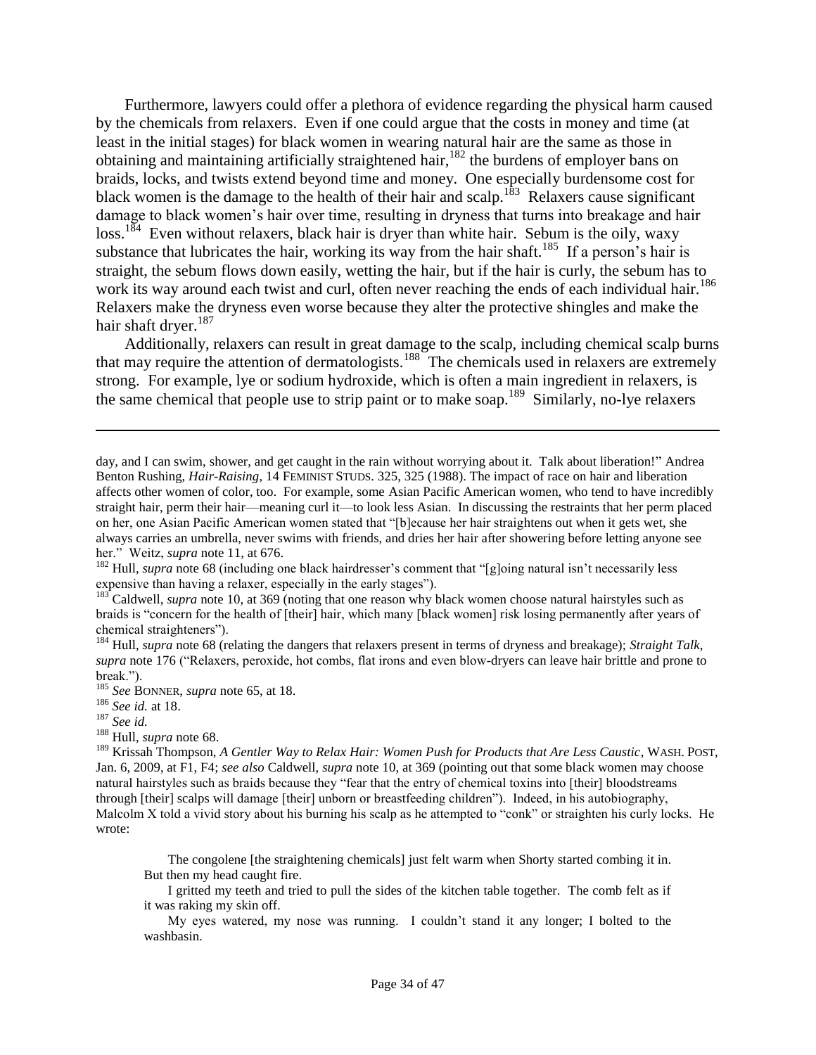Furthermore, lawyers could offer a plethora of evidence regarding the physical harm caused by the chemicals from relaxers. Even if one could argue that the costs in money and time (at least in the initial stages) for black women in wearing natural hair are the same as those in obtaining and maintaining artificially straightened hair,[182] the burdens of employer bans on braids, locks, and twists extend beyond time and money. One especially burdensome cost for black women is the damage to the health of their hair and scalp.[183] Relaxers cause significant damage to black women's hair over time, resulting in dryness that turns into breakage and hair loss.[184] Even without relaxers, black hair is dryer than white hair. Sebum is the oily, waxy substance that lubricates the hair, working its way from the hair shaft.[185] If a person's hair is straight, the sebum flows down easily, wetting the hair, but if the hair is curly, the sebum has to work its way around each twist and curl, often never reaching the ends of each individual hair.[186] Relaxers make the dryness even worse because they alter the protective shingles and make the hair shaft dryer.[187]

Additionally, relaxers can result in great damage to the scalp, including chemical scalp burns that may require the attention of dermatologists.[188] The chemicals used in relaxers are extremely strong. For example, lye or sodium hydroxide, which is often a main ingredient in relaxers, is the same chemical that people use to strip paint or to make soap.[189] Similarly, no-lye relaxers

---

day, and I can swim, shower, and get caught in the rain without worrying about it. Talk about liberation!" Andrea Benton Rushing, *Hair-Raising*, 14 FEMINIST STUDS. 325, 325 (1988). The impact of race on hair and liberation affects other women of color, too. For example, some Asian Pacific American women, who tend to have incredibly straight hair, perm their hair—meaning curl it—to look less Asian. In discussing the restraints that her perm placed on her, one Asian Pacific American women stated that "[b]ecause her hair straightens out when it gets wet, she always carries an umbrella, never swims with friends, and dries her hair after showering before letting anyone see her." Weitz, *supra* note 11, at 676.

[182] Hull, *supra* note 68 (including one black hairdresser's comment that "[g]oing natural isn't necessarily less expensive than having a relaxer, especially in the early stages").

[183] Caldwell, *supra* note 10, at 369 (noting that one reason why black women choose natural hairstyles such as braids is "concern for the health of [their] hair, which many [black women] risk losing permanently after years of chemical straighteners").

[184] Hull, *supra* note 68 (relating the dangers that relaxers present in terms of dryness and breakage); *Straight Talk*, *supra* note 176 ("Relaxers, peroxide, hot combs, flat irons and even blow-dryers can leave hair brittle and prone to break.").

[185] *See* BONNER, *supra* note 65, at 18.

[186] *See id.* at 18.

[187] *See id.*

[188] Hull, *supra* note 68.

[189] Krissah Thompson, *A Gentler Way to Relax Hair: Women Push for Products that Are Less Caustic*, WASH. POST, Jan. 6, 2009, at F1, F4; *see also* Caldwell, *supra* note 10, at 369 (pointing out that some black women may choose natural hairstyles such as braids because they "fear that the entry of chemical toxins into [their] bloodstreams through [their] scalps will damage [their] unborn or breastfeeding children"). Indeed, in his autobiography, Malcolm X told a vivid story about his burning his scalp as he attempted to "conk" or straighten his curly locks. He wrote:

> The congolene [the straightening chemicals] just felt warm when Shorty started combing it in. But then my head caught fire.
>
> I gritted my teeth and tried to pull the sides of the kitchen table together. The comb felt as if it was raking my skin off.
>
> My eyes watered, my nose was running. I couldn't stand it any longer; I bolted to the washbasin.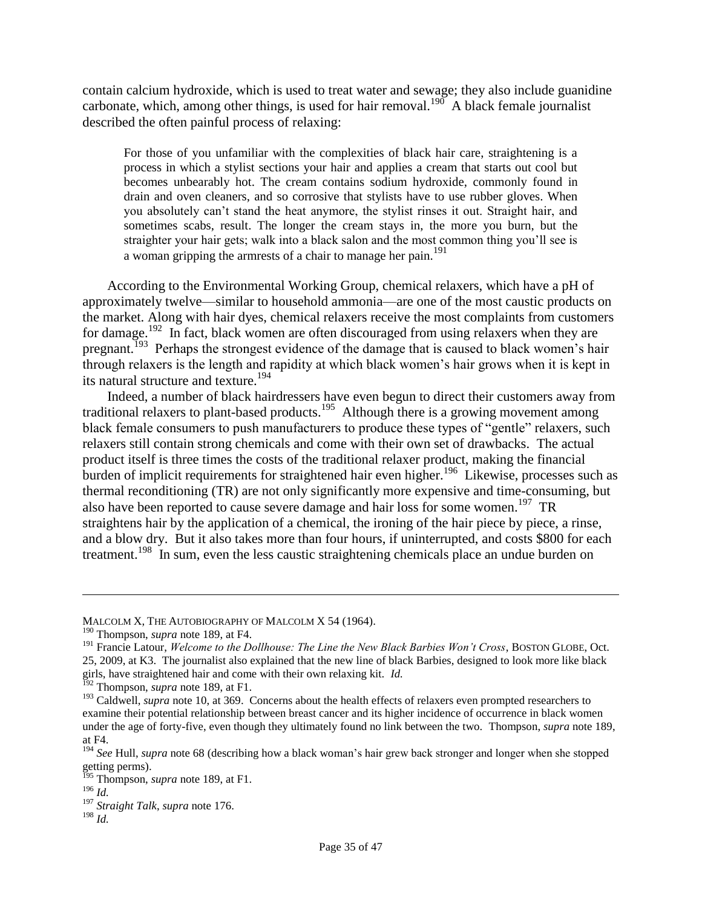contain calcium hydroxide, which is used to treat water and sewage; they also include guanidine carbonate, which, among other things, is used for hair removal.[190] A black female journalist described the often painful process of relaxing:

> For those of you unfamiliar with the complexities of black hair care, straightening is a process in which a stylist sections your hair and applies a cream that starts out cool but becomes unbearably hot. The cream contains sodium hydroxide, commonly found in drain and oven cleaners, and so corrosive that stylists have to use rubber gloves. When you absolutely can't stand the heat anymore, the stylist rinses it out. Straight hair, and sometimes scabs, result. The longer the cream stays in, the more you burn, but the straighter your hair gets; walk into a black salon and the most common thing you'll see is a woman gripping the armrests of a chair to manage her pain.[191]

According to the Environmental Working Group, chemical relaxers, which have a pH of approximately twelve—similar to household ammonia—are one of the most caustic products on the market. Along with hair dyes, chemical relaxers receive the most complaints from customers for damage.[192] In fact, black women are often discouraged from using relaxers when they are pregnant.[193] Perhaps the strongest evidence of the damage that is caused to black women's hair through relaxers is the length and rapidity at which black women's hair grows when it is kept in its natural structure and texture.[194]

Indeed, a number of black hairdressers have even begun to direct their customers away from traditional relaxers to plant-based products.[195] Although there is a growing movement among black female consumers to push manufacturers to produce these types of "gentle" relaxers, such relaxers still contain strong chemicals and come with their own set of drawbacks. The actual product itself is three times the costs of the traditional relaxer product, making the financial burden of implicit requirements for straightened hair even higher.[196] Likewise, processes such as thermal reconditioning (TR) are not only significantly more expensive and time-consuming, but also have been reported to cause severe damage and hair loss for some women.[197] TR straightens hair by the application of a chemical, the ironing of the hair piece by piece, a rinse, and a blow dry. But it also takes more than four hours, if uninterrupted, and costs $800 for each treatment.[198] In sum, even the less caustic straightening chemicals place an undue burden on

---

MALCOLM X, THE AUTOBIOGRAPHY OF MALCOLM X 54 (1964).

[190] Thompson, *supra* note 189, at F4.

[191] Francie Latour, *Welcome to the Dollhouse: The Line the New Black Barbies Won't Cross*, BOSTON GLOBE, Oct. 25, 2009, at K3. The journalist also explained that the new line of black Barbies, designed to look more like black girls, have straightened hair and come with their own relaxing kit. *Id.*

[192] Thompson, *supra* note 189, at F1.

[193] Caldwell, *supra* note 10, at 369. Concerns about the health effects of relaxers even prompted researchers to examine their potential relationship between breast cancer and its higher incidence of occurrence in black women under the age of forty-five, even though they ultimately found no link between the two. Thompson, *supra* note 189, at F4.

[194] *See* Hull, *supra* note 68 (describing how a black woman's hair grew back stronger and longer when she stopped getting perms).

[195] Thompson, *supra* note 189, at F1.

[196] *Id.*

[197] *Straight Talk*, *supra* note 176.

[198] *Id.*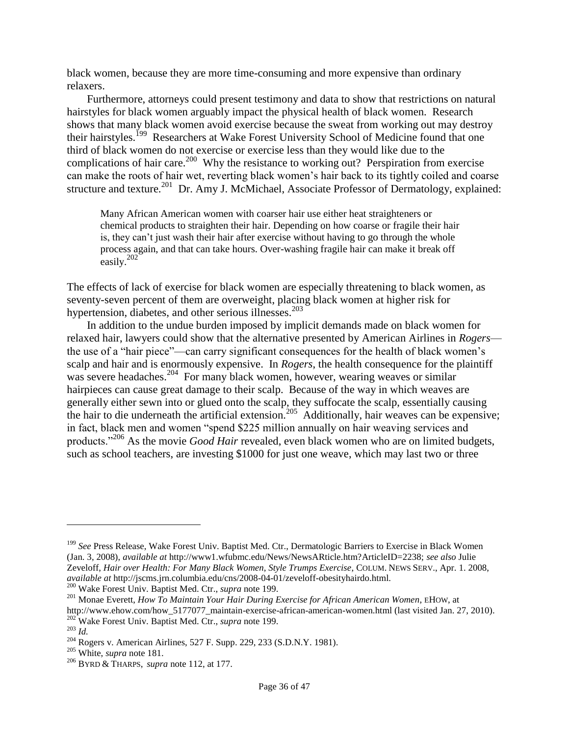black women, because they are more time-consuming and more expensive than ordinary relaxers.

Furthermore, attorneys could present testimony and data to show that restrictions on natural hairstyles for black women arguably impact the physical health of black women. Research shows that many black women avoid exercise because the sweat from working out may destroy their hairstyles.[199] Researchers at Wake Forest University School of Medicine found that one third of black women do not exercise or exercise less than they would like due to the complications of hair care.[200] Why the resistance to working out? Perspiration from exercise can make the roots of hair wet, reverting black women's hair back to its tightly coiled and coarse structure and texture.[201] Dr. Amy J. McMichael, Associate Professor of Dermatology, explained:

> Many African American women with coarser hair use either heat straighteners or chemical products to straighten their hair. Depending on how coarse or fragile their hair is, they can't just wash their hair after exercise without having to go through the whole process again, and that can take hours. Over-washing fragile hair can make it break off easily.[202]

The effects of lack of exercise for black women are especially threatening to black women, as seventy-seven percent of them are overweight, placing black women at higher risk for hypertension, diabetes, and other serious illnesses.[203]

In addition to the undue burden imposed by implicit demands made on black women for relaxed hair, lawyers could show that the alternative presented by American Airlines in *Rogers*—the use of a "hair piece"—can carry significant consequences for the health of black women's scalp and hair and is enormously expensive. In *Rogers*, the health consequence for the plaintiff was severe headaches.[204] For many black women, however, wearing weaves or similar hairpieces can cause great damage to their scalp. Because of the way in which weaves are generally either sewn into or glued onto the scalp, they suffocate the scalp, essentially causing the hair to die underneath the artificial extension.[205] Additionally, hair weaves can be expensive; in fact, black men and women "spend $225 million annually on hair weaving services and products."[206] As the movie *Good Hair* revealed, even black women who are on limited budgets, such as school teachers, are investing $1000 for just one weave, which may last two or three

---

[199] *See* Press Release, Wake Forest Univ. Baptist Med. Ctr., Dermatologic Barriers to Exercise in Black Women (Jan. 3, 2008), *available at* http://www1.wfubmc.edu/News/NewsARticle.htm?ArticleID=2238; *see also* Julie Zeveloff, *Hair over Health: For Many Black Women, Style Trumps Exercise*, COLUM. NEWS SERV., Apr. 1. 2008, *available at* http://jscms.jrn.columbia.edu/cns/2008-04-01/zeveloff-obesityhairdo.html.

[200] Wake Forest Univ. Baptist Med. Ctr., *supra* note 199.

[201] Monae Everett, *How To Maintain Your Hair During Exercise for African American Women*, EHOW, at http://www.ehow.com/how_5177077_maintain-exercise-african-american-women.html (last visited Jan. 27, 2010).

[202] Wake Forest Univ. Baptist Med. Ctr., *supra* note 199.

[203] *Id.*

[204] Rogers v. American Airlines, 527 F. Supp. 229, 233 (S.D.N.Y. 1981).

[205] White, *supra* note 181.

[206] BYRD & THARPS, *supra* note 112, at 177.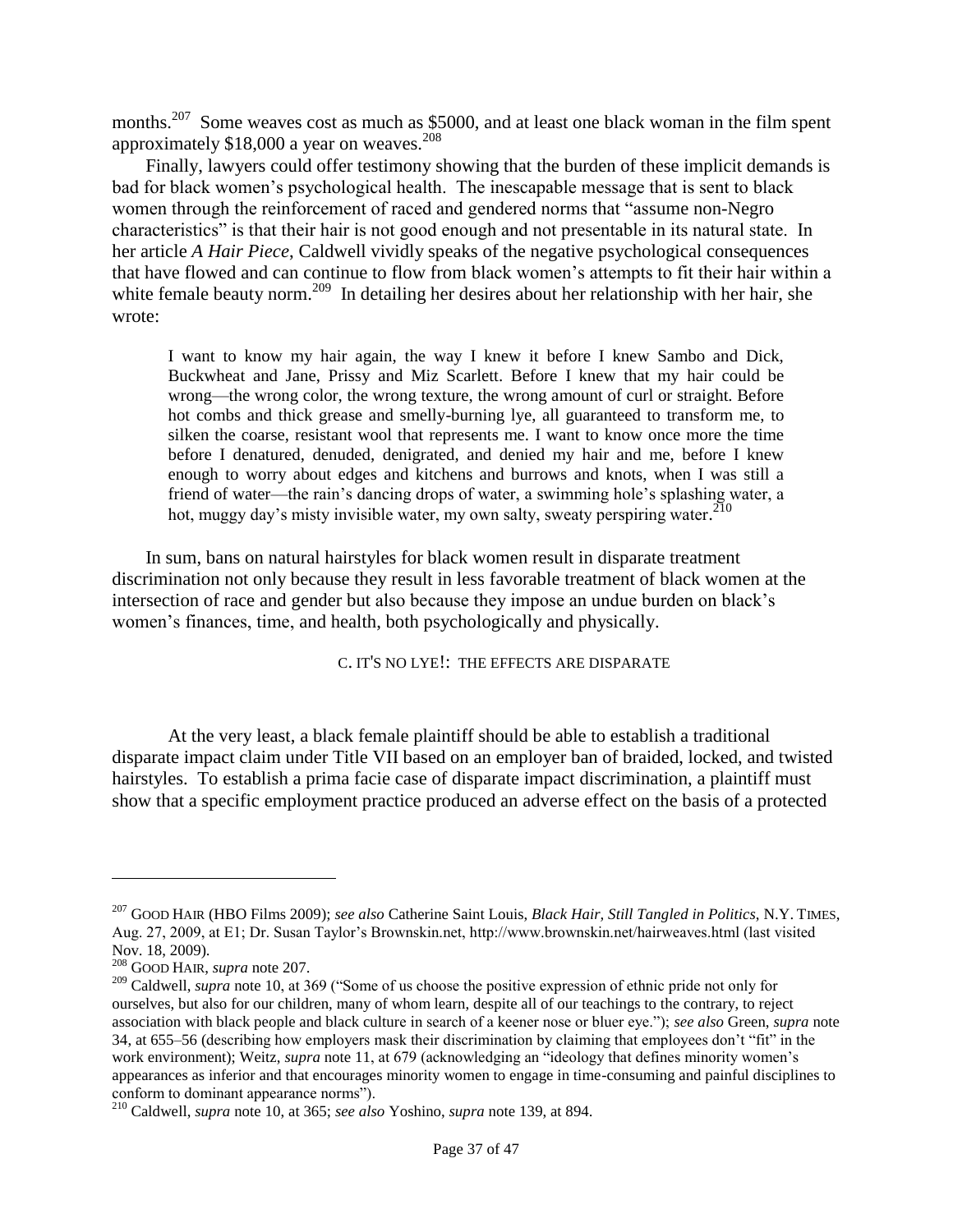months.[207] Some weaves cost as much as $5000, and at least one black woman in the film spent approximately $18,000 a year on weaves.[208]

Finally, lawyers could offer testimony showing that the burden of these implicit demands is bad for black women's psychological health. The inescapable message that is sent to black women through the reinforcement of raced and gendered norms that "assume non-Negro characteristics" is that their hair is not good enough and not presentable in its natural state. In her article *A Hair Piece*, Caldwell vividly speaks of the negative psychological consequences that have flowed and can continue to flow from black women's attempts to fit their hair within a white female beauty norm.[209] In detailing her desires about her relationship with her hair, she wrote:

> I want to know my hair again, the way I knew it before I knew Sambo and Dick, Buckwheat and Jane, Prissy and Miz Scarlett. Before I knew that my hair could be wrong—the wrong color, the wrong texture, the wrong amount of curl or straight. Before hot combs and thick grease and smelly-burning lye, all guaranteed to transform me, to silken the coarse, resistant wool that represents me. I want to know once more the time before I denatured, denuded, denigrated, and denied my hair and me, before I knew enough to worry about edges and kitchens and burrows and knots, when I was still a friend of water—the rain's dancing drops of water, a swimming hole's splashing water, a hot, muggy day's misty invisible water, my own salty, sweaty perspiring water.[210]

In sum, bans on natural hairstyles for black women result in disparate treatment discrimination not only because they result in less favorable treatment of black women at the intersection of race and gender but also because they impose an undue burden on black's women's finances, time, and health, both psychologically and physically.

### C. IT'S NO LYE!: THE EFFECTS ARE DISPARATE

At the very least, a black female plaintiff should be able to establish a traditional disparate impact claim under Title VII based on an employer ban of braided, locked, and twisted hairstyles. To establish a prima facie case of disparate impact discrimination, a plaintiff must show that a specific employment practice produced an adverse effect on the basis of a protected

---

[207] GOOD HAIR (HBO Films 2009); *see also* Catherine Saint Louis, *Black Hair, Still Tangled in Politics*, N.Y. TIMES, Aug. 27, 2009, at E1; Dr. Susan Taylor's Brownskin.net, http://www.brownskin.net/hairweaves.html (last visited Nov. 18, 2009).

[208] GOOD HAIR, *supra* note 207.

[209] Caldwell, *supra* note 10, at 369 ("Some of us choose the positive expression of ethnic pride not only for ourselves, but also for our children, many of whom learn, despite all of our teachings to the contrary, to reject association with black people and black culture in search of a keener nose or bluer eye."); *see also* Green, *supra* note 34, at 655–56 (describing how employers mask their discrimination by claiming that employees don't "fit" in the work environment); Weitz, *supra* note 11, at 679 (acknowledging an "ideology that defines minority women's appearances as inferior and that encourages minority women to engage in time-consuming and painful disciplines to conform to dominant appearance norms").

[210] Caldwell, *supra* note 10, at 365; *see also* Yoshino, *supra* note 139, at 894.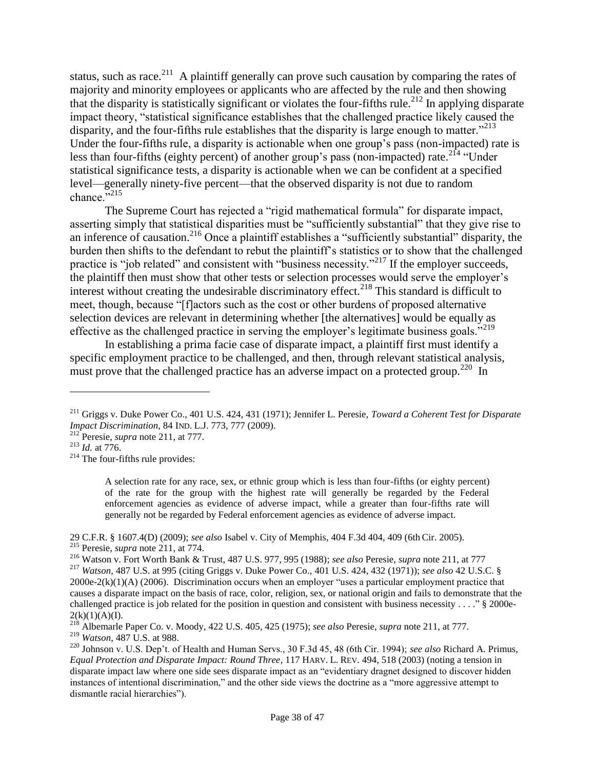status, such as race.[211] A plaintiff generally can prove such causation by comparing the rates of majority and minority employees or applicants who are affected by the rule and then showing that the disparity is statistically significant or violates the four-fifths rule.[212] In applying disparate impact theory, "statistical significance establishes that the challenged practice likely caused the disparity, and the four-fifths rule establishes that the disparity is large enough to matter."[213] Under the four-fifths rule, a disparity is actionable when one group's pass (non-impacted) rate is less than four-fifths (eighty percent) of another group's pass (non-impacted) rate.[214] "Under statistical significance tests, a disparity is actionable when we can be confident at a specified level—generally ninety-five percent—that the observed disparity is not due to random chance."[215]

The Supreme Court has rejected a "rigid mathematical formula" for disparate impact, asserting simply that statistical disparities must be "sufficiently substantial" that they give rise to an inference of causation.[216] Once a plaintiff establishes a "sufficiently substantial" disparity, the burden then shifts to the defendant to rebut the plaintiff's statistics or to show that the challenged practice is "job related" and consistent with "business necessity."[217] If the employer succeeds, the plaintiff then must show that other tests or selection processes would serve the employer's interest without creating the undesirable discriminatory effect.[218] This standard is difficult to meet, though, because "[f]actors such as the cost or other burdens of proposed alternative selection devices are relevant in determining whether [the alternatives] would be equally as effective as the challenged practice in serving the employer's legitimate business goals."[219]

In establishing a prima facie case of disparate impact, a plaintiff first must identify a specific employment practice to be challenged, and then, through relevant statistical analysis, must prove that the challenged practice has an adverse impact on a protected group.[220] In

---

[211] Griggs v. Duke Power Co., 401 U.S. 424, 431 (1971); Jennifer L. Peresie, *Toward a Coherent Test for Disparate Impact Discrimination*, 84 IND. L.J. 773, 777 (2009).

[212] Peresie, *supra* note 211, at 777.

[213] *Id.* at 776.

[214] The four-fifths rule provides:

> A selection rate for any race, sex, or ethnic group which is less than four-fifths (or eighty percent) of the rate for the group with the highest rate will generally be regarded by the Federal enforcement agencies as evidence of adverse impact, while a greater than four-fifths rate will generally not be regarded by Federal enforcement agencies as evidence of adverse impact.

29 C.F.R. § 1607.4(D) (2009); *see also* Isabel v. City of Memphis, 404 F.3d 404, 409 (6th Cir. 2005).

[215] Peresie, *supra* note 211, at 774.

[216] Watson v. Fort Worth Bank & Trust, 487 U.S. 977, 995 (1988); *see also* Peresie, *supra* note 211, at 777

[217] *Watson*, 487 U.S. at 995 (citing Griggs v. Duke Power Co., 401 U.S. 424, 432 (1971)); *see also* 42 U.S.C. § 2000e-2(k)(1)(A) (2006). Discrimination occurs when an employer "uses a particular employment practice that causes a disparate impact on the basis of race, color, religion, sex, or national origin and fails to demonstrate that the challenged practice is job related for the position in question and consistent with business necessity . . . ." § 2000e-2(k)(1)(A)(I).

[218] Albemarle Paper Co. v. Moody, 422 U.S. 405, 425 (1975); *see also* Peresie, *supra* note 211, at 777.

[219] *Watson*, 487 U.S. at 988.

[220] Johnson v. U.S. Dep't. of Health and Human Servs., 30 F.3d 45, 48 (6th Cir. 1994); *see also* Richard A. Primus, *Equal Protection and Disparate Impact: Round Three*, 117 HARV. L. REV. 494, 518 (2003) (noting a tension in disparate impact law where one side sees disparate impact as an "evidentiary dragnet designed to discover hidden instances of intentional discrimination," and the other side views the doctrine as a "more aggressive attempt to dismantle racial hierarchies").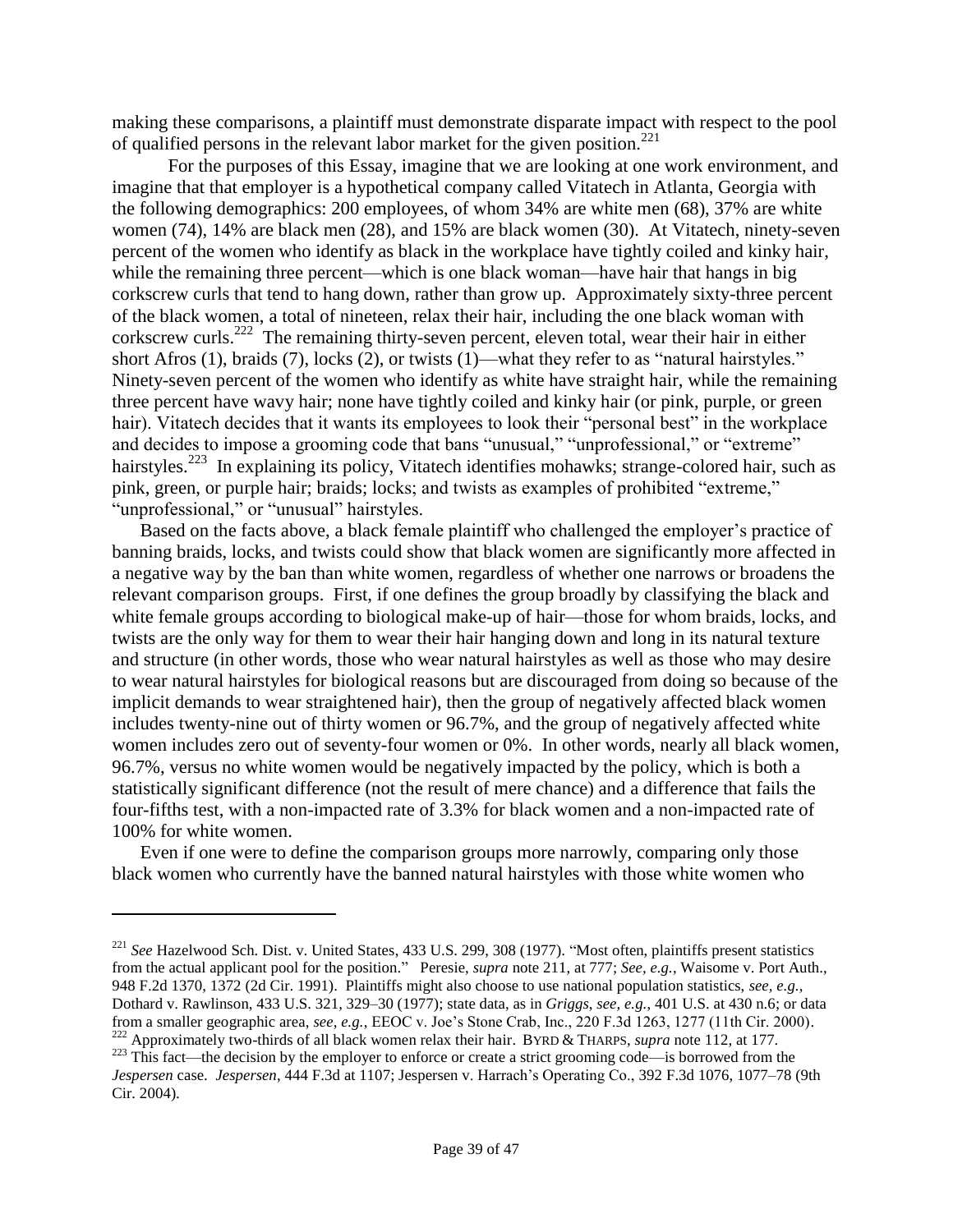making these comparisons, a plaintiff must demonstrate disparate impact with respect to the pool of qualified persons in the relevant labor market for the given position.[221]

For the purposes of this Essay, imagine that we are looking at one work environment, and imagine that that employer is a hypothetical company called Vitatech in Atlanta, Georgia with the following demographics: 200 employees, of whom 34% are white men (68), 37% are white women (74), 14% are black men (28), and 15% are black women (30). At Vitatech, ninety-seven percent of the women who identify as black in the workplace have tightly coiled and kinky hair, while the remaining three percent—which is one black woman—have hair that hangs in big corkscrew curls that tend to hang down, rather than grow up. Approximately sixty-three percent of the black women, a total of nineteen, relax their hair, including the one black woman with corkscrew curls.[222] The remaining thirty-seven percent, eleven total, wear their hair in either short Afros (1), braids (7), locks (2), or twists (1)—what they refer to as "natural hairstyles." Ninety-seven percent of the women who identify as white have straight hair, while the remaining three percent have wavy hair; none have tightly coiled and kinky hair (or pink, purple, or green hair). Vitatech decides that it wants its employees to look their "personal best" in the workplace and decides to impose a grooming code that bans "unusual," "unprofessional," or "extreme" hairstyles.[223] In explaining its policy, Vitatech identifies mohawks; strange-colored hair, such as pink, green, or purple hair; braids; locks; and twists as examples of prohibited "extreme," "unprofessional," or "unusual" hairstyles.

Based on the facts above, a black female plaintiff who challenged the employer's practice of banning braids, locks, and twists could show that black women are significantly more affected in a negative way by the ban than white women, regardless of whether one narrows or broadens the relevant comparison groups. First, if one defines the group broadly by classifying the black and white female groups according to biological make-up of hair—those for whom braids, locks, and twists are the only way for them to wear their hair hanging down and long in its natural texture and structure (in other words, those who wear natural hairstyles as well as those who may desire to wear natural hairstyles for biological reasons but are discouraged from doing so because of the implicit demands to wear straightened hair), then the group of negatively affected black women includes twenty-nine out of thirty women or 96.7%, and the group of negatively affected white women includes zero out of seventy-four women or 0%. In other words, nearly all black women, 96.7%, versus no white women would be negatively impacted by the policy, which is both a statistically significant difference (not the result of mere chance) and a difference that fails the four-fifths test, with a non-impacted rate of 3.3% for black women and a non-impacted rate of 100% for white women.

Even if one were to define the comparison groups more narrowly, comparing only those black women who currently have the banned natural hairstyles with those white women who

---

[221] *See* Hazelwood Sch. Dist. v. United States, 433 U.S. 299, 308 (1977). "Most often, plaintiffs present statistics from the actual applicant pool for the position." Peresie, *supra* note 211, at 777; *See, e.g.*, Waisome v. Port Auth., 948 F.2d 1370, 1372 (2d Cir. 1991). Plaintiffs might also choose to use national population statistics, *see, e.g.*, Dothard v. Rawlinson, 433 U.S. 321, 329–30 (1977); state data, as in *Griggs*, *see, e.g.*, 401 U.S. at 430 n.6; or data from a smaller geographic area, *see, e.g.*, EEOC v. Joe's Stone Crab, Inc., 220 F.3d 1263, 1277 (11th Cir. 2000).

[222] Approximately two-thirds of all black women relax their hair. BYRD & THARPS, *supra* note 112, at 177.

[223] This fact—the decision by the employer to enforce or create a strict grooming code—is borrowed from the *Jespersen* case. *Jespersen*, 444 F.3d at 1107; Jespersen v. Harrach's Operating Co., 392 F.3d 1076, 1077–78 (9th Cir. 2004).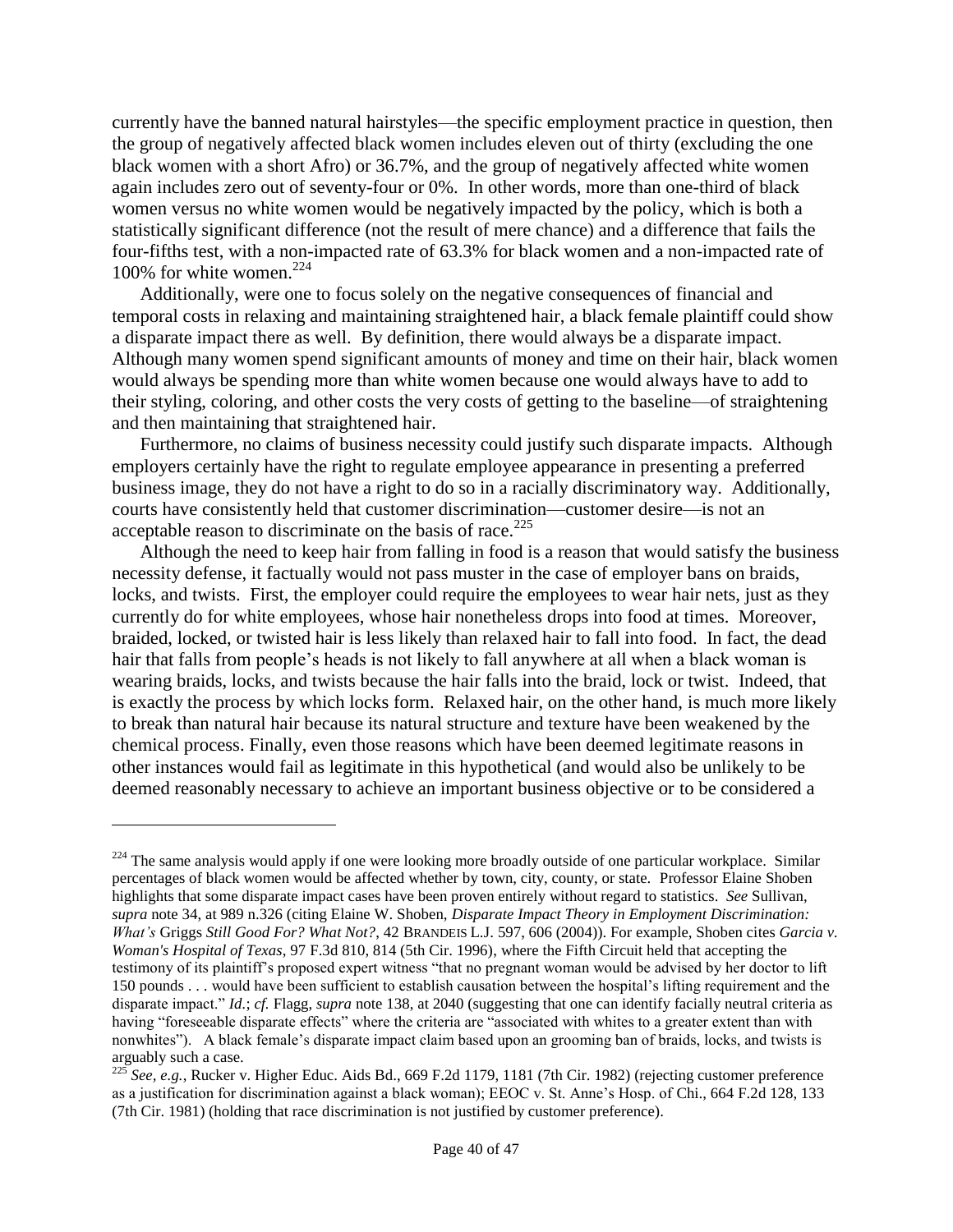currently have the banned natural hairstyles—the specific employment practice in question, then the group of negatively affected black women includes eleven out of thirty (excluding the one black women with a short Afro) or 36.7%, and the group of negatively affected white women again includes zero out of seventy-four or 0%. In other words, more than one-third of black women versus no white women would be negatively impacted by the policy, which is both a statistically significant difference (not the result of mere chance) and a difference that fails the four-fifths test, with a non-impacted rate of 63.3% for black women and a non-impacted rate of 100% for white women.[224]

Additionally, were one to focus solely on the negative consequences of financial and temporal costs in relaxing and maintaining straightened hair, a black female plaintiff could show a disparate impact there as well. By definition, there would always be a disparate impact. Although many women spend significant amounts of money and time on their hair, black women would always be spending more than white women because one would always have to add to their styling, coloring, and other costs the very costs of getting to the baseline—of straightening and then maintaining that straightened hair.

Furthermore, no claims of business necessity could justify such disparate impacts. Although employers certainly have the right to regulate employee appearance in presenting a preferred business image, they do not have a right to do so in a racially discriminatory way. Additionally, courts have consistently held that customer discrimination—customer desire—is not an acceptable reason to discriminate on the basis of race.[225]

Although the need to keep hair from falling in food is a reason that would satisfy the business necessity defense, it factually would not pass muster in the case of employer bans on braids, locks, and twists. First, the employer could require the employees to wear hair nets, just as they currently do for white employees, whose hair nonetheless drops into food at times. Moreover, braided, locked, or twisted hair is less likely than relaxed hair to fall into food. In fact, the dead hair that falls from people's heads is not likely to fall anywhere at all when a black woman is wearing braids, locks, and twists because the hair falls into the braid, lock or twist. Indeed, that is exactly the process by which locks form. Relaxed hair, on the other hand, is much more likely to break than natural hair because its natural structure and texture have been weakened by the chemical process. Finally, even those reasons which have been deemed legitimate reasons in other instances would fail as legitimate in this hypothetical (and would also be unlikely to be deemed reasonably necessary to achieve an important business objective or to be considered a

---

[224] The same analysis would apply if one were looking more broadly outside of one particular workplace. Similar percentages of black women would be affected whether by town, city, county, or state. Professor Elaine Shoben highlights that some disparate impact cases have been proven entirely without regard to statistics. *See* Sullivan, *supra* note 34, at 989 n.326 (citing Elaine W. Shoben, *Disparate Impact Theory in Employment Discrimination: What's* Griggs *Still Good For? What Not?*, 42 BRANDEIS L.J. 597, 606 (2004)). For example, Shoben cites *Garcia v. Woman's Hospital of Texas*, 97 F.3d 810, 814 (5th Cir. 1996), where the Fifth Circuit held that accepting the testimony of its plaintiff's proposed expert witness "that no pregnant woman would be advised by her doctor to lift 150 pounds . . . would have been sufficient to establish causation between the hospital's lifting requirement and the disparate impact." *Id.*; *cf.* Flagg, *supra* note 138, at 2040 (suggesting that one can identify facially neutral criteria as having "foreseeable disparate effects" where the criteria are "associated with whites to a greater extent than with nonwhites"). A black female's disparate impact claim based upon an grooming ban of braids, locks, and twists is arguably such a case.

[225] *See, e.g.*, Rucker v. Higher Educ. Aids Bd., 669 F.2d 1179, 1181 (7th Cir. 1982) (rejecting customer preference as a justification for discrimination against a black woman); EEOC v. St. Anne's Hosp. of Chi., 664 F.2d 128, 133 (7th Cir. 1981) (holding that race discrimination is not justified by customer preference).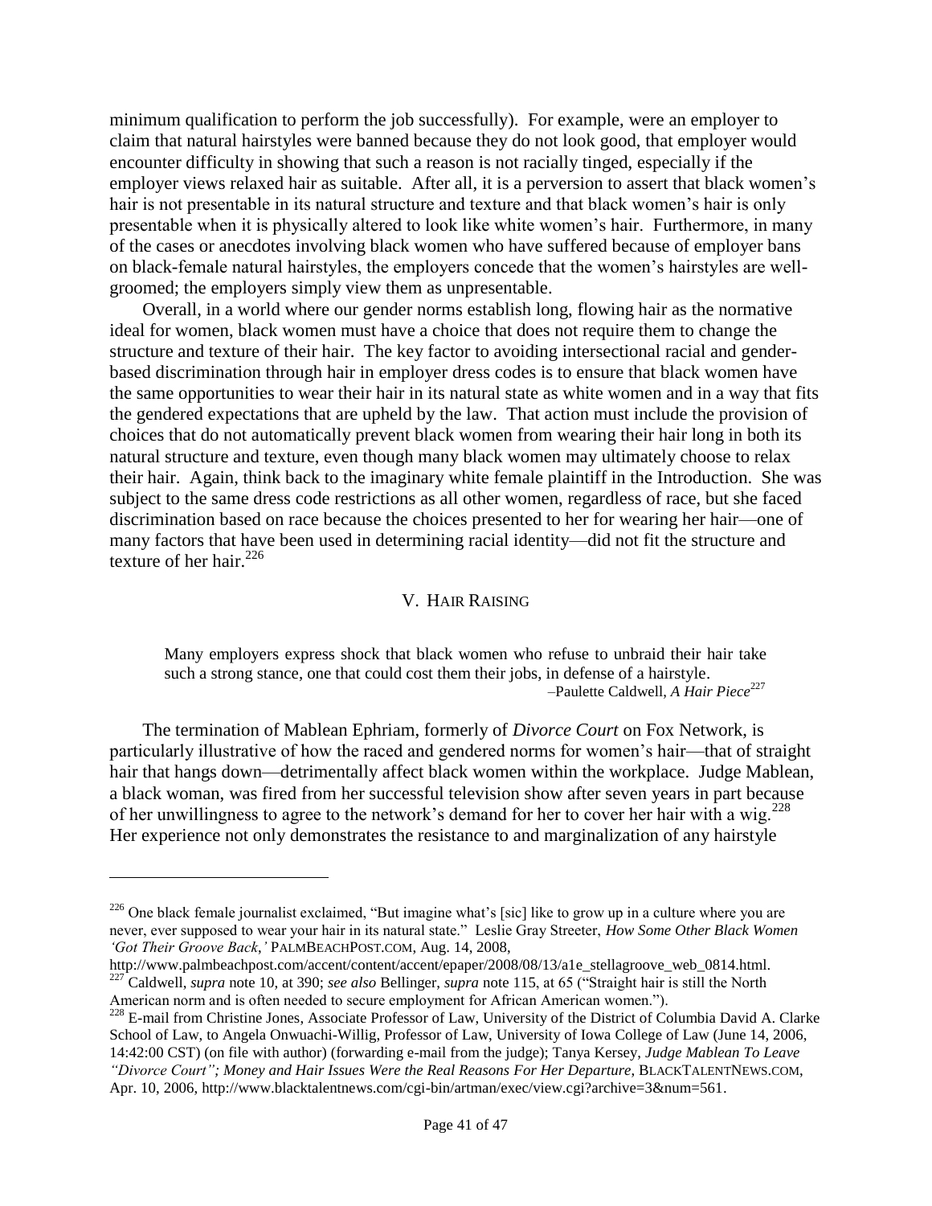minimum qualification to perform the job successfully). For example, were an employer to claim that natural hairstyles were banned because they do not look good, that employer would encounter difficulty in showing that such a reason is not racially tinged, especially if the employer views relaxed hair as suitable. After all, it is a perversion to assert that black women's hair is not presentable in its natural structure and texture and that black women's hair is only presentable when it is physically altered to look like white women's hair. Furthermore, in many of the cases or anecdotes involving black women who have suffered because of employer bans on black-female natural hairstyles, the employers concede that the women's hairstyles are well-groomed; the employers simply view them as unpresentable.

Overall, in a world where our gender norms establish long, flowing hair as the normative ideal for women, black women must have a choice that does not require them to change the structure and texture of their hair. The key factor to avoiding intersectional racial and gender-based discrimination through hair in employer dress codes is to ensure that black women have the same opportunities to wear their hair in its natural state as white women and in a way that fits the gendered expectations that are upheld by the law. That action must include the provision of choices that do not automatically prevent black women from wearing their hair long in both its natural structure and texture, even though many black women may ultimately choose to relax their hair. Again, think back to the imaginary white female plaintiff in the Introduction. She was subject to the same dress code restrictions as all other women, regardless of race, but she faced discrimination based on race because the choices presented to her for wearing her hair—one of many factors that have been used in determining racial identity—did not fit the structure and texture of her hair.[226]

## V. Hair Raising

> Many employers express shock that black women who refuse to unbraid their hair take such a strong stance, one that could cost them their jobs, in defense of a hairstyle.
>
> –Paulette Caldwell, *A Hair Piece*[227]

The termination of Mablean Ephriam, formerly of *Divorce Court* on Fox Network, is particularly illustrative of how the raced and gendered norms for women's hair—that of straight hair that hangs down—detrimentally affect black women within the workplace. Judge Mablean, a black woman, was fired from her successful television show after seven years in part because of her unwillingness to agree to the network's demand for her to cover her hair with a wig.[228] Her experience not only demonstrates the resistance to and marginalization of any hairstyle

---

[226] One black female journalist exclaimed, "But imagine what's [sic] like to grow up in a culture where you are never, ever supposed to wear your hair in its natural state." Leslie Gray Streeter, *How Some Other Black Women 'Got Their Groove Back,'* PALMBEACHPOST.COM, Aug. 14, 2008, http://www.palmbeachpost.com/accent/content/accent/epaper/2008/08/13/a1e_stellagroove_web_0814.html.

[227] Caldwell, *supra* note 10, at 390; *see also* Bellinger, *supra* note 115, at 65 ("Straight hair is still the North American norm and is often needed to secure employment for African American women.").

[228] E-mail from Christine Jones, Associate Professor of Law, University of the District of Columbia David A. Clarke School of Law, to Angela Onwuachi-Willig, Professor of Law, University of Iowa College of Law (June 14, 2006, 14:42:00 CST) (on file with author) (forwarding e-mail from the judge); Tanya Kersey, *Judge Mablean To Leave "Divorce Court"; Money and Hair Issues Were the Real Reasons For Her Departure*, BLACKTALENTNEWS.COM, Apr. 10, 2006, http://www.blacktalentnews.com/cgi-bin/artman/exec/view.cgi?archive=3&num=561.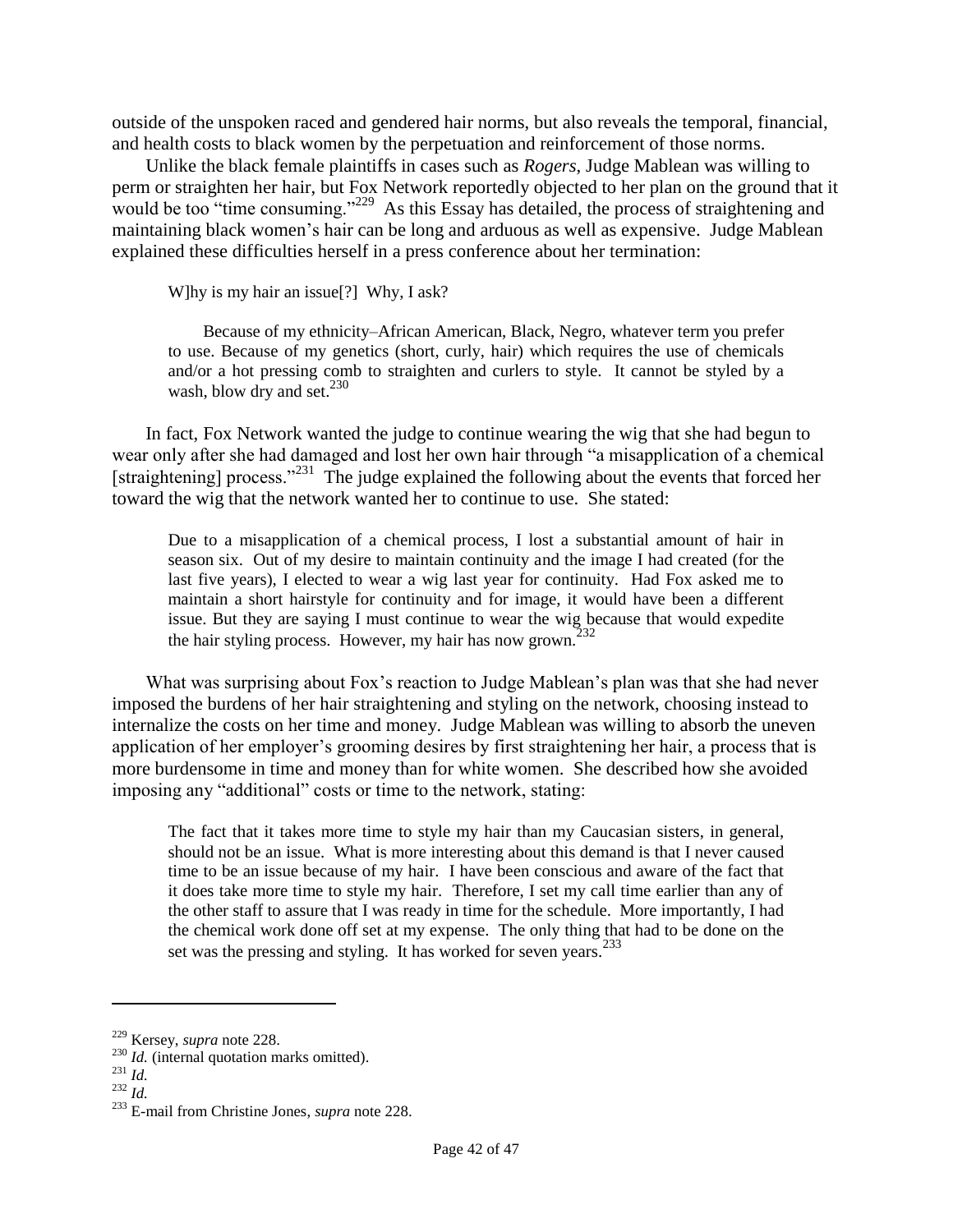outside of the unspoken raced and gendered hair norms, but also reveals the temporal, financial, and health costs to black women by the perpetuation and reinforcement of those norms.

Unlike the black female plaintiffs in cases such as *Rogers*, Judge Mablean was willing to perm or straighten her hair, but Fox Network reportedly objected to her plan on the ground that it would be too "time consuming."[229] As this Essay has detailed, the process of straightening and maintaining black women's hair can be long and arduous as well as expensive. Judge Mablean explained these difficulties herself in a press conference about her termination:

> W]hy is my hair an issue[?] Why, I ask?
>
> Because of my ethnicity–African American, Black, Negro, whatever term you prefer to use. Because of my genetics (short, curly, hair) which requires the use of chemicals and/or a hot pressing comb to straighten and curlers to style. It cannot be styled by a wash, blow dry and set.[230]

In fact, Fox Network wanted the judge to continue wearing the wig that she had begun to wear only after she had damaged and lost her own hair through "a misapplication of a chemical [straightening] process."[231] The judge explained the following about the events that forced her toward the wig that the network wanted her to continue to use. She stated:

> Due to a misapplication of a chemical process, I lost a substantial amount of hair in season six. Out of my desire to maintain continuity and the image I had created (for the last five years), I elected to wear a wig last year for continuity. Had Fox asked me to maintain a short hairstyle for continuity and for image, it would have been a different issue. But they are saying I must continue to wear the wig because that would expedite the hair styling process. However, my hair has now grown.[232]

What was surprising about Fox's reaction to Judge Mablean's plan was that she had never imposed the burdens of her hair straightening and styling on the network, choosing instead to internalize the costs on her time and money. Judge Mablean was willing to absorb the uneven application of her employer's grooming desires by first straightening her hair, a process that is more burdensome in time and money than for white women. She described how she avoided imposing any "additional" costs or time to the network, stating:

> The fact that it takes more time to style my hair than my Caucasian sisters, in general, should not be an issue. What is more interesting about this demand is that I never caused time to be an issue because of my hair. I have been conscious and aware of the fact that it does take more time to style my hair. Therefore, I set my call time earlier than any of the other staff to assure that I was ready in time for the schedule. More importantly, I had the chemical work done off set at my expense. The only thing that had to be done on the set was the pressing and styling. It has worked for seven years.[233]

---

[229] Kersey, *supra* note 228.

[230] *Id.* (internal quotation marks omitted).

[231] *Id.*

[232] *Id.*

[233] E-mail from Christine Jones, *supra* note 228.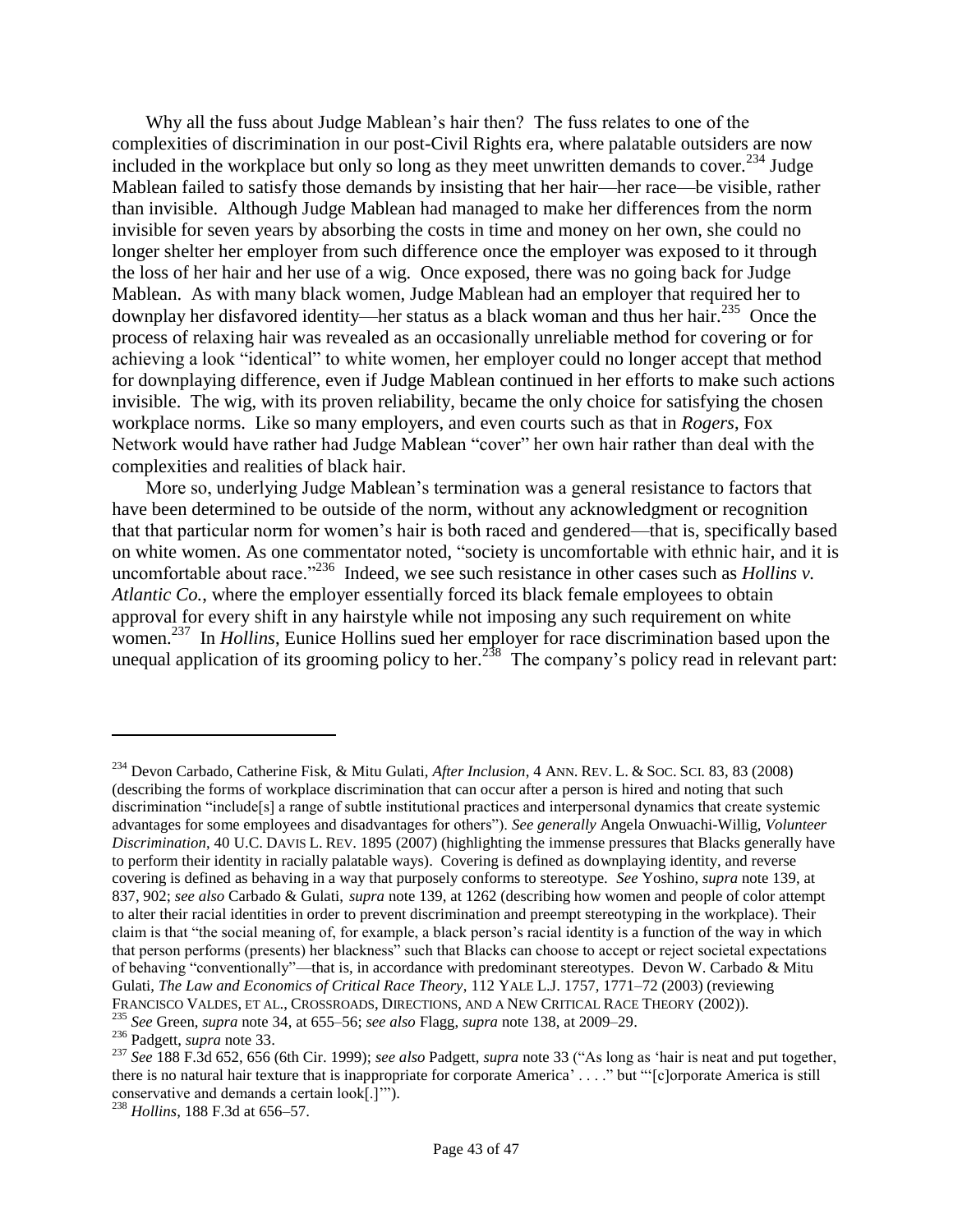Why all the fuss about Judge Mablean's hair then? The fuss relates to one of the complexities of discrimination in our post-Civil Rights era, where palatable outsiders are now included in the workplace but only so long as they meet unwritten demands to cover.[234] Judge Mablean failed to satisfy those demands by insisting that her hair—her race—be visible, rather than invisible. Although Judge Mablean had managed to make her differences from the norm invisible for seven years by absorbing the costs in time and money on her own, she could no longer shelter her employer from such difference once the employer was exposed to it through the loss of her hair and her use of a wig. Once exposed, there was no going back for Judge Mablean. As with many black women, Judge Mablean had an employer that required her to downplay her disfavored identity—her status as a black woman and thus her hair.[235] Once the process of relaxing hair was revealed as an occasionally unreliable method for covering or for achieving a look "identical" to white women, her employer could no longer accept that method for downplaying difference, even if Judge Mablean continued in her efforts to make such actions invisible. The wig, with its proven reliability, became the only choice for satisfying the chosen workplace norms. Like so many employers, and even courts such as that in *Rogers*, Fox Network would have rather had Judge Mablean "cover" her own hair rather than deal with the complexities and realities of black hair.

More so, underlying Judge Mablean's termination was a general resistance to factors that have been determined to be outside of the norm, without any acknowledgment or recognition that that particular norm for women's hair is both raced and gendered—that is, specifically based on white women. As one commentator noted, "society is uncomfortable with ethnic hair, and it is uncomfortable about race."[236] Indeed, we see such resistance in other cases such as *Hollins v. Atlantic Co.*, where the employer essentially forced its black female employees to obtain approval for every shift in any hairstyle while not imposing any such requirement on white women.[237] In *Hollins*, Eunice Hollins sued her employer for race discrimination based upon the unequal application of its grooming policy to her.[238] The company's policy read in relevant part:

---

[234] Devon Carbado, Catherine Fisk, & Mitu Gulati, *After Inclusion*, 4 ANN. REV. L. & SOC. SCI. 83, 83 (2008) (describing the forms of workplace discrimination that can occur after a person is hired and noting that such discrimination "include[s] a range of subtle institutional practices and interpersonal dynamics that create systemic advantages for some employees and disadvantages for others"). *See generally* Angela Onwuachi-Willig, *Volunteer Discrimination*, 40 U.C. DAVIS L. REV. 1895 (2007) (highlighting the immense pressures that Blacks generally have to perform their identity in racially palatable ways). Covering is defined as downplaying identity, and reverse covering is defined as behaving in a way that purposely conforms to stereotype. *See* Yoshino, *supra* note 139, at 837, 902; *see also* Carbado & Gulati, *supra* note 139, at 1262 (describing how women and people of color attempt to alter their racial identities in order to prevent discrimination and preempt stereotyping in the workplace). Their claim is that "the social meaning of, for example, a black person's racial identity is a function of the way in which that person performs (presents) her blackness" such that Blacks can choose to accept or reject societal expectations of behaving "conventionally"—that is, in accordance with predominant stereotypes. Devon W. Carbado & Mitu Gulati, *The Law and Economics of Critical Race Theory*, 112 YALE L.J. 1757, 1771–72 (2003) (reviewing FRANCISCO VALDES, ET AL., CROSSROADS, DIRECTIONS, AND A NEW CRITICAL RACE THEORY (2002)).

[235] *See* Green, *supra* note 34, at 655–56; *see also* Flagg, *supra* note 138, at 2009–29.

[236] Padgett, *supra* note 33.

[237] *See* 188 F.3d 652, 656 (6th Cir. 1999); *see also* Padgett, *supra* note 33 ("As long as 'hair is neat and put together, there is no natural hair texture that is inappropriate for corporate America' . . . ." but "'[c]orporate America is still conservative and demands a certain look[.]'").

[238] *Hollins*, 188 F.3d at 656–57.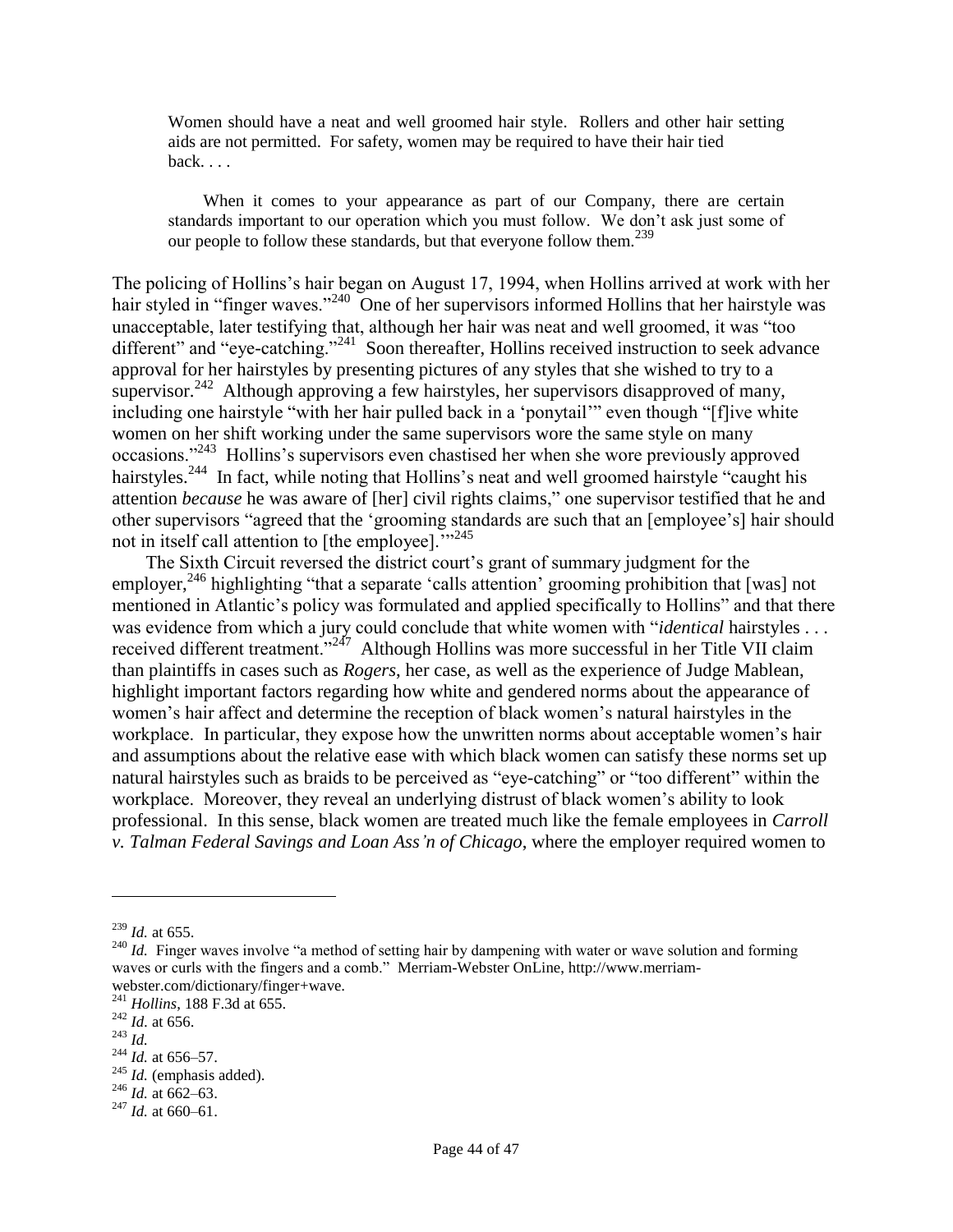> Women should have a neat and well groomed hair style. Rollers and other hair setting aids are not permitted. For safety, women may be required to have their hair tied back. . . .
>
> When it comes to your appearance as part of our Company, there are certain standards important to our operation which you must follow. We don't ask just some of our people to follow these standards, but that everyone follow them.[239]

The policing of Hollins's hair began on August 17, 1994, when Hollins arrived at work with her hair styled in "finger waves."[240] One of her supervisors informed Hollins that her hairstyle was unacceptable, later testifying that, although her hair was neat and well groomed, it was "too different" and "eye-catching."[241] Soon thereafter, Hollins received instruction to seek advance approval for her hairstyles by presenting pictures of any styles that she wished to try to a supervisor.[242] Although approving a few hairstyles, her supervisors disapproved of many, including one hairstyle "with her hair pulled back in a 'ponytail'" even though "[f]ive white women on her shift working under the same supervisors wore the same style on many occasions."[243] Hollins's supervisors even chastised her when she wore previously approved hairstyles.[244] In fact, while noting that Hollins's neat and well groomed hairstyle "caught his attention *because* he was aware of [her] civil rights claims," one supervisor testified that he and other supervisors "agreed that the 'grooming standards are such that an [employee's] hair should not in itself call attention to [the employee].'"[245]

The Sixth Circuit reversed the district court's grant of summary judgment for the employer,[246] highlighting "that a separate 'calls attention' grooming prohibition that [was] not mentioned in Atlantic's policy was formulated and applied specifically to Hollins" and that there was evidence from which a jury could conclude that white women with "*identical* hairstyles . . . received different treatment."[247] Although Hollins was more successful in her Title VII claim than plaintiffs in cases such as *Rogers*, her case, as well as the experience of Judge Mablean, highlight important factors regarding how white and gendered norms about the appearance of women's hair affect and determine the reception of black women's natural hairstyles in the workplace. In particular, they expose how the unwritten norms about acceptable women's hair and assumptions about the relative ease with which black women can satisfy these norms set up natural hairstyles such as braids to be perceived as "eye-catching" or "too different" within the workplace. Moreover, they reveal an underlying distrust of black women's ability to look professional. In this sense, black women are treated much like the female employees in *Carroll v. Talman Federal Savings and Loan Ass'n of Chicago*, where the employer required women to

---

[239] *Id.* at 655.

[240] *Id.* Finger waves involve "a method of setting hair by dampening with water or wave solution and forming waves or curls with the fingers and a comb." Merriam-Webster OnLine, http://www.merriam-webster.com/dictionary/finger+wave.

[241] *Hollins*, 188 F.3d at 655.

[242] *Id.* at 656.

[243] *Id.*

[244] *Id.* at 656–57.

[245] *Id.* (emphasis added).

[246] *Id.* at 662–63.

[247] *Id.* at 660–61.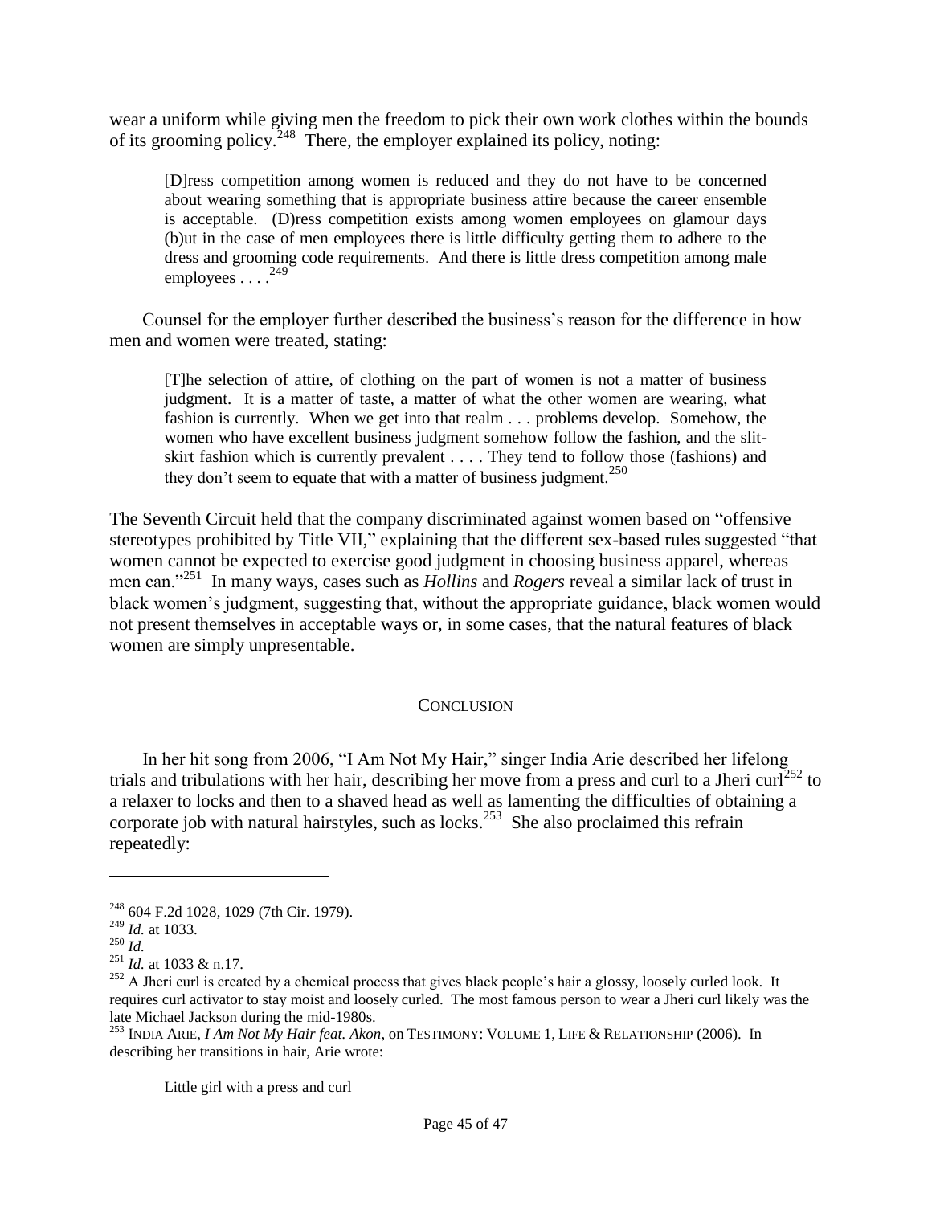wear a uniform while giving men the freedom to pick their own work clothes within the bounds of its grooming policy.[248] There, the employer explained its policy, noting:

> [D]ress competition among women is reduced and they do not have to be concerned about wearing something that is appropriate business attire because the career ensemble is acceptable. (D)ress competition exists among women employees on glamour days (b)ut in the case of men employees there is little difficulty getting them to adhere to the dress and grooming code requirements. And there is little dress competition among male employees . . . .[249]

Counsel for the employer further described the business's reason for the difference in how men and women were treated, stating:

> [T]he selection of attire, of clothing on the part of women is not a matter of business judgment. It is a matter of taste, a matter of what the other women are wearing, what fashion is currently. When we get into that realm . . . problems develop. Somehow, the women who have excellent business judgment somehow follow the fashion, and the slit-skirt fashion which is currently prevalent . . . . They tend to follow those (fashions) and they don't seem to equate that with a matter of business judgment.[250]

The Seventh Circuit held that the company discriminated against women based on "offensive stereotypes prohibited by Title VII," explaining that the different sex-based rules suggested "that women cannot be expected to exercise good judgment in choosing business apparel, whereas men can."[251] In many ways, cases such as *Hollins* and *Rogers* reveal a similar lack of trust in black women's judgment, suggesting that, without the appropriate guidance, black women would not present themselves in acceptable ways or, in some cases, that the natural features of black women are simply unpresentable.

## CONCLUSION

In her hit song from 2006, "I Am Not My Hair," singer India Arie described her lifelong trials and tribulations with her hair, describing her move from a press and curl to a Jheri curl[252] to a relaxer to locks and then to a shaved head as well as lamenting the difficulties of obtaining a corporate job with natural hairstyles, such as locks.[253] She also proclaimed this refrain repeatedly:

---

[248] 604 F.2d 1028, 1029 (7th Cir. 1979).

[249] *Id.* at 1033.

[250] *Id.*

[251] *Id.* at 1033 & n.17.

[252] A Jheri curl is created by a chemical process that gives black people's hair a glossy, loosely curled look. It requires curl activator to stay moist and loosely curled. The most famous person to wear a Jheri curl likely was the late Michael Jackson during the mid-1980s.

[253] INDIA ARIE, *I Am Not My Hair feat. Akon*, on TESTIMONY: VOLUME 1, LIFE & RELATIONSHIP (2006). In describing her transitions in hair, Arie wrote:

> Little girl with a press and curl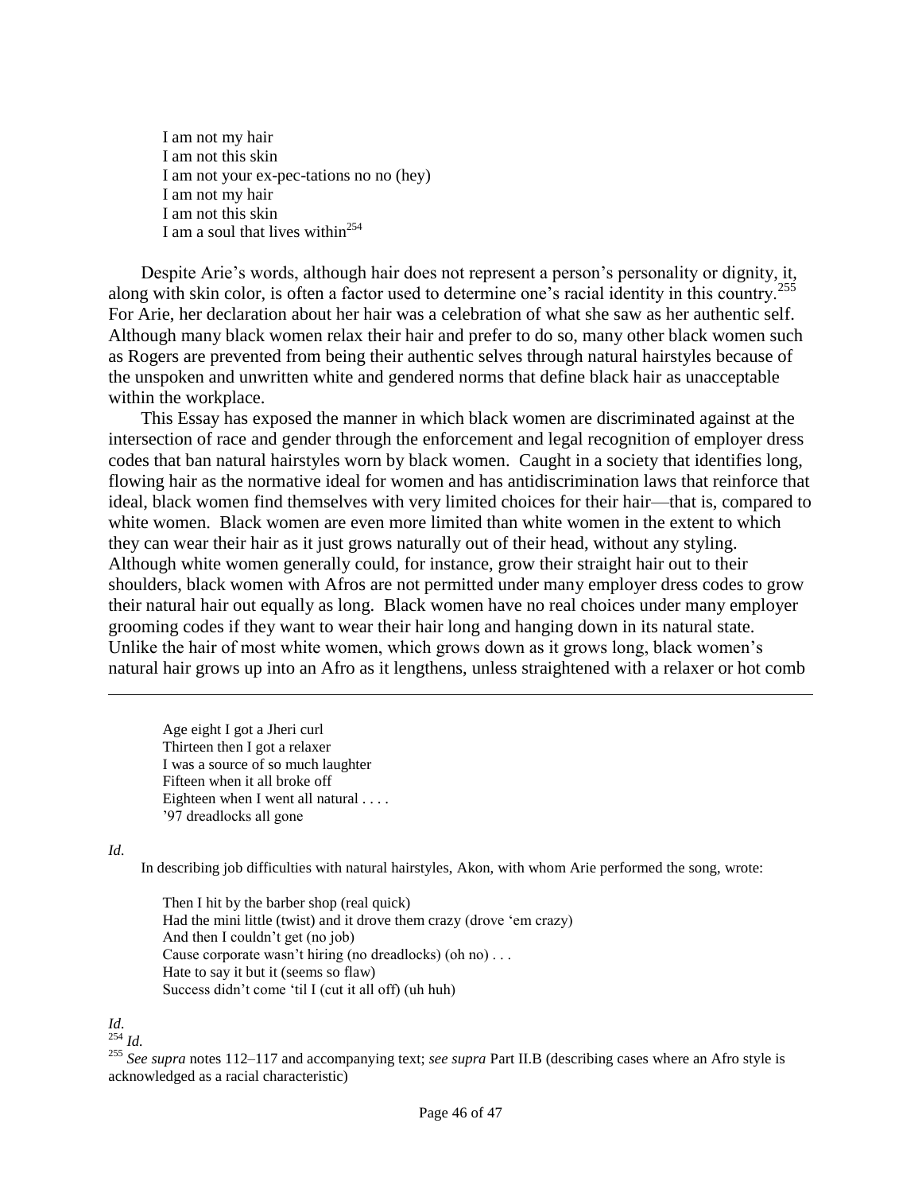I am not my hair
I am not this skin
I am not your ex-pec-tations no no (hey)
I am not my hair
I am not this skin
I am a soul that lives within[254]

Despite Arie's words, although hair does not represent a person's personality or dignity, it, along with skin color, is often a factor used to determine one's racial identity in this country.[255] For Arie, her declaration about her hair was a celebration of what she saw as her authentic self. Although many black women relax their hair and prefer to do so, many other black women such as Rogers are prevented from being their authentic selves through natural hairstyles because of the unspoken and unwritten white and gendered norms that define black hair as unacceptable within the workplace.

This Essay has exposed the manner in which black women are discriminated against at the intersection of race and gender through the enforcement and legal recognition of employer dress codes that ban natural hairstyles worn by black women. Caught in a society that identifies long, flowing hair as the normative ideal for women and has antidiscrimination laws that reinforce that ideal, black women find themselves with very limited choices for their hair—that is, compared to white women. Black women are even more limited than white women in the extent to which they can wear their hair as it just grows naturally out of their head, without any styling. Although white women generally could, for instance, grow their straight hair out to their shoulders, black women with Afros are not permitted under many employer dress codes to grow their natural hair out equally as long. Black women have no real choices under many employer grooming codes if they want to wear their hair long and hanging down in its natural state. Unlike the hair of most white women, which grows down as it grows long, black women's natural hair grows up into an Afro as it lengthens, unless straightened with a relaxer or hot comb

---

Age eight I got a Jheri curl
Thirteen then I got a relaxer
I was a source of so much laughter
Fifteen when it all broke off
Eighteen when I went all natural . . . .
'97 dreadlocks all gone

*Id.*

In describing job difficulties with natural hairstyles, Akon, with whom Arie performed the song, wrote:

Then I hit by the barber shop (real quick)
Had the mini little (twist) and it drove them crazy (drove 'em crazy)
And then I couldn't get (no job)
Cause corporate wasn't hiring (no dreadlocks) (oh no) . . .
Hate to say it but it (seems so flaw)
Success didn't come 'til I (cut it all off) (uh huh)

*Id.*

[254] *Id.*

[255] *See supra* notes 112–117 and accompanying text; *see supra* Part II.B (describing cases where an Afro style is acknowledged as a racial characteristic)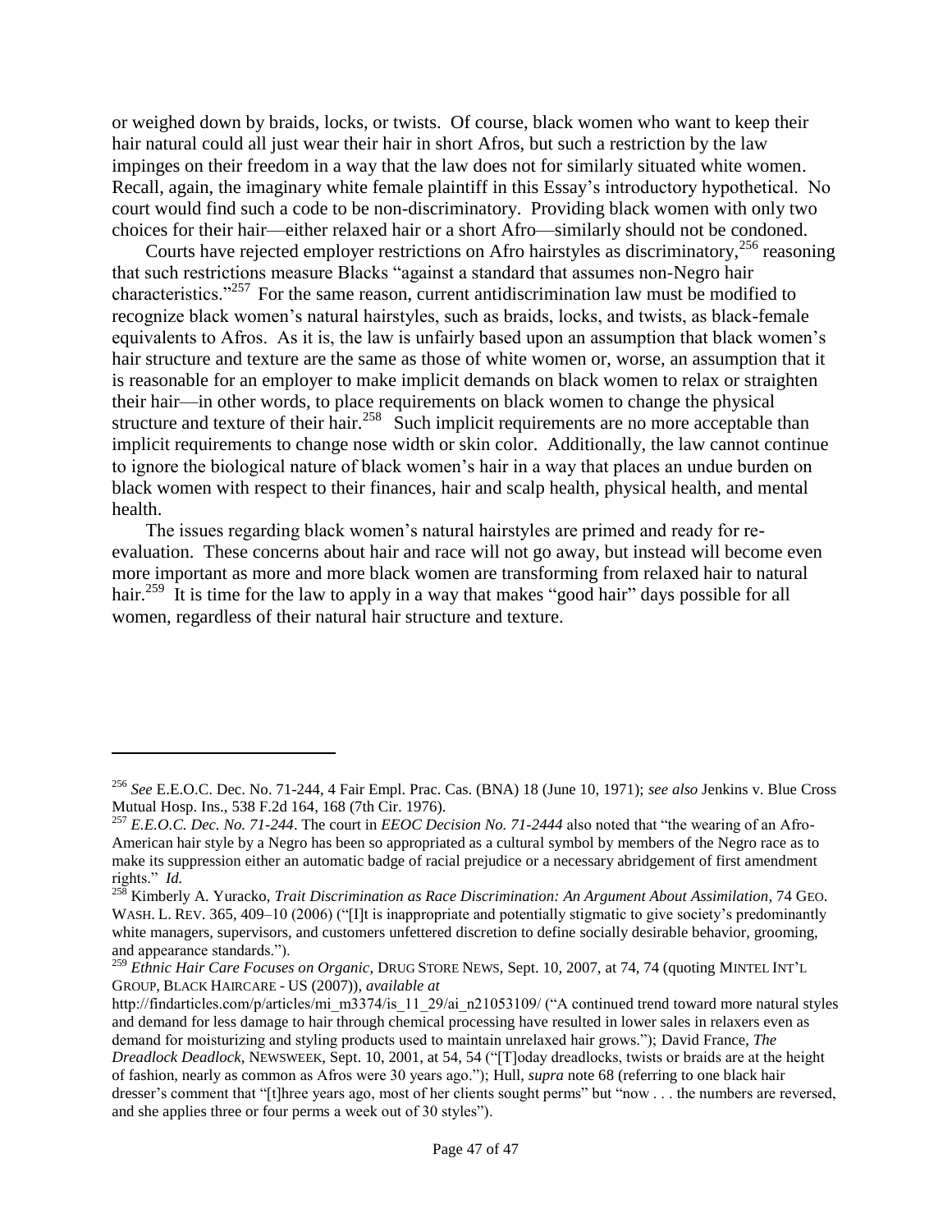or weighed down by braids, locks, or twists. Of course, black women who want to keep their hair natural could all just wear their hair in short Afros, but such a restriction by the law impinges on their freedom in a way that the law does not for similarly situated white women. Recall, again, the imaginary white female plaintiff in this Essay's introductory hypothetical. No court would find such a code to be non-discriminatory. Providing black women with only two choices for their hair—either relaxed hair or a short Afro—similarly should not be condoned.

Courts have rejected employer restrictions on Afro hairstyles as discriminatory,[256] reasoning that such restrictions measure Blacks "against a standard that assumes non-Negro hair characteristics."[257] For the same reason, current antidiscrimination law must be modified to recognize black women's natural hairstyles, such as braids, locks, and twists, as black-female equivalents to Afros. As it is, the law is unfairly based upon an assumption that black women's hair structure and texture are the same as those of white women or, worse, an assumption that it is reasonable for an employer to make implicit demands on black women to relax or straighten their hair—in other words, to place requirements on black women to change the physical structure and texture of their hair.[258] Such implicit requirements are no more acceptable than implicit requirements to change nose width or skin color. Additionally, the law cannot continue to ignore the biological nature of black women's hair in a way that places an undue burden on black women with respect to their finances, hair and scalp health, physical health, and mental health.

The issues regarding black women's natural hairstyles are primed and ready for re-evaluation. These concerns about hair and race will not go away, but instead will become even more important as more and more black women are transforming from relaxed hair to natural hair.[259] It is time for the law to apply in a way that makes "good hair" days possible for all women, regardless of their natural hair structure and texture.

---

[256] *See* E.E.O.C. Dec. No. 71-244, 4 Fair Empl. Prac. Cas. (BNA) 18 (June 10, 1971); *see also* Jenkins v. Blue Cross Mutual Hosp. Ins., 538 F.2d 164, 168 (7th Cir. 1976).

[257] *E.E.O.C. Dec. No. 71-244*. The court in *EEOC Decision No. 71-2444* also noted that "the wearing of an Afro-American hair style by a Negro has been so appropriated as a cultural symbol by members of the Negro race as to make its suppression either an automatic badge of racial prejudice or a necessary abridgement of first amendment rights." *Id.*

[258] Kimberly A. Yuracko, *Trait Discrimination as Race Discrimination: An Argument About Assimilation*, 74 GEO. WASH. L. REV. 365, 409–10 (2006) ("[I]t is inappropriate and potentially stigmatic to give society's predominantly white managers, supervisors, and customers unfettered discretion to define socially desirable behavior, grooming, and appearance standards.").

[259] *Ethnic Hair Care Focuses on Organic*, DRUG STORE NEWS, Sept. 10, 2007, at 74, 74 (quoting MINTEL INT'L GROUP, BLACK HAIRCARE - US (2007)), *available at* http://findarticles.com/p/articles/mi_m3374/is_11_29/ai_n21053109/ ("A continued trend toward more natural styles and demand for less damage to hair through chemical processing have resulted in lower sales in relaxers even as demand for moisturizing and styling products used to maintain unrelaxed hair grows."); David France, *The Dreadlock Deadlock*, NEWSWEEK, Sept. 10, 2001, at 54, 54 ("[T]oday dreadlocks, twists or braids are at the height of fashion, nearly as common as Afros were 30 years ago."); Hull, *supra* note 68 (referring to one black hair dresser's comment that "[t]hree years ago, most of her clients sought perms" but "now . . . the numbers are reversed, and she applies three or four perms a week out of 30 styles").